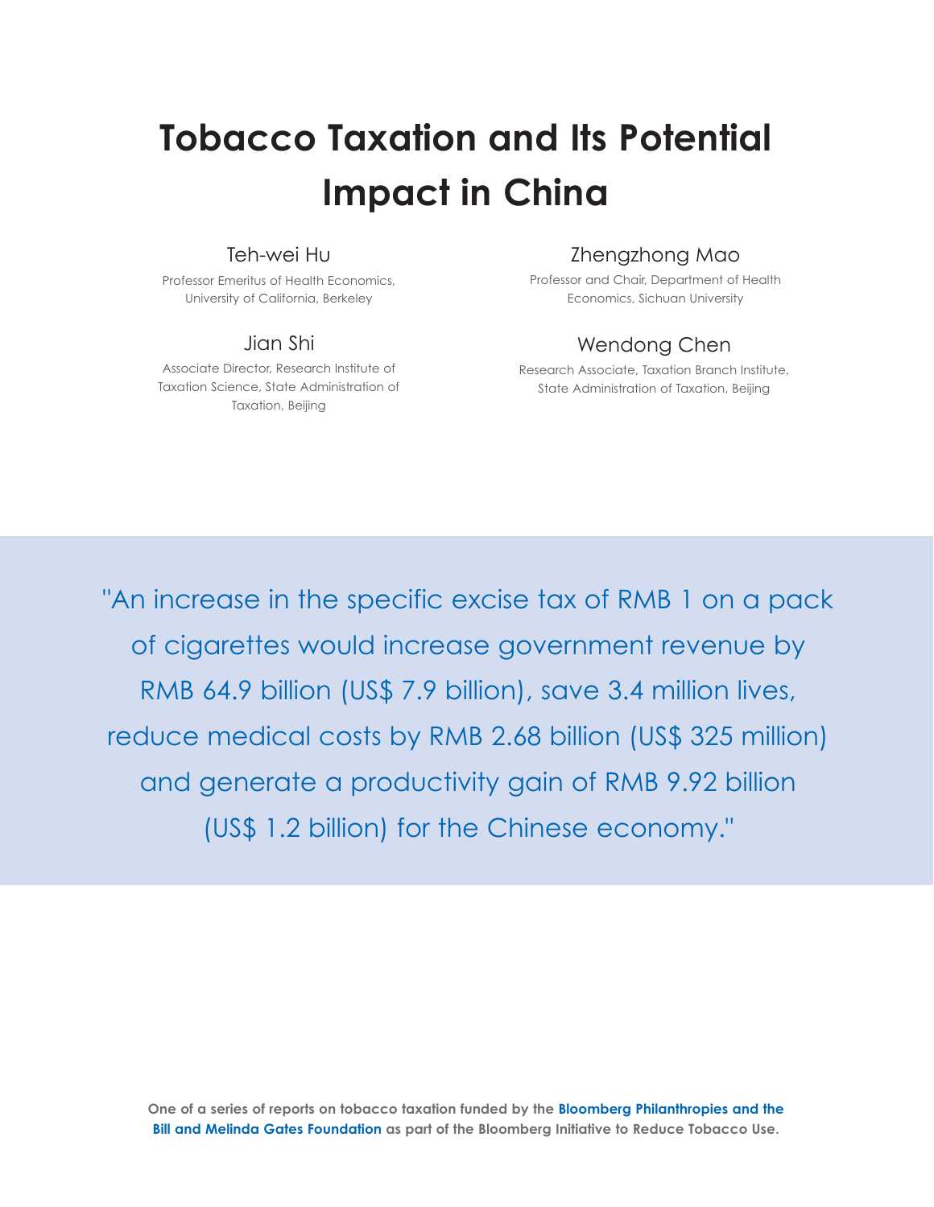# Tobacco Taxation and Its Potential Impact in China

**Teh-wei Hu**
Professor Emeritus of Health Economics, University of California, Berkeley

**Zhengzhong Mao**
Professor and Chair, Department of Health Economics, Sichuan University

**Jian Shi**
Associate Director, Research Institute of Taxation Science, State Administration of Taxation, Beijing

**Wendong Chen**
Research Associate, Taxation Branch Institute, State Administration of Taxation, Beijing

> "An increase in the specific excise tax of RMB 1 on a pack of cigarettes would increase government revenue by RMB 64.9 billion (US$ 7.9 billion), save 3.4 million lives, reduce medical costs by RMB 2.68 billion (US$ 325 million) and generate a productivity gain of RMB 9.92 billion (US$ 1.2 billion) for the Chinese economy."

**One of a series of reports on tobacco taxation funded by the Bloomberg Philanthropies and the Bill and Melinda Gates Foundation as part of the Bloomberg Initiative to Reduce Tobacco Use.**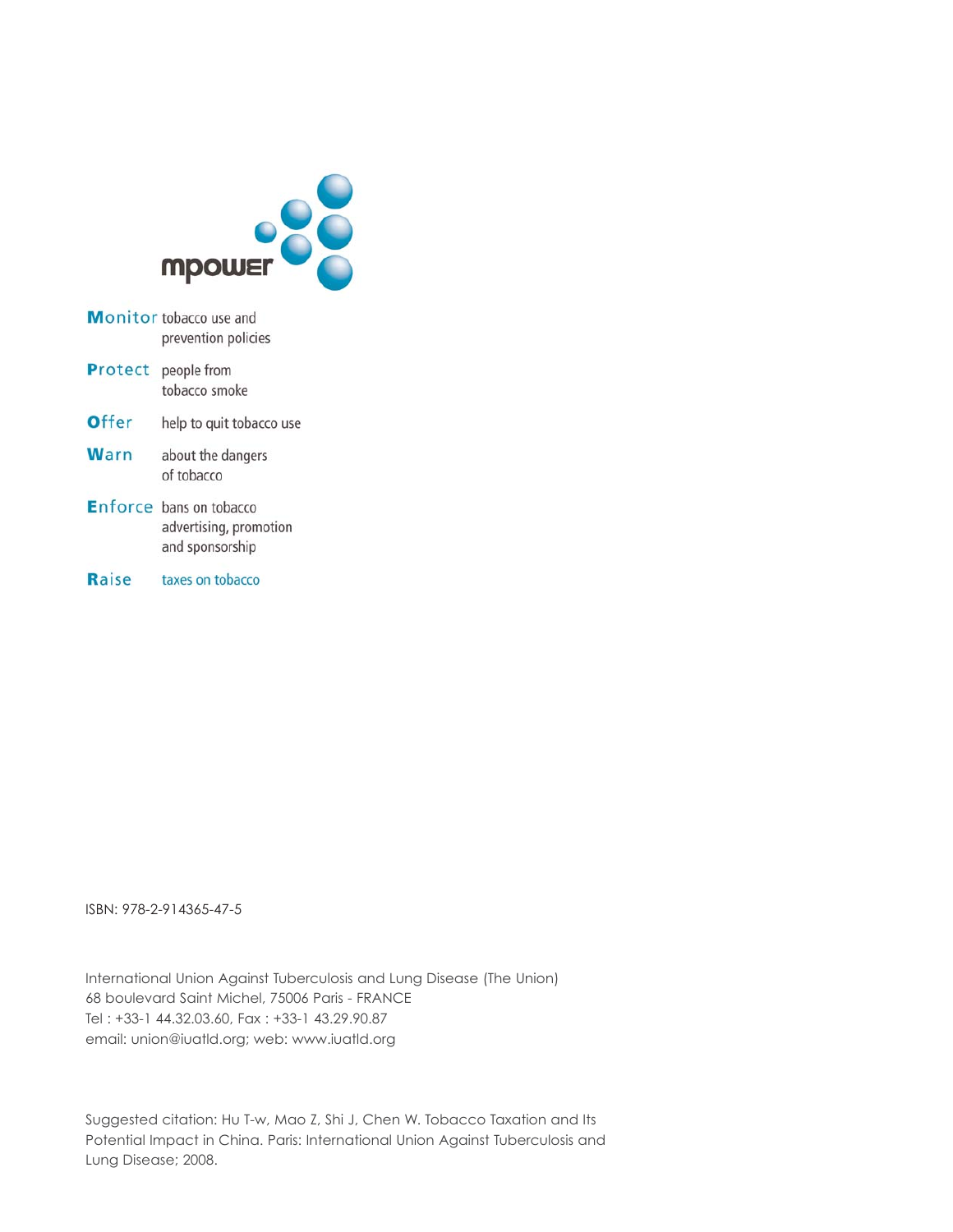mpower

**Monitor** tobacco use and prevention policies

**Protect** people from tobacco smoke

**Offer** help to quit tobacco use

**Warn** about the dangers of tobacco

**Enforce** bans on tobacco advertising, promotion and sponsorship

**Raise** taxes on tobacco

ISBN: 978-2-914365-47-5

International Union Against Tuberculosis and Lung Disease (The Union)
68 boulevard Saint Michel, 75006 Paris - FRANCE
Tel : +33-1 44.32.03.60, Fax : +33-1 43.29.90.87
email: union@iuatld.org; web: www.iuatld.org

Suggested citation: Hu T-w, Mao Z, Shi J, Chen W. Tobacco Taxation and Its Potential Impact in China. Paris: International Union Against Tuberculosis and Lung Disease; 2008.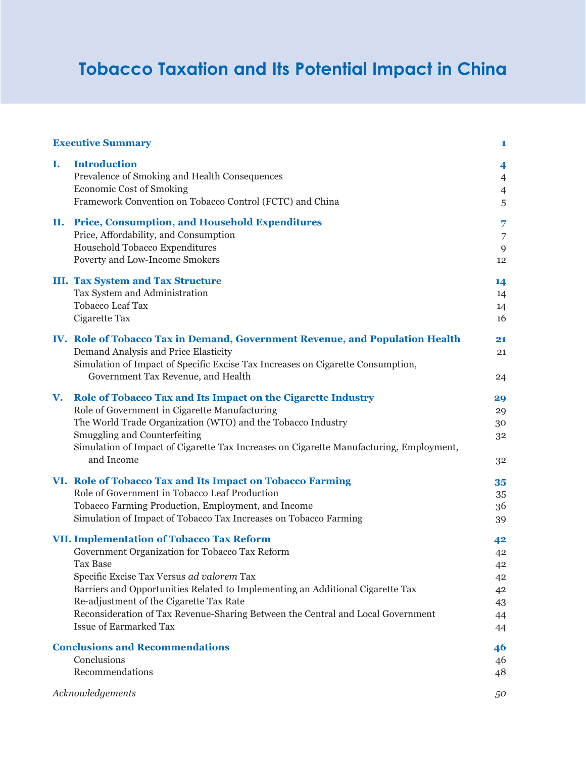# Tobacco Taxation and Its Potential Impact in China

| | |
|---|---|
| **Executive Summary** | **1** |
| **I. Introduction** | **4** |
| Prevalence of Smoking and Health Consequences | 4 |
| Economic Cost of Smoking | 4 |
| Framework Convention on Tobacco Control (FCTC) and China | 5 |
| **II. Price, Consumption, and Household Expenditures** | **7** |
| Price, Affordability, and Consumption | 7 |
| Household Tobacco Expenditures | 9 |
| Poverty and Low-Income Smokers | 12 |
| **III. Tax System and Tax Structure** | **14** |
| Tax System and Administration | 14 |
| Tobacco Leaf Tax | 14 |
| Cigarette Tax | 16 |
| **IV. Role of Tobacco Tax in Demand, Government Revenue, and Population Health** | **21** |
| Demand Analysis and Price Elasticity | 21 |
| Simulation of Impact of Specific Excise Tax Increases on Cigarette Consumption, Government Tax Revenue, and Health | 24 |
| **V. Role of Tobacco Tax and Its Impact on the Cigarette Industry** | **29** |
| Role of Government in Cigarette Manufacturing | 29 |
| The World Trade Organization (WTO) and the Tobacco Industry | 30 |
| Smuggling and Counterfeiting | 32 |
| Simulation of Impact of Cigarette Tax Increases on Cigarette Manufacturing, Employment, and Income | 32 |
| **VI. Role of Tobacco Tax and Its Impact on Tobacco Farming** | **35** |
| Role of Government in Tobacco Leaf Production | 35 |
| Tobacco Farming Production, Employment, and Income | 36 |
| Simulation of Impact of Tobacco Tax Increases on Tobacco Farming | 39 |
| **VII. Implementation of Tobacco Tax Reform** | **42** |
| Government Organization for Tobacco Tax Reform | 42 |
| Tax Base | 42 |
| Specific Excise Tax Versus *ad valorem* Tax | 42 |
| Barriers and Opportunities Related to Implementing an Additional Cigarette Tax | 42 |
| Re-adjustment of the Cigarette Tax Rate | 43 |
| Reconsideration of Tax Revenue-Sharing Between the Central and Local Government | 44 |
| Issue of Earmarked Tax | 44 |
| **Conclusions and Recommendations** | **46** |
| Conclusions | 46 |
| Recommendations | 48 |
| *Acknowledgements* | *50* |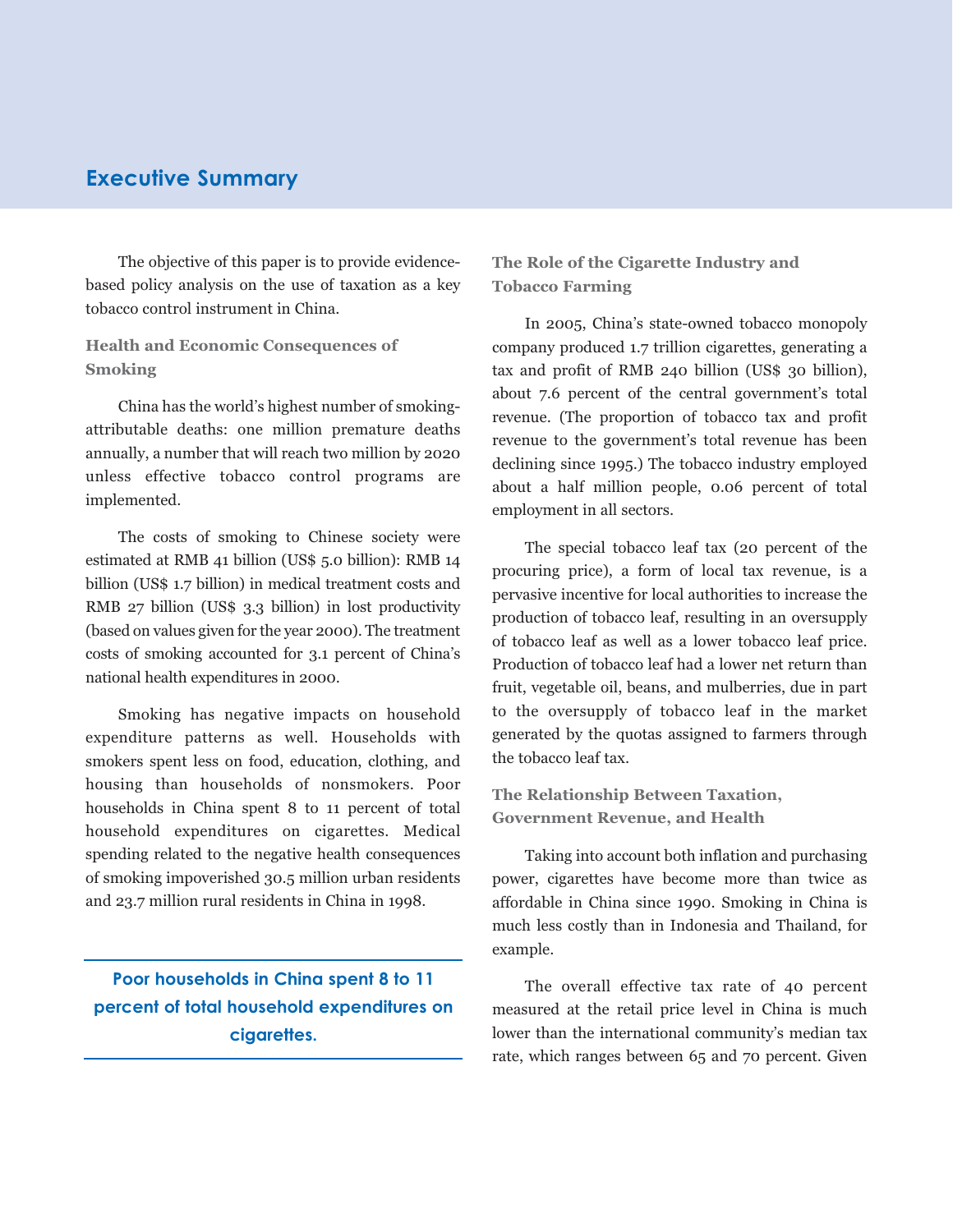## Executive Summary

The objective of this paper is to provide evidence-based policy analysis on the use of taxation as a key tobacco control instrument in China.

### Health and Economic Consequences of Smoking

China has the world's highest number of smoking-attributable deaths: one million premature deaths annually, a number that will reach two million by 2020 unless effective tobacco control programs are implemented.

The costs of smoking to Chinese society were estimated at RMB 41 billion (US$ 5.0 billion): RMB 14 billion (US$ 1.7 billion) in medical treatment costs and RMB 27 billion (US$ 3.3 billion) in lost productivity (based on values given for the year 2000). The treatment costs of smoking accounted for 3.1 percent of China's national health expenditures in 2000.

Smoking has negative impacts on household expenditure patterns as well. Households with smokers spent less on food, education, clothing, and housing than households of nonsmokers. Poor households in China spent 8 to 11 percent of total household expenditures on cigarettes. Medical spending related to the negative health consequences of smoking impoverished 30.5 million urban residents and 23.7 million rural residents in China in 1998.

**Poor households in China spent 8 to 11 percent of total household expenditures on cigarettes.**

### The Role of the Cigarette Industry and Tobacco Farming

In 2005, China's state-owned tobacco monopoly company produced 1.7 trillion cigarettes, generating a tax and profit of RMB 240 billion (US$ 30 billion), about 7.6 percent of the central government's total revenue. (The proportion of tobacco tax and profit revenue to the government's total revenue has been declining since 1995.) The tobacco industry employed about a half million people, 0.06 percent of total employment in all sectors.

The special tobacco leaf tax (20 percent of the procuring price), a form of local tax revenue, is a pervasive incentive for local authorities to increase the production of tobacco leaf, resulting in an oversupply of tobacco leaf as well as a lower tobacco leaf price. Production of tobacco leaf had a lower net return than fruit, vegetable oil, beans, and mulberries, due in part to the oversupply of tobacco leaf in the market generated by the quotas assigned to farmers through the tobacco leaf tax.

### The Relationship Between Taxation, Government Revenue, and Health

Taking into account both inflation and purchasing power, cigarettes have become more than twice as affordable in China since 1990. Smoking in China is much less costly than in Indonesia and Thailand, for example.

The overall effective tax rate of 40 percent measured at the retail price level in China is much lower than the international community's median tax rate, which ranges between 65 and 70 percent. Given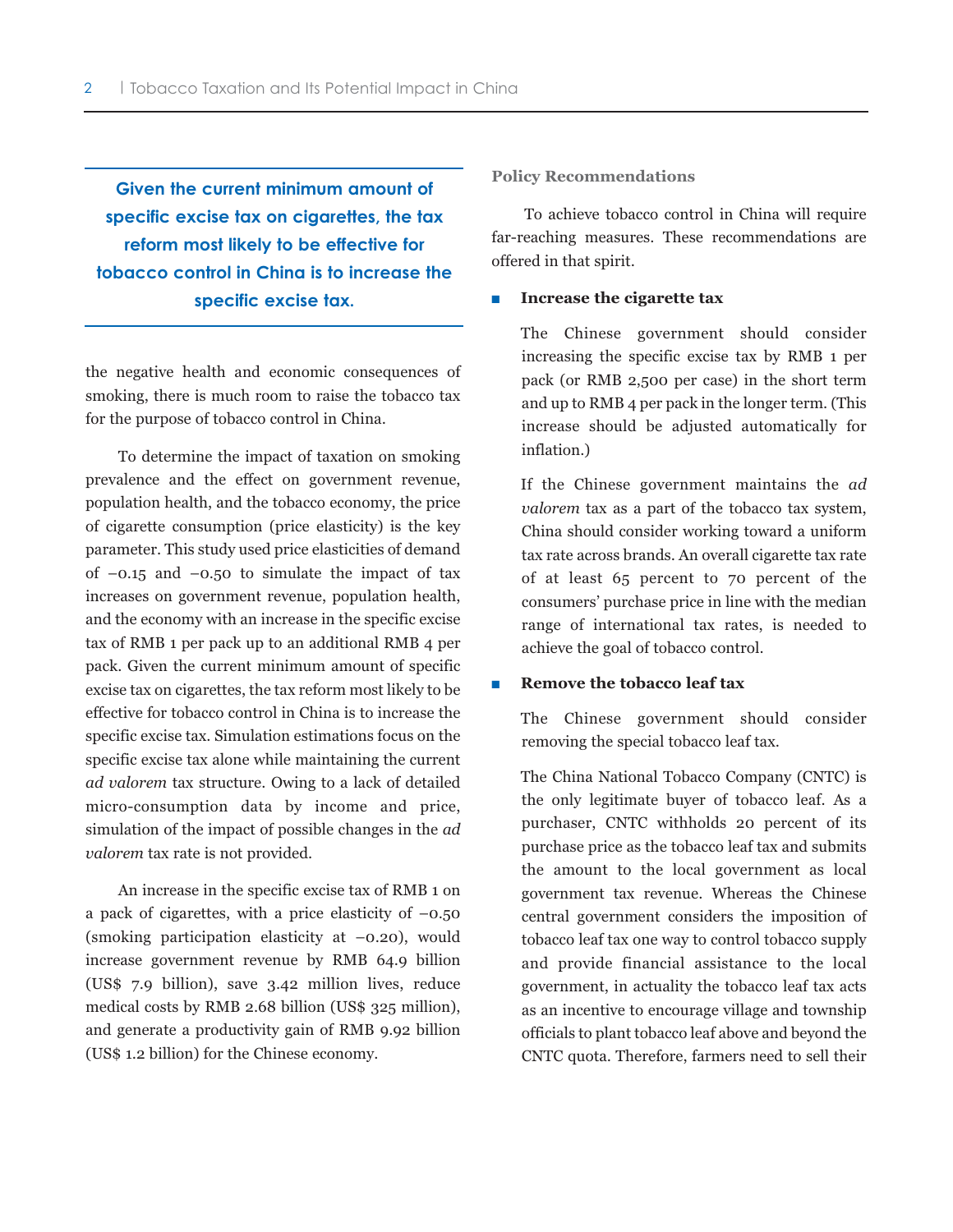**Given the current minimum amount of specific excise tax on cigarettes, the tax reform most likely to be effective for tobacco control in China is to increase the specific excise tax.**

the negative health and economic consequences of smoking, there is much room to raise the tobacco tax for the purpose of tobacco control in China.

To determine the impact of taxation on smoking prevalence and the effect on government revenue, population health, and the tobacco economy, the price of cigarette consumption (price elasticity) is the key parameter. This study used price elasticities of demand of −0.15 and −0.50 to simulate the impact of tax increases on government revenue, population health, and the economy with an increase in the specific excise tax of RMB 1 per pack up to an additional RMB 4 per pack. Given the current minimum amount of specific excise tax on cigarettes, the tax reform most likely to be effective for tobacco control in China is to increase the specific excise tax. Simulation estimations focus on the specific excise tax alone while maintaining the current *ad valorem* tax structure. Owing to a lack of detailed micro-consumption data by income and price, simulation of the impact of possible changes in the *ad valorem* tax rate is not provided.

An increase in the specific excise tax of RMB 1 on a pack of cigarettes, with a price elasticity of −0.50 (smoking participation elasticity at −0.20), would increase government revenue by RMB 64.9 billion (US$ 7.9 billion), save 3.42 million lives, reduce medical costs by RMB 2.68 billion (US$ 325 million), and generate a productivity gain of RMB 9.92 billion (US$ 1.2 billion) for the Chinese economy.

### Policy Recommendations

To achieve tobacco control in China will require far-reaching measures. These recommendations are offered in that spirit.

- **Increase the cigarette tax**

  The Chinese government should consider increasing the specific excise tax by RMB 1 per pack (or RMB 2,500 per case) in the short term and up to RMB 4 per pack in the longer term. (This increase should be adjusted automatically for inflation.)

  If the Chinese government maintains the *ad valorem* tax as a part of the tobacco tax system, China should consider working toward a uniform tax rate across brands. An overall cigarette tax rate of at least 65 percent to 70 percent of the consumers' purchase price in line with the median range of international tax rates, is needed to achieve the goal of tobacco control.

- **Remove the tobacco leaf tax**

  The Chinese government should consider removing the special tobacco leaf tax.

  The China National Tobacco Company (CNTC) is the only legitimate buyer of tobacco leaf. As a purchaser, CNTC withholds 20 percent of its purchase price as the tobacco leaf tax and submits the amount to the local government as local government tax revenue. Whereas the Chinese central government considers the imposition of tobacco leaf tax one way to control tobacco supply and provide financial assistance to the local government, in actuality the tobacco leaf tax acts as an incentive to encourage village and township officials to plant tobacco leaf above and beyond the CNTC quota. Therefore, farmers need to sell their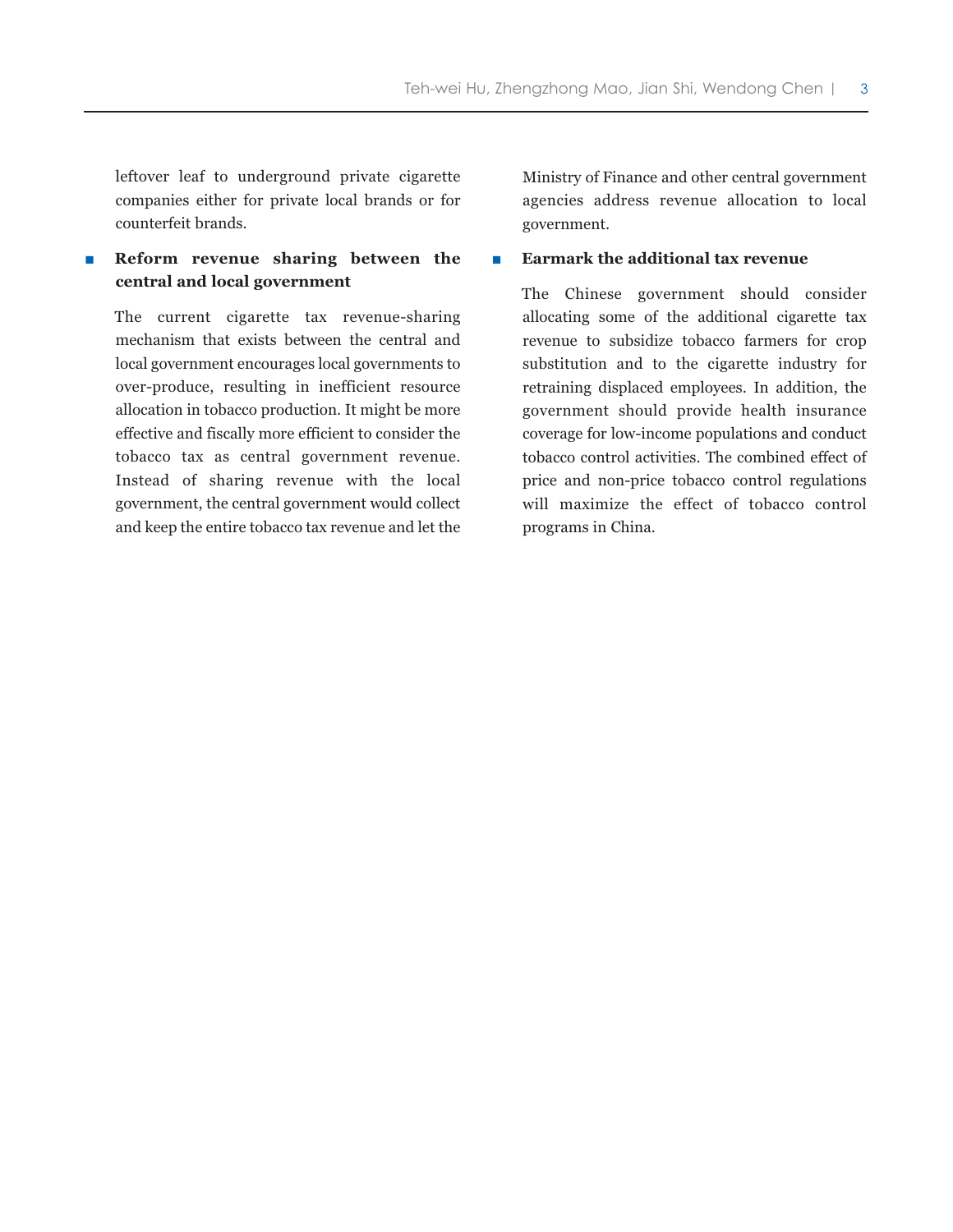leftover leaf to underground private cigarette companies either for private local brands or for counterfeit brands.

- **Reform revenue sharing between the central and local government**

  The current cigarette tax revenue-sharing mechanism that exists between the central and local government encourages local governments to over-produce, resulting in inefficient resource allocation in tobacco production. It might be more effective and fiscally more efficient to consider the tobacco tax as central government revenue. Instead of sharing revenue with the local government, the central government would collect and keep the entire tobacco tax revenue and let the Ministry of Finance and other central government agencies address revenue allocation to local government.

- **Earmark the additional tax revenue**

  The Chinese government should consider allocating some of the additional cigarette tax revenue to subsidize tobacco farmers for crop substitution and to the cigarette industry for retraining displaced employees. In addition, the government should provide health insurance coverage for low-income populations and conduct tobacco control activities. The combined effect of price and non-price tobacco control regulations will maximize the effect of tobacco control programs in China.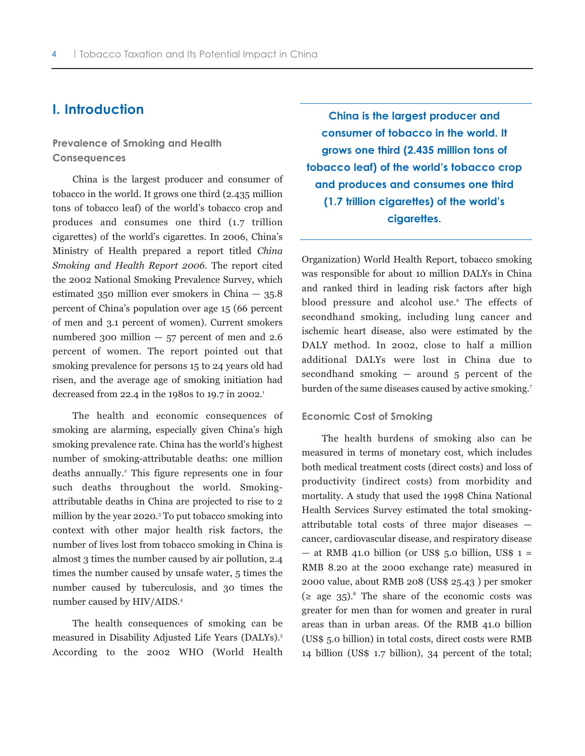# I. Introduction

### Prevalence of Smoking and Health Consequences

China is the largest producer and consumer of tobacco in the world. It grows one third (2.435 million tons of tobacco leaf) of the world's tobacco crop and produces and consumes one third (1.7 trillion cigarettes) of the world's cigarettes. In 2006, China's Ministry of Health prepared a report titled *China Smoking and Health Report 2006*. The report cited the 2002 National Smoking Prevalence Survey, which estimated 350 million ever smokers in China — 35.8 percent of China's population over age 15 (66 percent of men and 3.1 percent of women). Current smokers numbered 300 million — 57 percent of men and 2.6 percent of women. The report pointed out that smoking prevalence for persons 15 to 24 years old had risen, and the average age of smoking initiation had decreased from 22.4 in the 1980s to 19.7 in 2002.[1]

The health and economic consequences of smoking are alarming, especially given China's high smoking prevalence rate. China has the world's highest number of smoking-attributable deaths: one million deaths annually.[2] This figure represents one in four such deaths throughout the world. Smoking-attributable deaths in China are projected to rise to 2 million by the year 2020.[3] To put tobacco smoking into context with other major health risk factors, the number of lives lost from tobacco smoking in China is almost 3 times the number caused by air pollution, 2.4 times the number caused by unsafe water, 5 times the number caused by tuberculosis, and 30 times the number caused by HIV/AIDS.[4]

The health consequences of smoking can be measured in Disability Adjusted Life Years (DALYs).[5] According to the 2002 WHO (World Health Organization) World Health Report, tobacco smoking was responsible for about 10 million DALYs in China and ranked third in leading risk factors after high blood pressure and alcohol use.[6] The effects of secondhand smoking, including lung cancer and ischemic heart disease, also were estimated by the DALY method. In 2002, close to half a million additional DALYs were lost in China due to secondhand smoking — around 5 percent of the burden of the same diseases caused by active smoking.[7]

**China is the largest producer and consumer of tobacco in the world. It grows one third (2.435 million tons of tobacco leaf) of the world's tobacco crop and produces and consumes one third (1.7 trillion cigarettes) of the world's cigarettes.**

### Economic Cost of Smoking

The health burdens of smoking also can be measured in terms of monetary cost, which includes both medical treatment costs (direct costs) and loss of productivity (indirect costs) from morbidity and mortality. A study that used the 1998 China National Health Services Survey estimated the total smoking-attributable total costs of three major diseases — cancer, cardiovascular disease, and respiratory disease — at RMB 41.0 billion (or US$ 5.0 billion, US$ 1 = RMB 8.20 at the 2000 exchange rate) measured in 2000 value, about RMB 208 (US$ 25.43 ) per smoker (≥ age 35).[8] The share of the economic costs was greater for men than for women and greater in rural areas than in urban areas. Of the RMB 41.0 billion (US$ 5.0 billion) in total costs, direct costs were RMB 14 billion (US$ 1.7 billion), 34 percent of the total;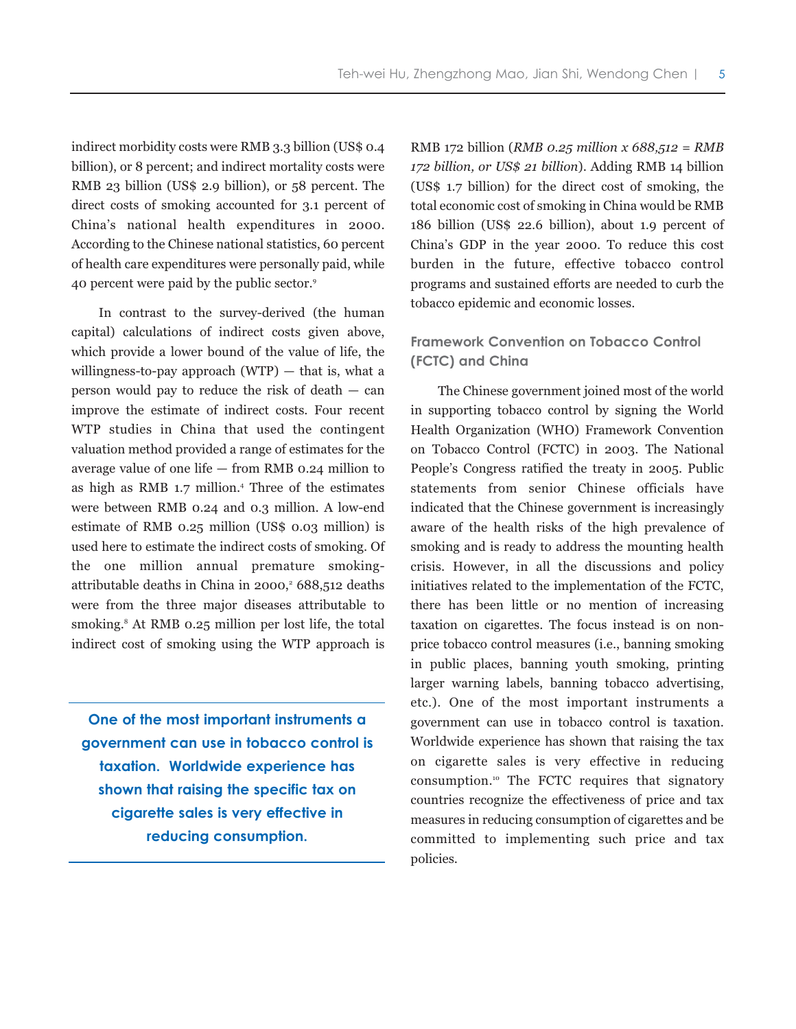indirect morbidity costs were RMB 3.3 billion (US$ 0.4 billion), or 8 percent; and indirect mortality costs were RMB 23 billion (US$ 2.9 billion), or 58 percent. The direct costs of smoking accounted for 3.1 percent of China's national health expenditures in 2000. According to the Chinese national statistics, 60 percent of health care expenditures were personally paid, while 40 percent were paid by the public sector.[9]

In contrast to the survey-derived (the human capital) calculations of indirect costs given above, which provide a lower bound of the value of life, the willingness-to-pay approach (WTP) — that is, what a person would pay to reduce the risk of death — can improve the estimate of indirect costs. Four recent WTP studies in China that used the contingent valuation method provided a range of estimates for the average value of one life — from RMB 0.24 million to as high as RMB 1.7 million.[4] Three of the estimates were between RMB 0.24 and 0.3 million. A low-end estimate of RMB 0.25 million (US$ 0.03 million) is used here to estimate the indirect costs of smoking. Of the one million annual premature smoking-attributable deaths in China in 2000,[2] 688,512 deaths were from the three major diseases attributable to smoking.[8] At RMB 0.25 million per lost life, the total indirect cost of smoking using the WTP approach is RMB 172 billion (*RMB 0.25 million x 688,512 = RMB 172 billion, or US$ 21 billion*). Adding RMB 14 billion (US$ 1.7 billion) for the direct cost of smoking, the total economic cost of smoking in China would be RMB 186 billion (US$ 22.6 billion), about 1.9 percent of China's GDP in the year 2000. To reduce this cost burden in the future, effective tobacco control programs and sustained efforts are needed to curb the tobacco epidemic and economic losses.

**One of the most important instruments a government can use in tobacco control is taxation. Worldwide experience has shown that raising the specific tax on cigarette sales is very effective in reducing consumption.**

## Framework Convention on Tobacco Control (FCTC) and China

The Chinese government joined most of the world in supporting tobacco control by signing the World Health Organization (WHO) Framework Convention on Tobacco Control (FCTC) in 2003. The National People's Congress ratified the treaty in 2005. Public statements from senior Chinese officials have indicated that the Chinese government is increasingly aware of the health risks of the high prevalence of smoking and is ready to address the mounting health crisis. However, in all the discussions and policy initiatives related to the implementation of the FCTC, there has been little or no mention of increasing taxation on cigarettes. The focus instead is on non-price tobacco control measures (i.e., banning smoking in public places, banning youth smoking, printing larger warning labels, banning tobacco advertising, etc.). One of the most important instruments a government can use in tobacco control is taxation. Worldwide experience has shown that raising the tax on cigarette sales is very effective in reducing consumption.[10] The FCTC requires that signatory countries recognize the effectiveness of price and tax measures in reducing consumption of cigarettes and be committed to implementing such price and tax policies.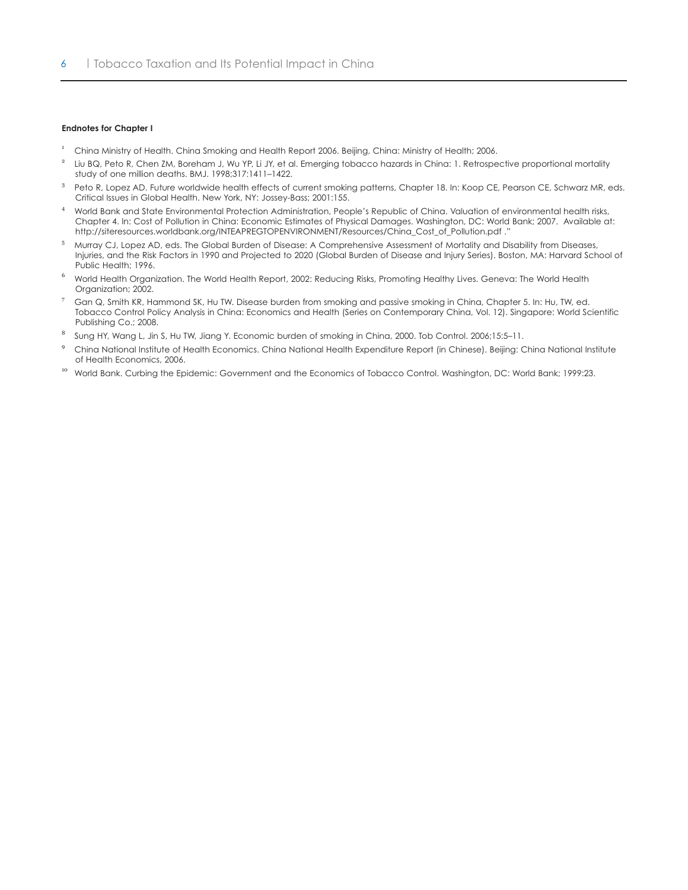**Endnotes for Chapter I**

1. China Ministry of Health. China Smoking and Health Report 2006. Beijing, China: Ministry of Health; 2006.
2. Liu BQ, Peto R, Chen ZM, Boreham J, Wu YP, Li JY, et al. Emerging tobacco hazards in China: 1. Retrospective proportional mortality study of one million deaths. BMJ. 1998;317:1411–1422.
3. Peto R, Lopez AD. Future worldwide health effects of current smoking patterns, Chapter 18. In: Koop CE, Pearson CE, Schwarz MR, eds. Critical Issues in Global Health. New York, NY: Jossey-Bass; 2001:155.
4. World Bank and State Environmental Protection Administration, People's Republic of China. Valuation of environmental health risks, Chapter 4. In: Cost of Pollution in China: Economic Estimates of Physical Damages. Washington, DC: World Bank; 2007. Available at: http://siteresources.worldbank.org/INTEAPREGTOPENVIRONMENT/Resources/China_Cost_of_Pollution.pdf ."
5. Murray CJ, Lopez AD, eds. The Global Burden of Disease: A Comprehensive Assessment of Mortality and Disability from Diseases, Injuries, and the Risk Factors in 1990 and Projected to 2020 (Global Burden of Disease and Injury Series). Boston, MA: Harvard School of Public Health; 1996.
6. World Health Organization. The World Health Report, 2002: Reducing Risks, Promoting Healthy Lives. Geneva: The World Health Organization; 2002.
7. Gan Q, Smith KR, Hammond SK, Hu TW. Disease burden from smoking and passive smoking in China, Chapter 5. In: Hu, TW, ed. Tobacco Control Policy Analysis in China: Economics and Health (Series on Contemporary China, Vol. 12). Singapore: World Scientific Publishing Co.; 2008.
8. Sung HY, Wang L, Jin S, Hu TW, Jiang Y. Economic burden of smoking in China, 2000. Tob Control. 2006;15:5–11.
9. China National Institute of Health Economics. China National Health Expenditure Report (in Chinese). Beijing: China National Institute of Health Economics, 2006.
10. World Bank. Curbing the Epidemic: Government and the Economics of Tobacco Control. Washington, DC: World Bank; 1999:23.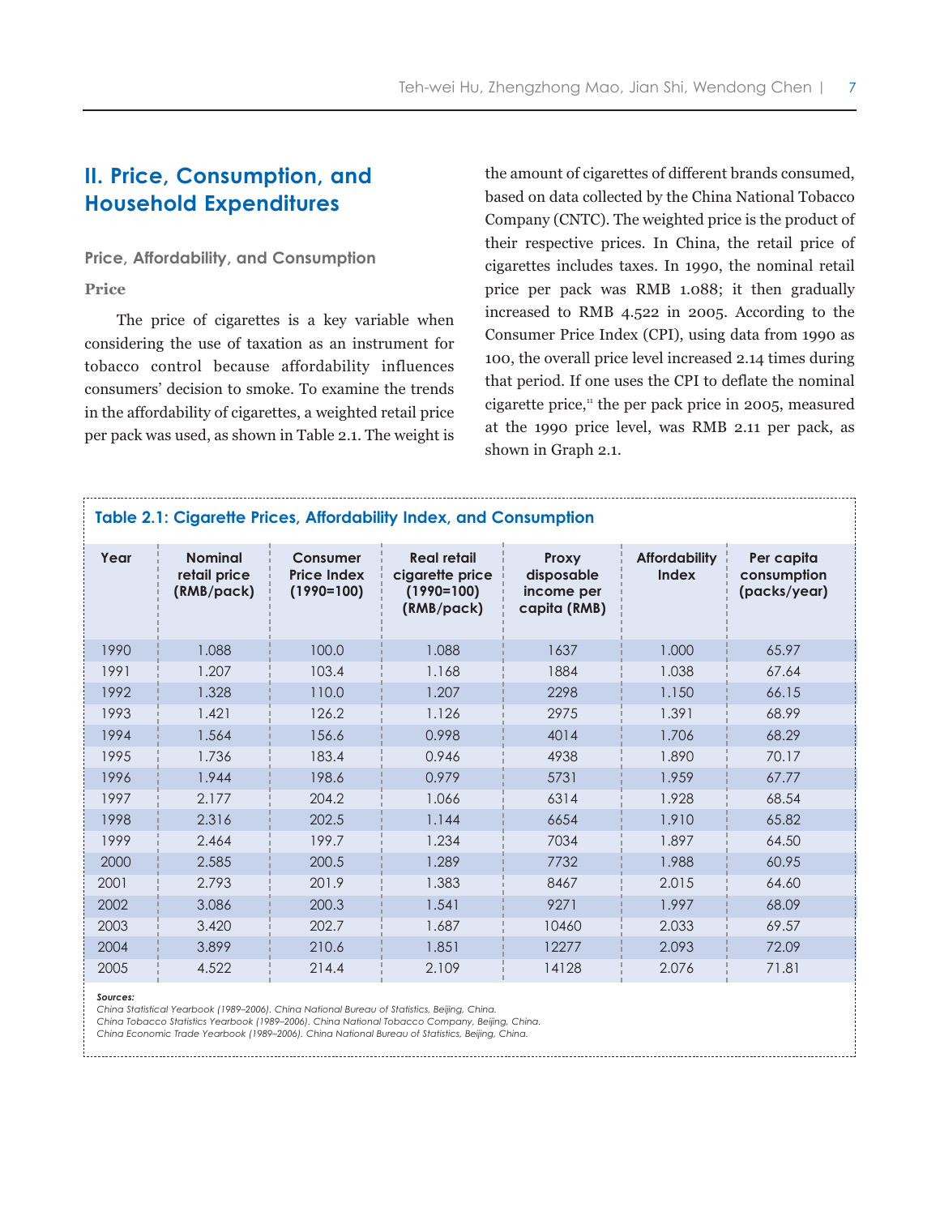## II. Price, Consumption, and Household Expenditures

### Price, Affordability, and Consumption

#### Price

The price of cigarettes is a key variable when considering the use of taxation as an instrument for tobacco control because affordability influences consumers' decision to smoke. To examine the trends in the affordability of cigarettes, a weighted retail price per pack was used, as shown in Table 2.1. The weight is the amount of cigarettes of different brands consumed, based on data collected by the China National Tobacco Company (CNTC). The weighted price is the product of their respective prices. In China, the retail price of cigarettes includes taxes. In 1990, the nominal retail price per pack was RMB 1.088; it then gradually increased to RMB 4.522 in 2005. According to the Consumer Price Index (CPI), using data from 1990 as 100, the overall price level increased 2.14 times during that period. If one uses the CPI to deflate the nominal cigarette price,[11] the per pack price in 2005, measured at the 1990 price level, was RMB 2.11 per pack, as shown in Graph 2.1.

**Table 2.1: Cigarette Prices, Affordability Index, and Consumption**

| Year | Nominal retail price (RMB/pack) | Consumer Price Index (1990=100) | Real retail cigarette price (1990=100) (RMB/pack) | Proxy disposable income per capita (RMB) | Affordability Index | Per capita consumption (packs/year) |
|---|---|---|---|---|---|---|
| 1990 | 1.088 | 100.0 | 1.088 | 1637 | 1.000 | 65.97 |
| 1991 | 1.207 | 103.4 | 1.168 | 1884 | 1.038 | 67.64 |
| 1992 | 1.328 | 110.0 | 1.207 | 2298 | 1.150 | 66.15 |
| 1993 | 1.421 | 126.2 | 1.126 | 2975 | 1.391 | 68.99 |
| 1994 | 1.564 | 156.6 | 0.998 | 4014 | 1.706 | 68.29 |
| 1995 | 1.736 | 183.4 | 0.946 | 4938 | 1.890 | 70.17 |
| 1996 | 1.944 | 198.6 | 0.979 | 5731 | 1.959 | 67.77 |
| 1997 | 2.177 | 204.2 | 1.066 | 6314 | 1.928 | 68.54 |
| 1998 | 2.316 | 202.5 | 1.144 | 6654 | 1.910 | 65.82 |
| 1999 | 2.464 | 199.7 | 1.234 | 7034 | 1.897 | 64.50 |
| 2000 | 2.585 | 200.5 | 1.289 | 7732 | 1.988 | 60.95 |
| 2001 | 2.793 | 201.9 | 1.383 | 8467 | 2.015 | 64.60 |
| 2002 | 3.086 | 200.3 | 1.541 | 9271 | 1.997 | 68.09 |
| 2003 | 3.420 | 202.7 | 1.687 | 10460 | 2.033 | 69.57 |
| 2004 | 3.899 | 210.6 | 1.851 | 12277 | 2.093 | 72.09 |
| 2005 | 4.522 | 214.4 | 2.109 | 14128 | 2.076 | 71.81 |

***Sources:***
*China Statistical Yearbook (1989–2006). China National Bureau of Statistics, Beijing, China.*
*China Tobacco Statistics Yearbook (1989–2006). China National Tobacco Company, Beijing, China.*
*China Economic Trade Yearbook (1989–2006). China National Bureau of Statistics, Beijing, China.*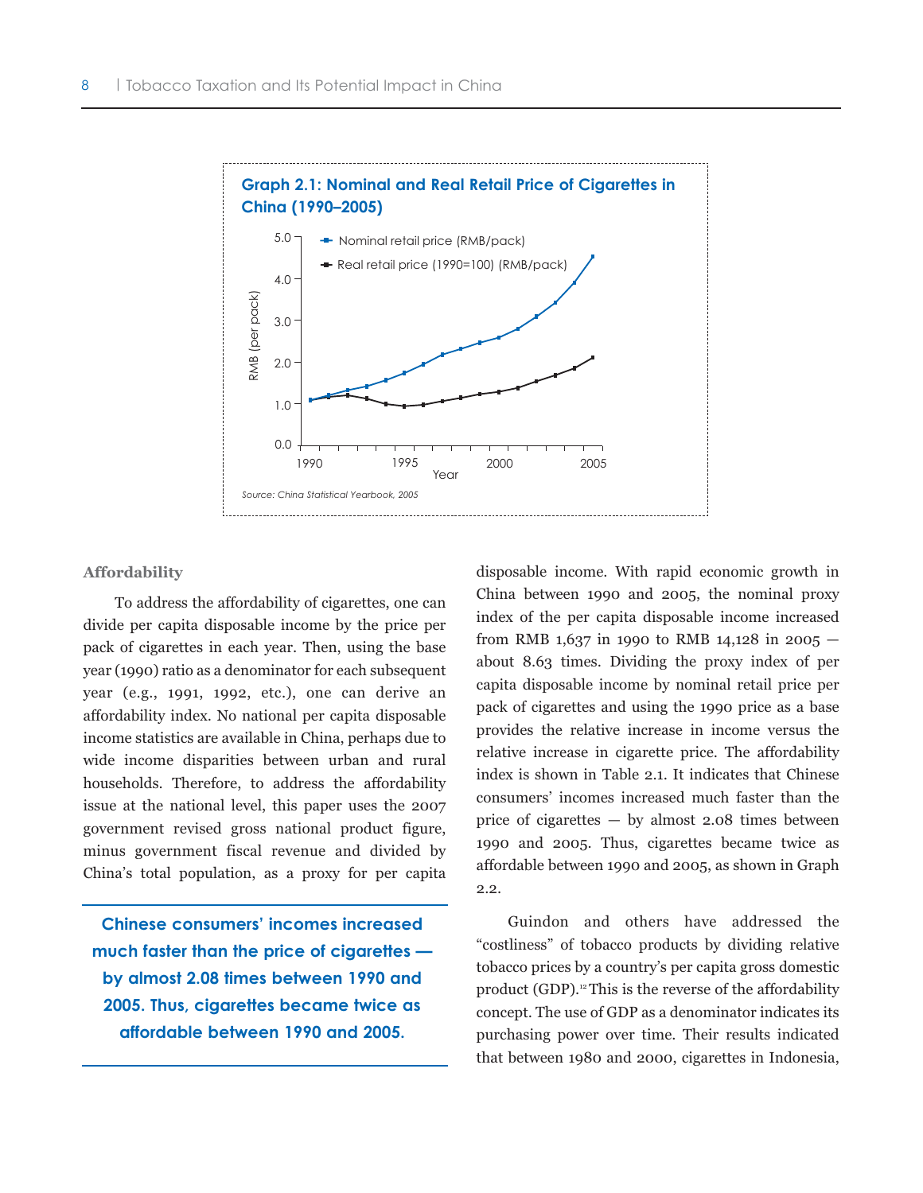**Graph 2.1: Nominal and Real Retail Price of Cigarettes in China (1990–2005)**

Source: China Statistical Yearbook, 2005

### Affordability

To address the affordability of cigarettes, one can divide per capita disposable income by the price per pack of cigarettes in each year. Then, using the base year (1990) ratio as a denominator for each subsequent year (e.g., 1991, 1992, etc.), one can derive an affordability index. No national per capita disposable income statistics are available in China, perhaps due to wide income disparities between urban and rural households. Therefore, to address the affordability issue at the national level, this paper uses the 2007 government revised gross national product figure, minus government fiscal revenue and divided by China's total population, as a proxy for per capita disposable income. With rapid economic growth in China between 1990 and 2005, the nominal proxy index of the per capita disposable income increased from RMB 1,637 in 1990 to RMB 14,128 in 2005 — about 8.63 times. Dividing the proxy index of per capita disposable income by nominal retail price per pack of cigarettes and using the 1990 price as a base provides the relative increase in income versus the relative increase in cigarette price. The affordability index is shown in Table 2.1. It indicates that Chinese consumers' incomes increased much faster than the price of cigarettes — by almost 2.08 times between 1990 and 2005. Thus, cigarettes became twice as affordable between 1990 and 2005, as shown in Graph 2.2.

> **Chinese consumers' incomes increased much faster than the price of cigarettes — by almost 2.08 times between 1990 and 2005. Thus, cigarettes became twice as affordable between 1990 and 2005.**

Guindon and others have addressed the "costliness" of tobacco products by dividing relative tobacco prices by a country's per capita gross domestic product (GDP).[12] This is the reverse of the affordability concept. The use of GDP as a denominator indicates its purchasing power over time. Their results indicated that between 1980 and 2000, cigarettes in Indonesia,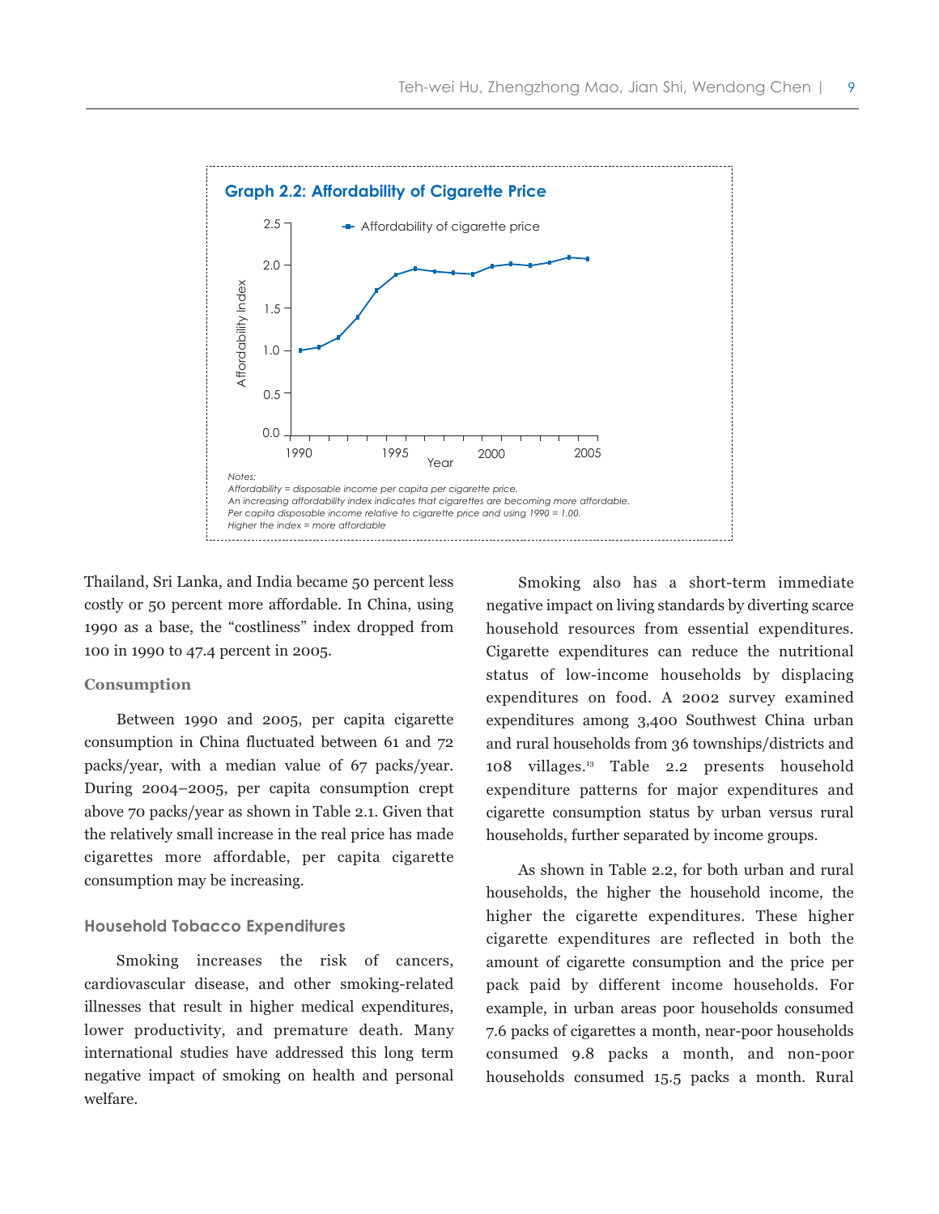**Graph 2.2: Affordability of Cigarette Price**

*Notes:*
*Affordability = disposable income per capita per cigarette price.*
*An increasing affordability index indicates that cigarettes are becoming more affordable.*
*Per capita disposable income relative to cigarette price and using 1990 = 1.00.*
*Higher the index = more affordable*

Thailand, Sri Lanka, and India became 50 percent less costly or 50 percent more affordable. In China, using 1990 as a base, the "costliness" index dropped from 100 in 1990 to 47.4 percent in 2005.

### Consumption

Between 1990 and 2005, per capita cigarette consumption in China fluctuated between 61 and 72 packs/year, with a median value of 67 packs/year. During 2004–2005, per capita consumption crept above 70 packs/year as shown in Table 2.1. Given that the relatively small increase in the real price has made cigarettes more affordable, per capita cigarette consumption may be increasing.

### Household Tobacco Expenditures

Smoking increases the risk of cancers, cardiovascular disease, and other smoking-related illnesses that result in higher medical expenditures, lower productivity, and premature death. Many international studies have addressed this long term negative impact of smoking on health and personal welfare.

Smoking also has a short-term immediate negative impact on living standards by diverting scarce household resources from essential expenditures. Cigarette expenditures can reduce the nutritional status of low-income households by displacing expenditures on food. A 2002 survey examined expenditures among 3,400 Southwest China urban and rural households from 36 townships/districts and 108 villages.[13] Table 2.2 presents household expenditure patterns for major expenditures and cigarette consumption status by urban versus rural households, further separated by income groups.

As shown in Table 2.2, for both urban and rural households, the higher the household income, the higher the cigarette expenditures. These higher cigarette expenditures are reflected in both the amount of cigarette consumption and the price per pack paid by different income households. For example, in urban areas poor households consumed 7.6 packs of cigarettes a month, near-poor households consumed 9.8 packs a month, and non-poor households consumed 15.5 packs a month. Rural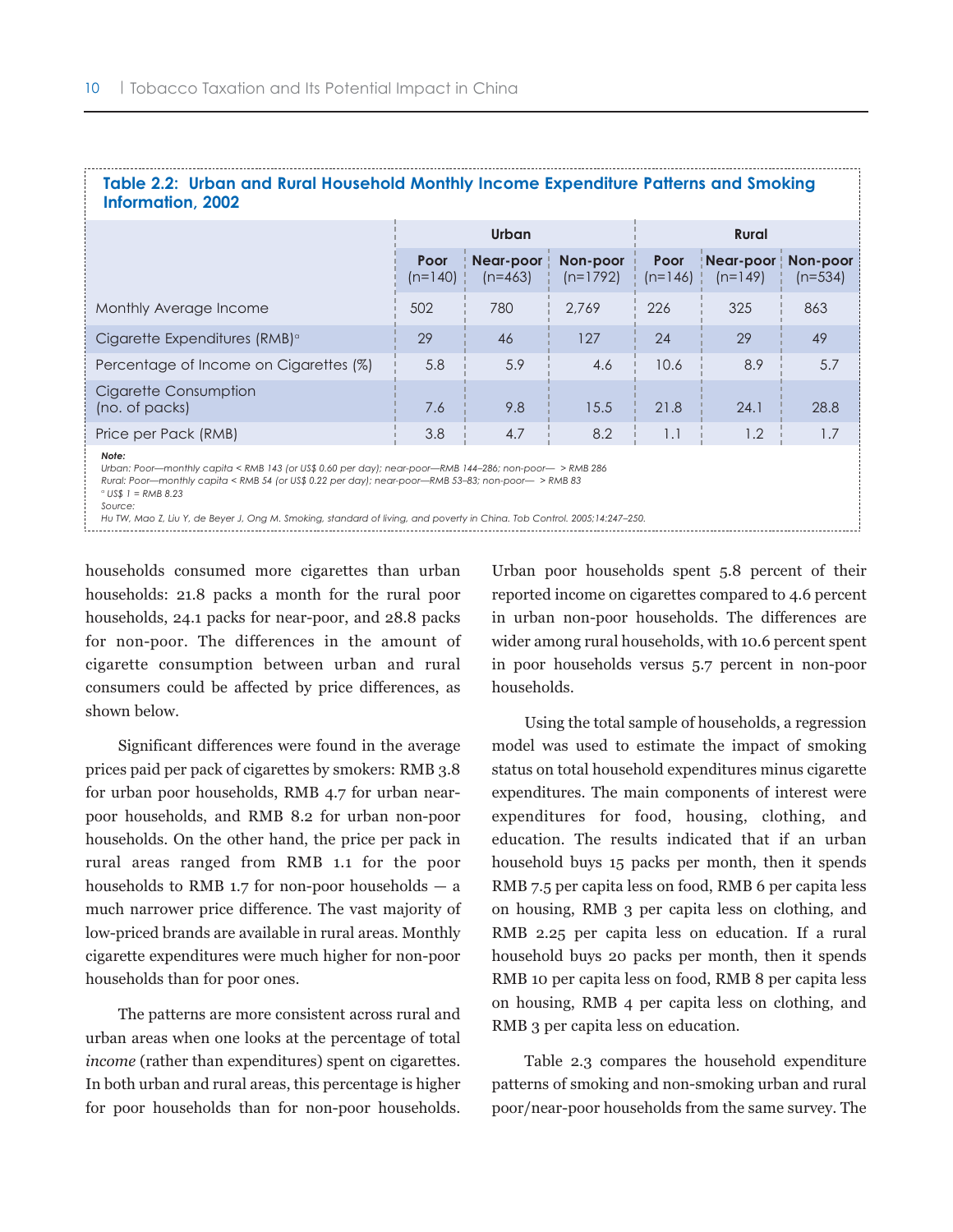**Table 2.2: Urban and Rural Household Monthly Income Expenditure Patterns and Smoking Information, 2002**

| | Urban | | | Rural | | |
|---|---|---|---|---|---|---|
| | Poor (n=140) | Near-poor (n=463) | Non-poor (n=1792) | Poor (n=146) | Near-poor (n=149) | Non-poor (n=534) |
| Monthly Average Income | 502 | 780 | 2,769 | 226 | 325 | 863 |
| Cigarette Expenditures (RMB)[a] | 29 | 46 | 127 | 24 | 29 | 49 |
| Percentage of Income on Cigarettes (%) | 5.8 | 5.9 | 4.6 | 10.6 | 8.9 | 5.7 |
| Cigarette Consumption (no. of packs) | 7.6 | 9.8 | 15.5 | 21.8 | 24.1 | 28.8 |
| Price per Pack (RMB) | 3.8 | 4.7 | 8.2 | 1.1 | 1.2 | 1.7 |

***Note:***

*Urban: Poor—monthly capita < RMB 143 (or US$ 0.60 per day); near-poor—RMB 144–286; non-poor— > RMB 286*

*Rural: Poor—monthly capita < RMB 54 (or US$ 0.22 per day); near-poor—RMB 53–83; non-poor— > RMB 83*

*[a] US$ 1 = RMB 8.23*

*Source:*

*Hu TW, Mao Z, Liu Y, de Beyer J, Ong M. Smoking, standard of living, and poverty in China. Tob Control. 2005;14:247–250.*

households consumed more cigarettes than urban households: 21.8 packs a month for the rural poor households, 24.1 packs for near-poor, and 28.8 packs for non-poor. The differences in the amount of cigarette consumption between urban and rural consumers could be affected by price differences, as shown below.

Significant differences were found in the average prices paid per pack of cigarettes by smokers: RMB 3.8 for urban poor households, RMB 4.7 for urban near-poor households, and RMB 8.2 for urban non-poor households. On the other hand, the price per pack in rural areas ranged from RMB 1.1 for the poor households to RMB 1.7 for non-poor households — a much narrower price difference. The vast majority of low-priced brands are available in rural areas. Monthly cigarette expenditures were much higher for non-poor households than for poor ones.

The patterns are more consistent across rural and urban areas when one looks at the percentage of total *income* (rather than expenditures) spent on cigarettes. In both urban and rural areas, this percentage is higher for poor households than for non-poor households. Urban poor households spent 5.8 percent of their reported income on cigarettes compared to 4.6 percent in urban non-poor households. The differences are wider among rural households, with 10.6 percent spent in poor households versus 5.7 percent in non-poor households.

Using the total sample of households, a regression model was used to estimate the impact of smoking status on total household expenditures minus cigarette expenditures. The main components of interest were expenditures for food, housing, clothing, and education. The results indicated that if an urban household buys 15 packs per month, then it spends RMB 7.5 per capita less on food, RMB 6 per capita less on housing, RMB 3 per capita less on clothing, and RMB 2.25 per capita less on education. If a rural household buys 20 packs per month, then it spends RMB 10 per capita less on food, RMB 8 per capita less on housing, RMB 4 per capita less on clothing, and RMB 3 per capita less on education.

Table 2.3 compares the household expenditure patterns of smoking and non-smoking urban and rural poor/near-poor households from the same survey. The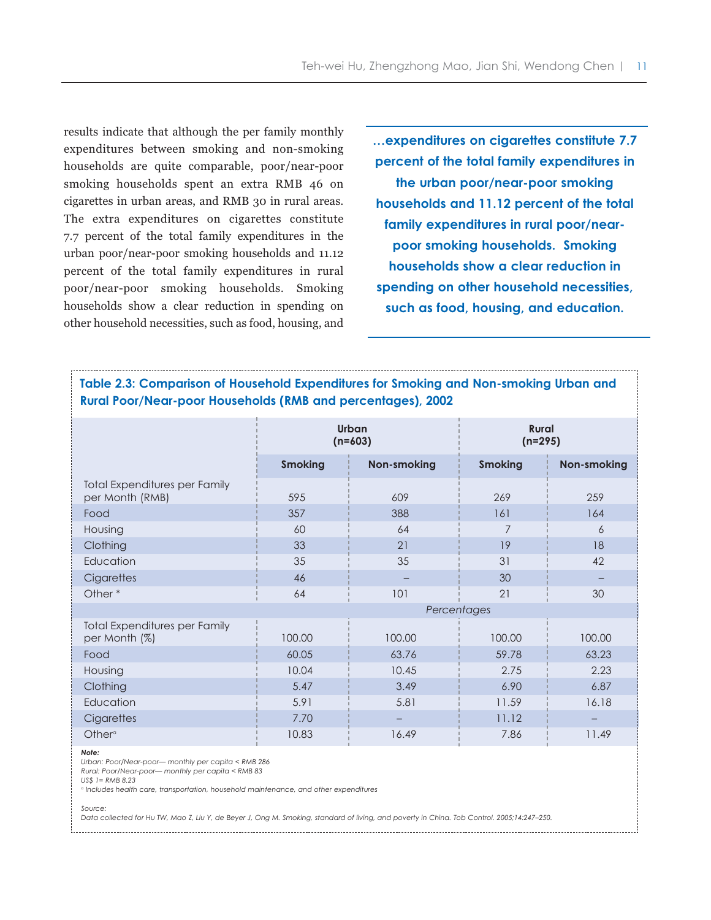results indicate that although the per family monthly expenditures between smoking and non-smoking households are quite comparable, poor/near-poor smoking households spent an extra RMB 46 on cigarettes in urban areas, and RMB 30 in rural areas. The extra expenditures on cigarettes constitute 7.7 percent of the total family expenditures in the urban poor/near-poor smoking households and 11.12 percent of the total family expenditures in rural poor/near-poor smoking households. Smoking households show a clear reduction in spending on other household necessities, such as food, housing, and

> **...expenditures on cigarettes constitute 7.7 percent of the total family expenditures in the urban poor/near-poor smoking households and 11.12 percent of the total family expenditures in rural poor/near-poor smoking households. Smoking households show a clear reduction in spending on other household necessities, such as food, housing, and education.**

**Table 2.3: Comparison of Household Expenditures for Smoking and Non-smoking Urban and Rural Poor/Near-poor Households (RMB and percentages), 2002**

| | Urban (n=603) | | Rural (n=295) | |
|---|---|---|---|---|
| | Smoking | Non-smoking | Smoking | Non-smoking |
| Total Expenditures per Family per Month (RMB) | 595 | 609 | 269 | 259 |
| Food | 357 | 388 | 161 | 164 |
| Housing | 60 | 64 | 7 | 6 |
| Clothing | 33 | 21 | 19 | 18 |
| Education | 35 | 35 | 31 | 42 |
| Cigarettes | 46 | – | 30 | – |
| Other * | 64 | 101 | 21 | 30 |
| | | *Percentages* | | |
| Total Expenditures per Family per Month (%) | 100.00 | 100.00 | 100.00 | 100.00 |
| Food | 60.05 | 63.76 | 59.78 | 63.23 |
| Housing | 10.04 | 10.45 | 2.75 | 2.23 |
| Clothing | 5.47 | 3.49 | 6.90 | 6.87 |
| Education | 5.91 | 5.81 | 11.59 | 16.18 |
| Cigarettes | 7.70 | – | 11.12 | – |
| Other[a] | 10.83 | 16.49 | 7.86 | 11.49 |

***Note:***
*Urban: Poor/Near-poor— monthly per capita < RMB 286*
*Rural: Poor/Near-poor— monthly per capita < RMB 83*
*US$ 1= RMB 8.23*
*[a] Includes health care, transportation, household maintenance, and other expenditures*

*Source:*
*Data collected for Hu TW, Mao Z, Liu Y, de Beyer J, Ong M. Smoking, standard of living, and poverty in China. Tob Control. 2005;14:247–250.*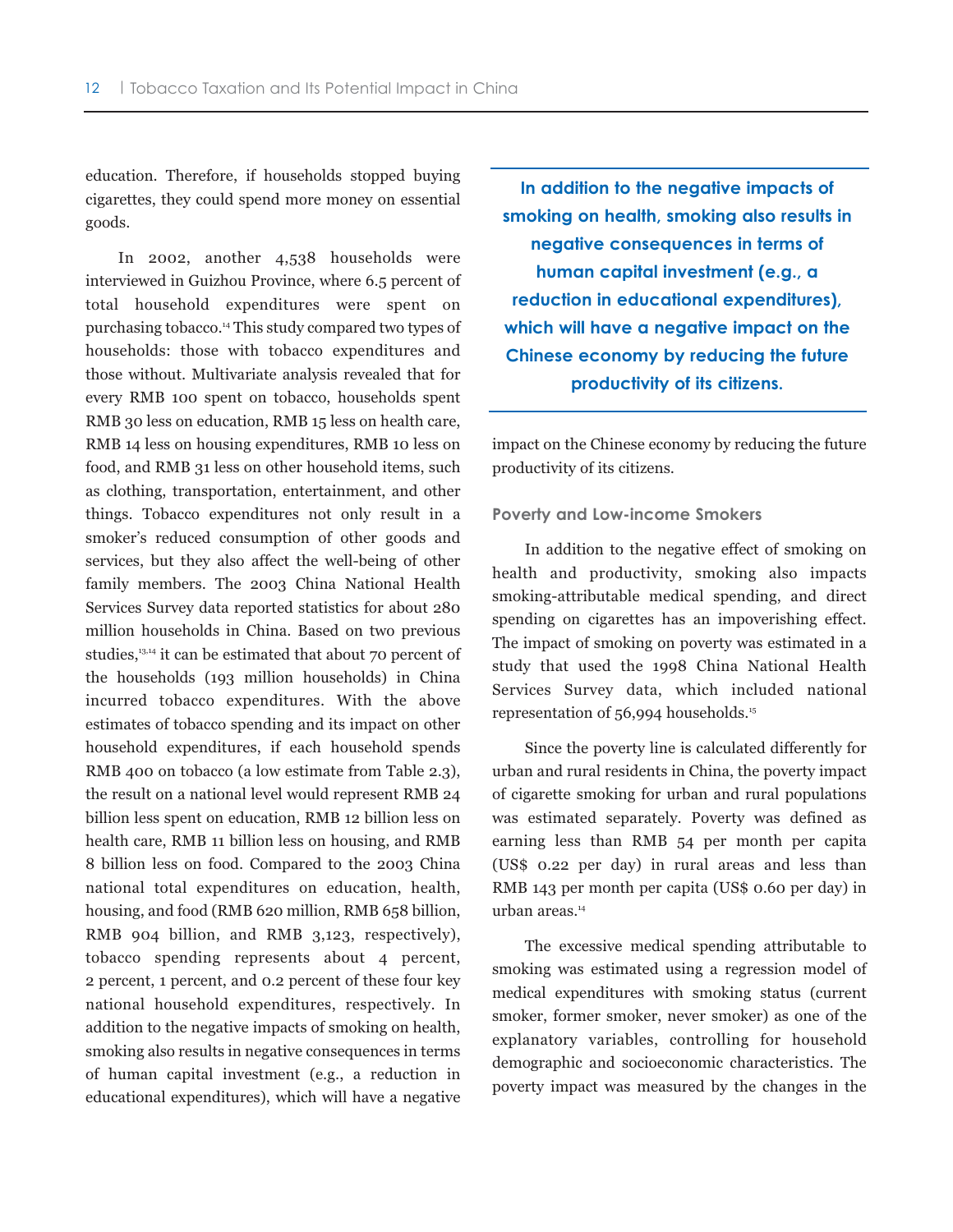education. Therefore, if households stopped buying cigarettes, they could spend more money on essential goods.

In 2002, another 4,538 households were interviewed in Guizhou Province, where 6.5 percent of total household expenditures were spent on purchasing tobacco.[14] This study compared two types of households: those with tobacco expenditures and those without. Multivariate analysis revealed that for every RMB 100 spent on tobacco, households spent RMB 30 less on education, RMB 15 less on health care, RMB 14 less on housing expenditures, RMB 10 less on food, and RMB 31 less on other household items, such as clothing, transportation, entertainment, and other things. Tobacco expenditures not only result in a smoker's reduced consumption of other goods and services, but they also affect the well-being of other family members. The 2003 China National Health Services Survey data reported statistics for about 280 million households in China. Based on two previous studies,[13,14] it can be estimated that about 70 percent of the households (193 million households) in China incurred tobacco expenditures. With the above estimates of tobacco spending and its impact on other household expenditures, if each household spends RMB 400 on tobacco (a low estimate from Table 2.3), the result on a national level would represent RMB 24 billion less spent on education, RMB 12 billion less on health care, RMB 11 billion less on housing, and RMB 8 billion less on food. Compared to the 2003 China national total expenditures on education, health, housing, and food (RMB 620 million, RMB 658 billion, RMB 904 billion, and RMB 3,123, respectively), tobacco spending represents about 4 percent, 2 percent, 1 percent, and 0.2 percent of these four key national household expenditures, respectively. In addition to the negative impacts of smoking on health, smoking also results in negative consequences in terms of human capital investment (e.g., a reduction in educational expenditures), which will have a negative impact on the Chinese economy by reducing the future productivity of its citizens.

> **In addition to the negative impacts of smoking on health, smoking also results in negative consequences in terms of human capital investment (e.g., a reduction in educational expenditures), which will have a negative impact on the Chinese economy by reducing the future productivity of its citizens.**

### Poverty and Low-income Smokers

In addition to the negative effect of smoking on health and productivity, smoking also impacts smoking-attributable medical spending, and direct spending on cigarettes has an impoverishing effect. The impact of smoking on poverty was estimated in a study that used the 1998 China National Health Services Survey data, which included national representation of 56,994 households.[15]

Since the poverty line is calculated differently for urban and rural residents in China, the poverty impact of cigarette smoking for urban and rural populations was estimated separately. Poverty was defined as earning less than RMB 54 per month per capita (US$ 0.22 per day) in rural areas and less than RMB 143 per month per capita (US$ 0.60 per day) in urban areas.[14]

The excessive medical spending attributable to smoking was estimated using a regression model of medical expenditures with smoking status (current smoker, former smoker, never smoker) as one of the explanatory variables, controlling for household demographic and socioeconomic characteristics. The poverty impact was measured by the changes in the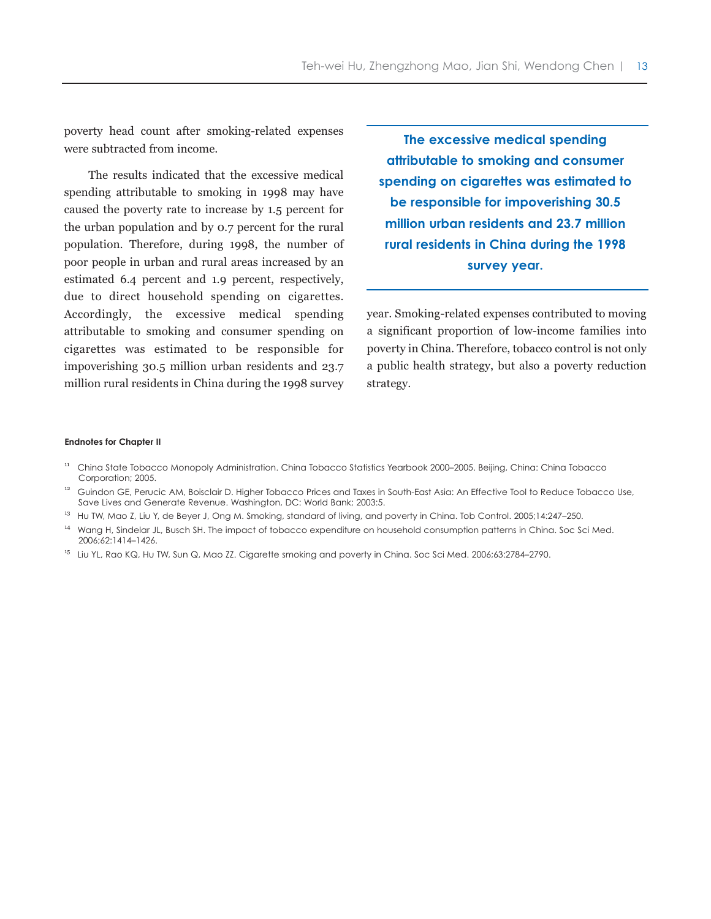poverty head count after smoking-related expenses were subtracted from income.

The results indicated that the excessive medical spending attributable to smoking in 1998 may have caused the poverty rate to increase by 1.5 percent for the urban population and by 0.7 percent for the rural population. Therefore, during 1998, the number of poor people in urban and rural areas increased by an estimated 6.4 percent and 1.9 percent, respectively, due to direct household spending on cigarettes. Accordingly, the excessive medical spending attributable to smoking and consumer spending on cigarettes was estimated to be responsible for impoverishing 30.5 million urban residents and 23.7 million rural residents in China during the 1998 survey year. Smoking-related expenses contributed to moving a significant proportion of low-income families into poverty in China. Therefore, tobacco control is not only a public health strategy, but also a poverty reduction strategy.

**The excessive medical spending attributable to smoking and consumer spending on cigarettes was estimated to be responsible for impoverishing 30.5 million urban residents and 23.7 million rural residents in China during the 1998 survey year.**

**Endnotes for Chapter II**

[11] China State Tobacco Monopoly Administration. China Tobacco Statistics Yearbook 2000–2005. Beijing, China: China Tobacco Corporation; 2005.

[12] Guindon GE, Perucic AM, Boisclair D. Higher Tobacco Prices and Taxes in South-East Asia: An Effective Tool to Reduce Tobacco Use, Save Lives and Generate Revenue. Washington, DC: World Bank; 2003:5.

[13] Hu TW, Mao Z, Liu Y, de Beyer J, Ong M. Smoking, standard of living, and poverty in China. Tob Control. 2005;14:247–250.

[14] Wang H, Sindelar JL, Busch SH. The impact of tobacco expenditure on household consumption patterns in China. Soc Sci Med. 2006;62:1414–1426.

[15] Liu YL, Rao KQ, Hu TW, Sun Q, Mao ZZ. Cigarette smoking and poverty in China. Soc Sci Med. 2006;63:2784–2790.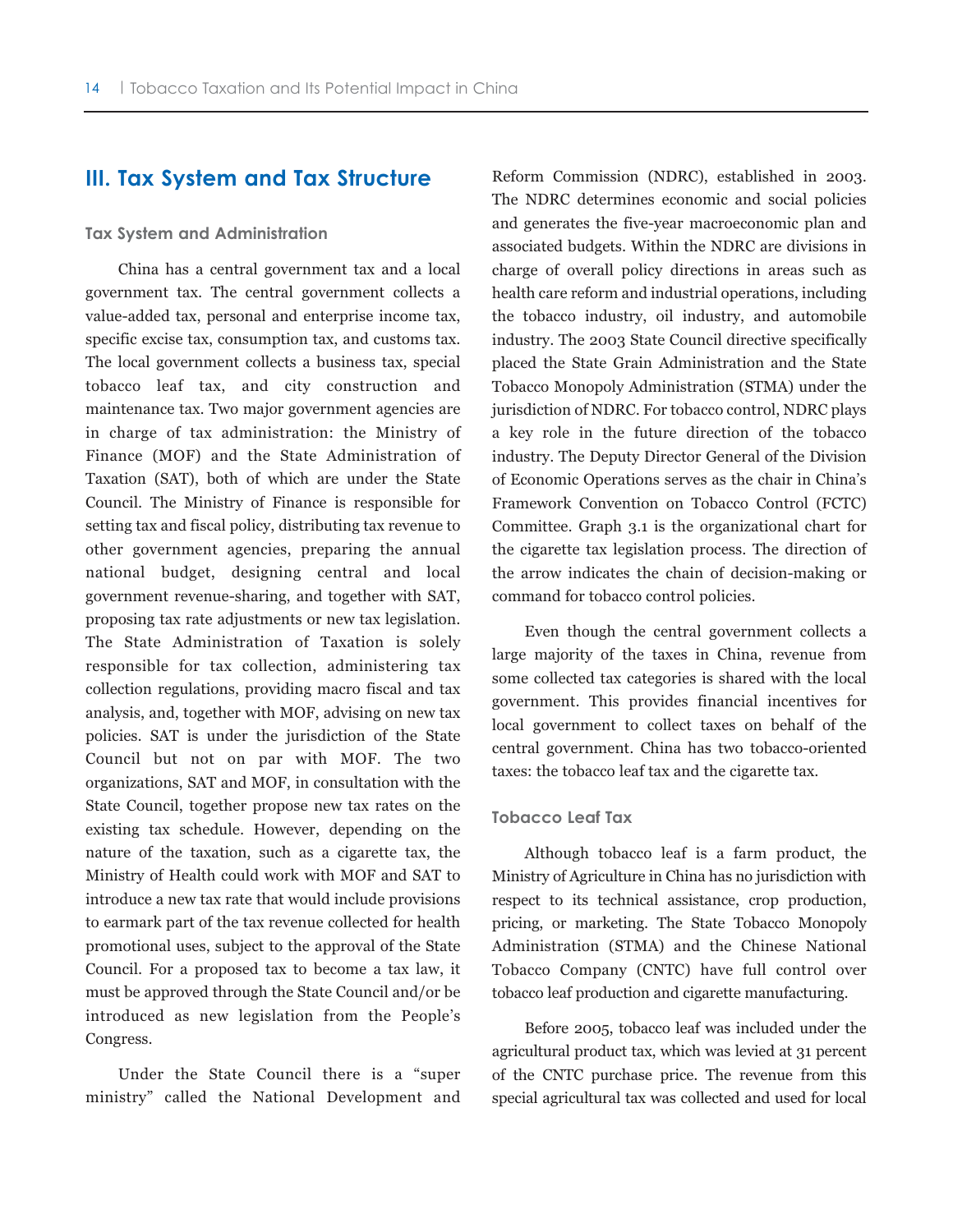## III. Tax System and Tax Structure

### Tax System and Administration

China has a central government tax and a local government tax. The central government collects a value-added tax, personal and enterprise income tax, specific excise tax, consumption tax, and customs tax. The local government collects a business tax, special tobacco leaf tax, and city construction and maintenance tax. Two major government agencies are in charge of tax administration: the Ministry of Finance (MOF) and the State Administration of Taxation (SAT), both of which are under the State Council. The Ministry of Finance is responsible for setting tax and fiscal policy, distributing tax revenue to other government agencies, preparing the annual national budget, designing central and local government revenue-sharing, and together with SAT, proposing tax rate adjustments or new tax legislation. The State Administration of Taxation is solely responsible for tax collection, administering tax collection regulations, providing macro fiscal and tax analysis, and, together with MOF, advising on new tax policies. SAT is under the jurisdiction of the State Council but not on par with MOF. The two organizations, SAT and MOF, in consultation with the State Council, together propose new tax rates on the existing tax schedule. However, depending on the nature of the taxation, such as a cigarette tax, the Ministry of Health could work with MOF and SAT to introduce a new tax rate that would include provisions to earmark part of the tax revenue collected for health promotional uses, subject to the approval of the State Council. For a proposed tax to become a tax law, it must be approved through the State Council and/or be introduced as new legislation from the People's Congress.

Under the State Council there is a "super ministry" called the National Development and Reform Commission (NDRC), established in 2003. The NDRC determines economic and social policies and generates the five-year macroeconomic plan and associated budgets. Within the NDRC are divisions in charge of overall policy directions in areas such as health care reform and industrial operations, including the tobacco industry, oil industry, and automobile industry. The 2003 State Council directive specifically placed the State Grain Administration and the State Tobacco Monopoly Administration (STMA) under the jurisdiction of NDRC. For tobacco control, NDRC plays a key role in the future direction of the tobacco industry. The Deputy Director General of the Division of Economic Operations serves as the chair in China's Framework Convention on Tobacco Control (FCTC) Committee. Graph 3.1 is the organizational chart for the cigarette tax legislation process. The direction of the arrow indicates the chain of decision-making or command for tobacco control policies.

Even though the central government collects a large majority of the taxes in China, revenue from some collected tax categories is shared with the local government. This provides financial incentives for local government to collect taxes on behalf of the central government. China has two tobacco-oriented taxes: the tobacco leaf tax and the cigarette tax.

### Tobacco Leaf Tax

Although tobacco leaf is a farm product, the Ministry of Agriculture in China has no jurisdiction with respect to its technical assistance, crop production, pricing, or marketing. The State Tobacco Monopoly Administration (STMA) and the Chinese National Tobacco Company (CNTC) have full control over tobacco leaf production and cigarette manufacturing.

Before 2005, tobacco leaf was included under the agricultural product tax, which was levied at 31 percent of the CNTC purchase price. The revenue from this special agricultural tax was collected and used for local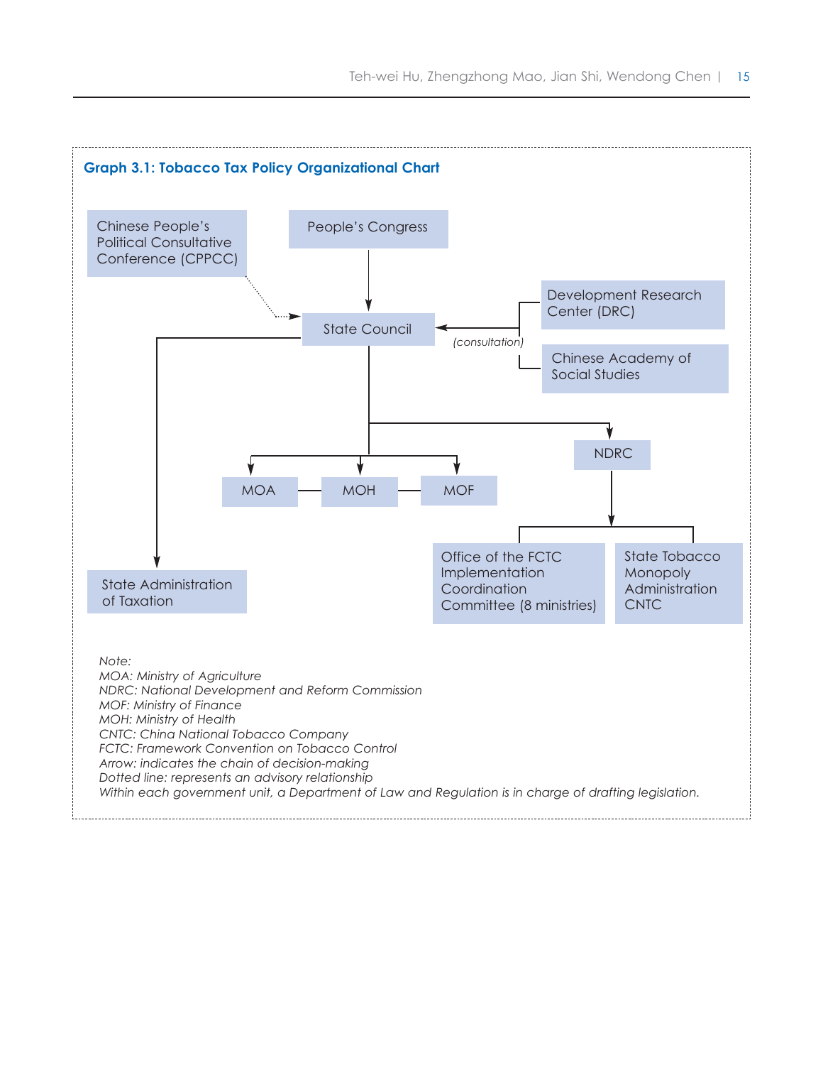**Graph 3.1: Tobacco Tax Policy Organizational Chart**

Chinese People's Political Consultative Conference (CPPCC)

People's Congress

State Council

(consultation)

Development Research Center (DRC)

Chinese Academy of Social Studies

NDRC

MOA

MOH

MOF

Office of the FCTC Implementation Coordination Committee (8 ministries)

State Tobacco Monopoly Administration CNTC

State Administration of Taxation

*Note:*
*MOA: Ministry of Agriculture*
*NDRC: National Development and Reform Commission*
*MOF: Ministry of Finance*
*MOH: Ministry of Health*
*CNTC: China National Tobacco Company*
*FCTC: Framework Convention on Tobacco Control*
*Arrow: indicates the chain of decision-making*
*Dotted line: represents an advisory relationship*
*Within each government unit, a Department of Law and Regulation is in charge of drafting legislation.*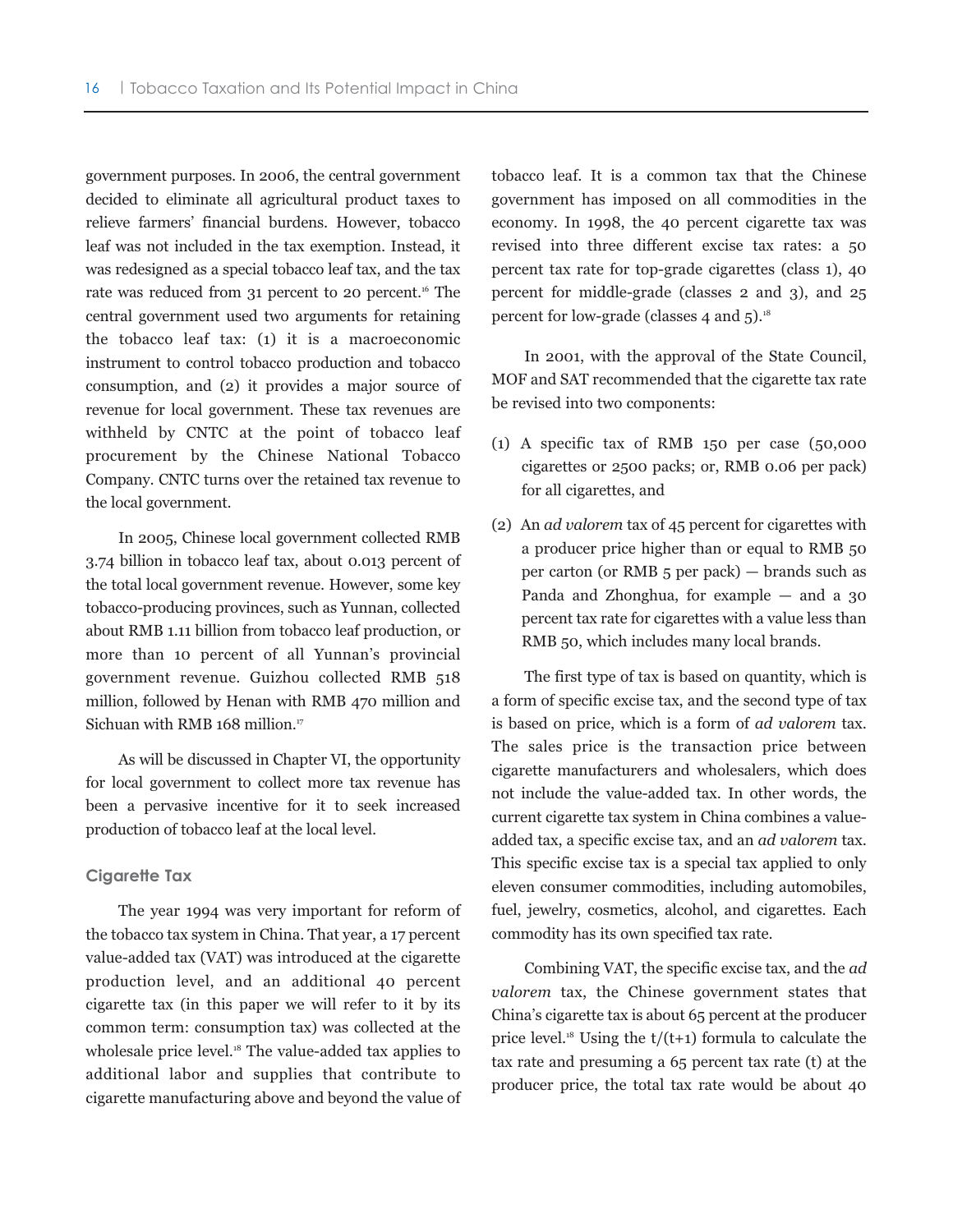government purposes. In 2006, the central government decided to eliminate all agricultural product taxes to relieve farmers' financial burdens. However, tobacco leaf was not included in the tax exemption. Instead, it was redesigned as a special tobacco leaf tax, and the tax rate was reduced from 31 percent to 20 percent.[16] The central government used two arguments for retaining the tobacco leaf tax: (1) it is a macroeconomic instrument to control tobacco production and tobacco consumption, and (2) it provides a major source of revenue for local government. These tax revenues are withheld by CNTC at the point of tobacco leaf procurement by the Chinese National Tobacco Company. CNTC turns over the retained tax revenue to the local government.

In 2005, Chinese local government collected RMB 3.74 billion in tobacco leaf tax, about 0.013 percent of the total local government revenue. However, some key tobacco-producing provinces, such as Yunnan, collected about RMB 1.11 billion from tobacco leaf production, or more than 10 percent of all Yunnan's provincial government revenue. Guizhou collected RMB 518 million, followed by Henan with RMB 470 million and Sichuan with RMB 168 million.[17]

As will be discussed in Chapter VI, the opportunity for local government to collect more tax revenue has been a pervasive incentive for it to seek increased production of tobacco leaf at the local level.

### Cigarette Tax

The year 1994 was very important for reform of the tobacco tax system in China. That year, a 17 percent value-added tax (VAT) was introduced at the cigarette production level, and an additional 40 percent cigarette tax (in this paper we will refer to it by its common term: consumption tax) was collected at the wholesale price level.[18] The value-added tax applies to additional labor and supplies that contribute to cigarette manufacturing above and beyond the value of tobacco leaf. It is a common tax that the Chinese government has imposed on all commodities in the economy. In 1998, the 40 percent cigarette tax was revised into three different excise tax rates: a 50 percent tax rate for top-grade cigarettes (class 1), 40 percent for middle-grade (classes 2 and 3), and 25 percent for low-grade (classes 4 and 5).[18]

In 2001, with the approval of the State Council, MOF and SAT recommended that the cigarette tax rate be revised into two components:

(1) A specific tax of RMB 150 per case (50,000 cigarettes or 2500 packs; or, RMB 0.06 per pack) for all cigarettes, and

(2) An *ad valorem* tax of 45 percent for cigarettes with a producer price higher than or equal to RMB 50 per carton (or RMB 5 per pack) — brands such as Panda and Zhonghua, for example — and a 30 percent tax rate for cigarettes with a value less than RMB 50, which includes many local brands.

The first type of tax is based on quantity, which is a form of specific excise tax, and the second type of tax is based on price, which is a form of *ad valorem* tax. The sales price is the transaction price between cigarette manufacturers and wholesalers, which does not include the value-added tax. In other words, the current cigarette tax system in China combines a value-added tax, a specific excise tax, and an *ad valorem* tax. This specific excise tax is a special tax applied to only eleven consumer commodities, including automobiles, fuel, jewelry, cosmetics, alcohol, and cigarettes. Each commodity has its own specified tax rate.

Combining VAT, the specific excise tax, and the *ad valorem* tax, the Chinese government states that China's cigarette tax is about 65 percent at the producer price level.[18] Using the $t/(t+1)$ formula to calculate the tax rate and presuming a 65 percent tax rate ($t$) at the producer price, the total tax rate would be about 40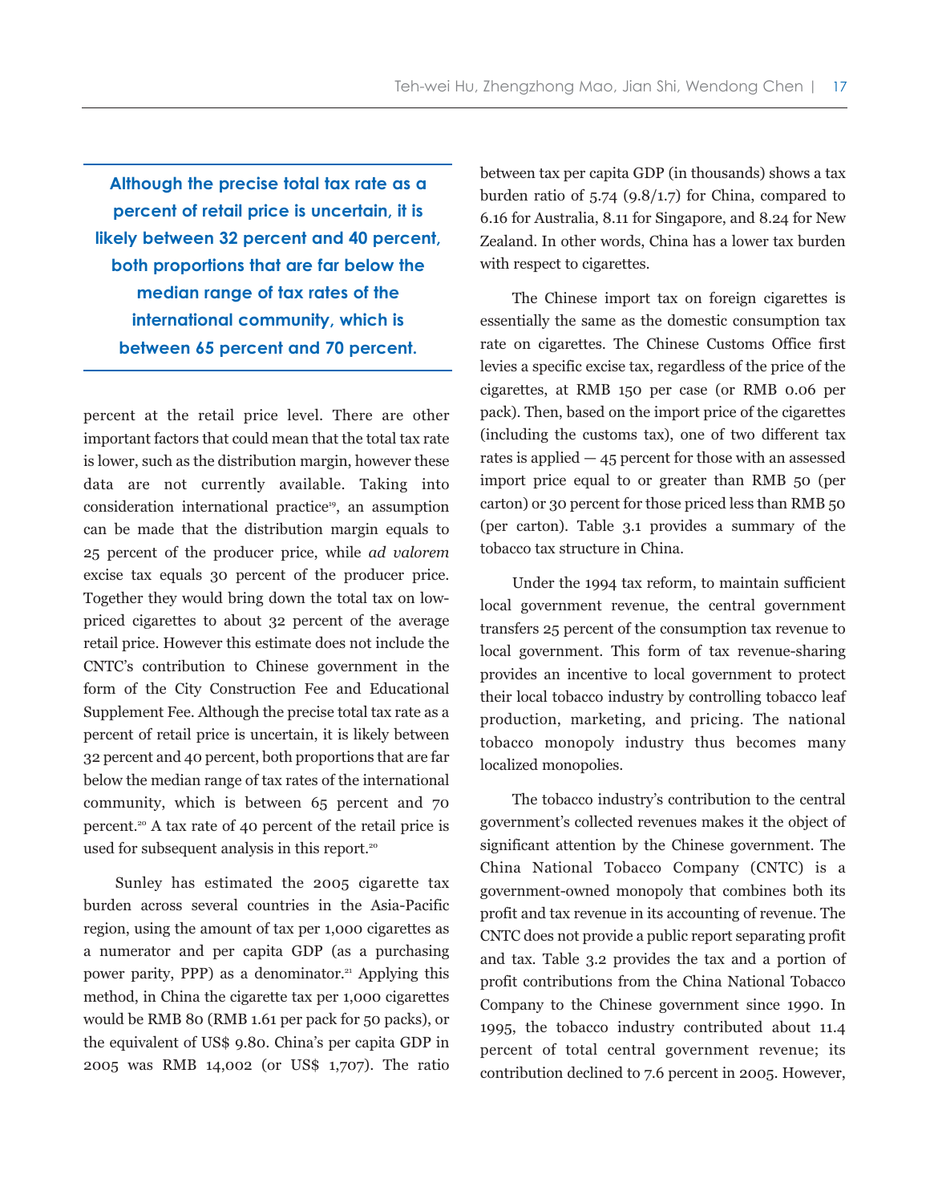**Although the precise total tax rate as a percent of retail price is uncertain, it is likely between 32 percent and 40 percent, both proportions that are far below the median range of tax rates of the international community, which is between 65 percent and 70 percent.**

percent at the retail price level. There are other important factors that could mean that the total tax rate is lower, such as the distribution margin, however these data are not currently available. Taking into consideration international practice[19], an assumption can be made that the distribution margin equals to 25 percent of the producer price, while *ad valorem* excise tax equals 30 percent of the producer price. Together they would bring down the total tax on low-priced cigarettes to about 32 percent of the average retail price. However this estimate does not include the CNTC's contribution to Chinese government in the form of the City Construction Fee and Educational Supplement Fee. Although the precise total tax rate as a percent of retail price is uncertain, it is likely between 32 percent and 40 percent, both proportions that are far below the median range of tax rates of the international community, which is between 65 percent and 70 percent.[20] A tax rate of 40 percent of the retail price is used for subsequent analysis in this report.[20]

Sunley has estimated the 2005 cigarette tax burden across several countries in the Asia-Pacific region, using the amount of tax per 1,000 cigarettes as a numerator and per capita GDP (as a purchasing power parity, PPP) as a denominator.[21] Applying this method, in China the cigarette tax per 1,000 cigarettes would be RMB 80 (RMB 1.61 per pack for 50 packs), or the equivalent of US$ 9.80. China's per capita GDP in 2005 was RMB 14,002 (or US$ 1,707). The ratio between tax per capita GDP (in thousands) shows a tax burden ratio of 5.74 (9.8/1.7) for China, compared to 6.16 for Australia, 8.11 for Singapore, and 8.24 for New Zealand. In other words, China has a lower tax burden with respect to cigarettes.

The Chinese import tax on foreign cigarettes is essentially the same as the domestic consumption tax rate on cigarettes. The Chinese Customs Office first levies a specific excise tax, regardless of the price of the cigarettes, at RMB 150 per case (or RMB 0.06 per pack). Then, based on the import price of the cigarettes (including the customs tax), one of two different tax rates is applied — 45 percent for those with an assessed import price equal to or greater than RMB 50 (per carton) or 30 percent for those priced less than RMB 50 (per carton). Table 3.1 provides a summary of the tobacco tax structure in China.

Under the 1994 tax reform, to maintain sufficient local government revenue, the central government transfers 25 percent of the consumption tax revenue to local government. This form of tax revenue-sharing provides an incentive to local government to protect their local tobacco industry by controlling tobacco leaf production, marketing, and pricing. The national tobacco monopoly industry thus becomes many localized monopolies.

The tobacco industry's contribution to the central government's collected revenues makes it the object of significant attention by the Chinese government. The China National Tobacco Company (CNTC) is a government-owned monopoly that combines both its profit and tax revenue in its accounting of revenue. The CNTC does not provide a public report separating profit and tax. Table 3.2 provides the tax and a portion of profit contributions from the China National Tobacco Company to the Chinese government since 1990. In 1995, the tobacco industry contributed about 11.4 percent of total central government revenue; its contribution declined to 7.6 percent in 2005. However,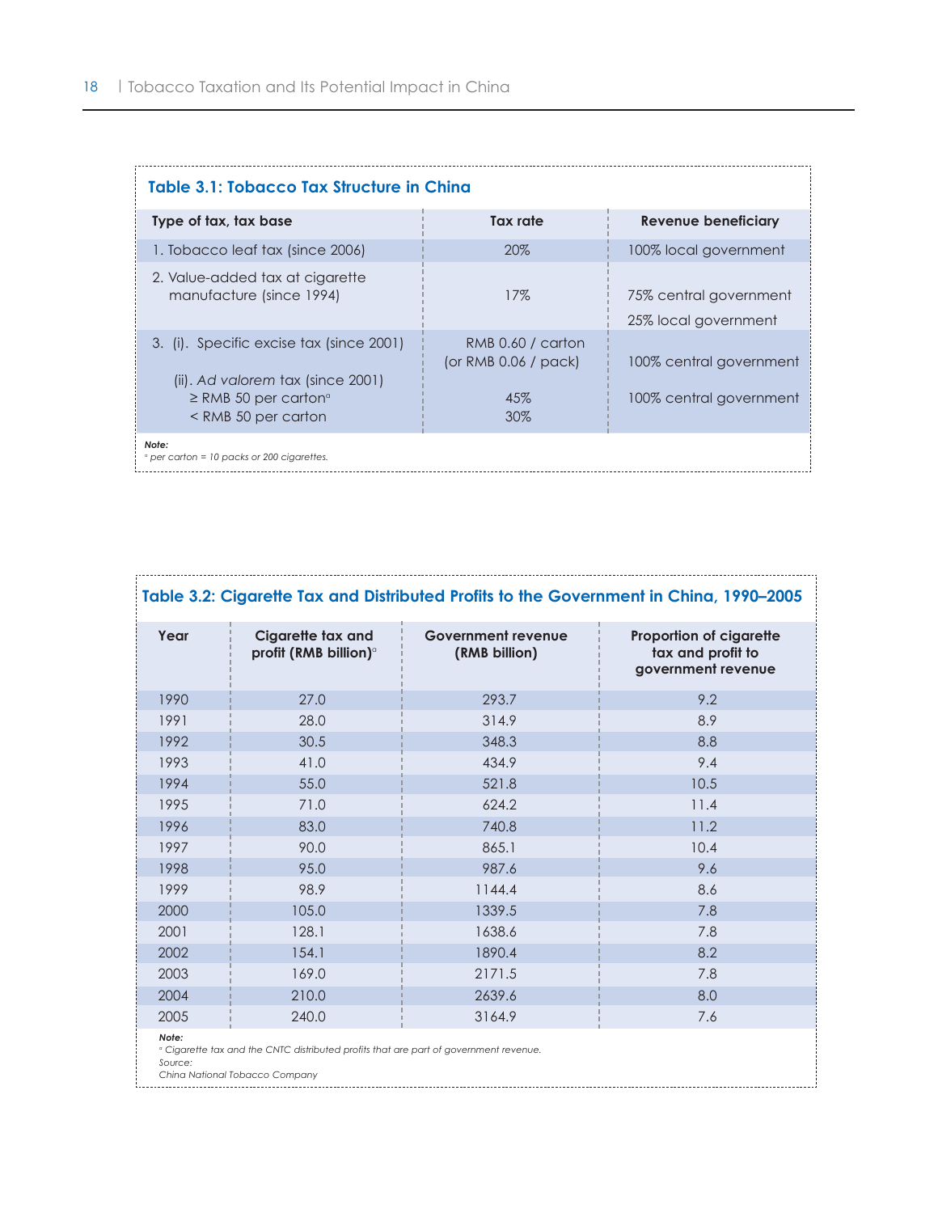**Table 3.1: Tobacco Tax Structure in China**

| Type of tax, tax base | Tax rate | Revenue beneficiary |
|---|---|---|
| 1. Tobacco leaf tax (since 2006) | 20% | 100% local government |
| 2. Value-added tax at cigarette manufacture (since 1994) | 17% | 75% central government<br>25% local government |
| 3. (i). Specific excise tax (since 2001) | RMB 0.60 / carton (or RMB 0.06 / pack) | 100% central government |
| (ii). *Ad valorem* tax (since 2001)<br>≥ RMB 50 per carton[a]<br>< RMB 50 per carton | <br>45%<br>30% | 100% central government |

*Note:*
[a] *per carton = 10 packs or 200 cigarettes.*

**Table 3.2: Cigarette Tax and Distributed Profits to the Government in China, 1990–2005**

| Year | Cigarette tax and profit (RMB billion)[a] | Government revenue (RMB billion) | Proportion of cigarette tax and profit to government revenue |
|---|---|---|---|
| 1990 | 27.0 | 293.7 | 9.2 |
| 1991 | 28.0 | 314.9 | 8.9 |
| 1992 | 30.5 | 348.3 | 8.8 |
| 1993 | 41.0 | 434.9 | 9.4 |
| 1994 | 55.0 | 521.8 | 10.5 |
| 1995 | 71.0 | 624.2 | 11.4 |
| 1996 | 83.0 | 740.8 | 11.2 |
| 1997 | 90.0 | 865.1 | 10.4 |
| 1998 | 95.0 | 987.6 | 9.6 |
| 1999 | 98.9 | 1144.4 | 8.6 |
| 2000 | 105.0 | 1339.5 | 7.8 |
| 2001 | 128.1 | 1638.6 | 7.8 |
| 2002 | 154.1 | 1890.4 | 8.2 |
| 2003 | 169.0 | 2171.5 | 7.8 |
| 2004 | 210.0 | 2639.6 | 8.0 |
| 2005 | 240.0 | 3164.9 | 7.6 |

*Note:*
[a] *Cigarette tax and the CNTC distributed profits that are part of government revenue.*
*Source:*
*China National Tobacco Company*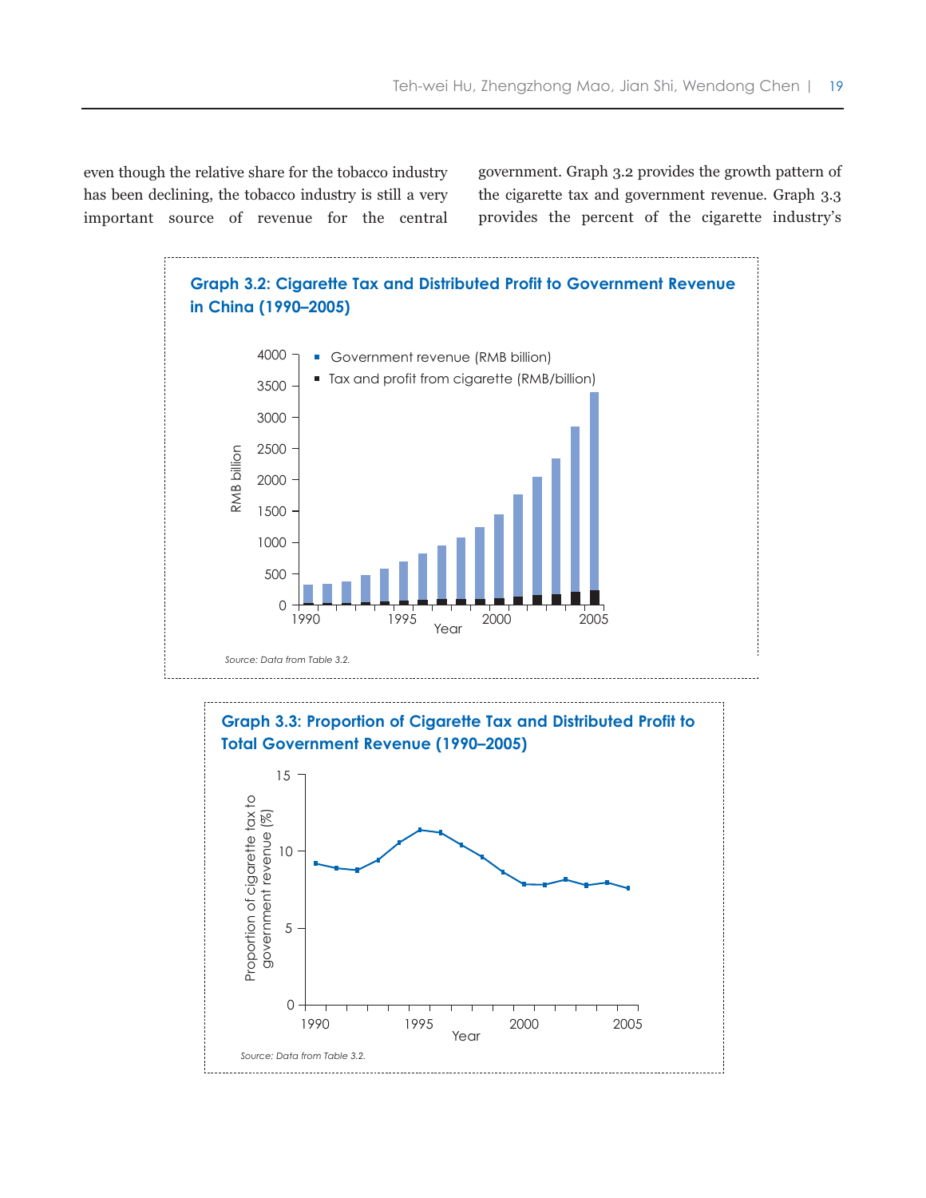even though the relative share for the tobacco industry has been declining, the tobacco industry is still a very important source of revenue for the central government. Graph 3.2 provides the growth pattern of the cigarette tax and government revenue. Graph 3.3 provides the percent of the cigarette industry's

**Graph 3.2: Cigarette Tax and Distributed Profit to Government Revenue in China (1990–2005)**

*Source: Data from Table 3.2.*

**Graph 3.3: Proportion of Cigarette Tax and Distributed Profit to Total Government Revenue (1990–2005)**

*Source: Data from Table 3.2.*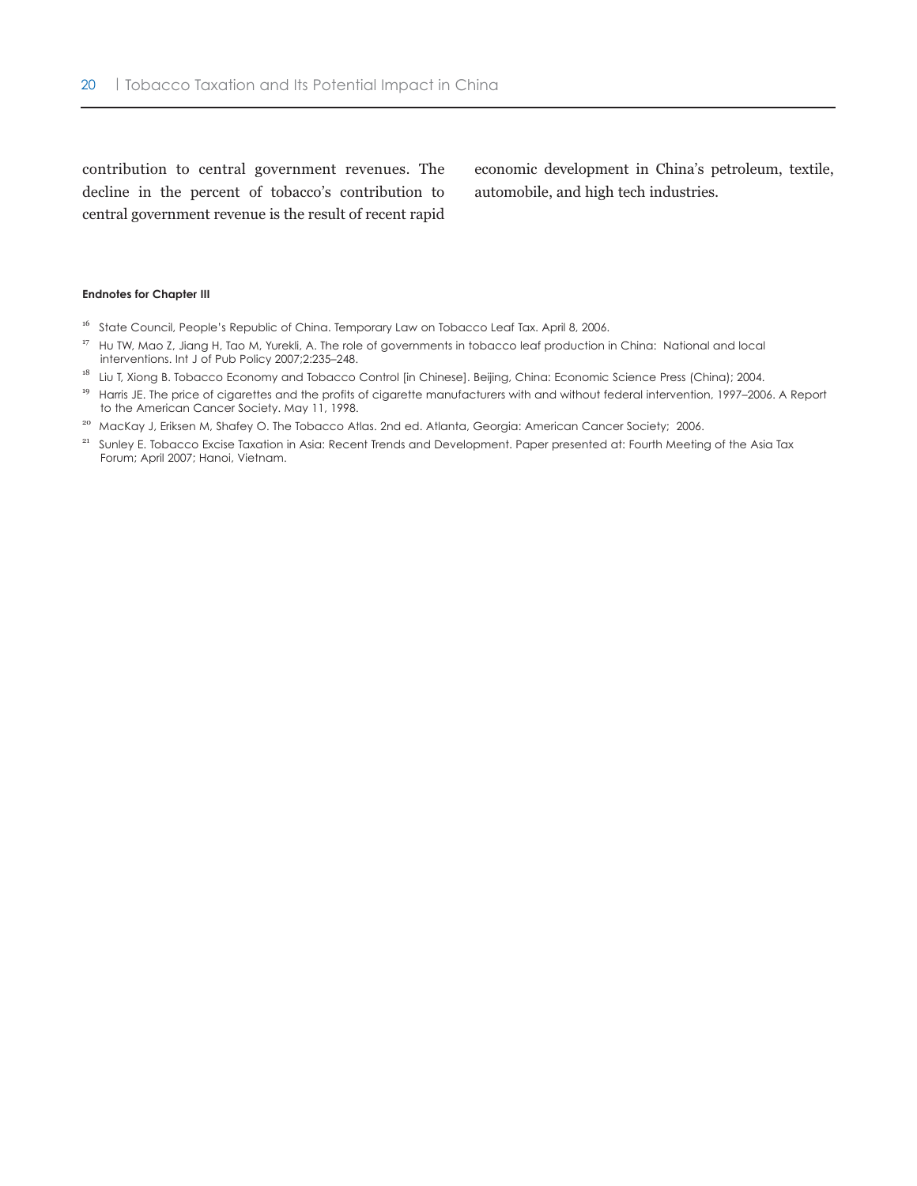contribution to central government revenues. The decline in the percent of tobacco's contribution to central government revenue is the result of recent rapid economic development in China's petroleum, textile, automobile, and high tech industries.

**Endnotes for Chapter III**

[16] State Council, People's Republic of China. Temporary Law on Tobacco Leaf Tax. April 8, 2006.

[17] Hu TW, Mao Z, Jiang H, Tao M, Yurekli, A. The role of governments in tobacco leaf production in China: National and local interventions. Int J of Pub Policy 2007;2:235–248.

[18] Liu T, Xiong B. Tobacco Economy and Tobacco Control [in Chinese]. Beijing, China: Economic Science Press (China); 2004.

[19] Harris JE. The price of cigarettes and the profits of cigarette manufacturers with and without federal intervention, 1997–2006. A Report to the American Cancer Society. May 11, 1998.

[20] MacKay J, Eriksen M, Shafey O. The Tobacco Atlas. 2nd ed. Atlanta, Georgia: American Cancer Society; 2006.

[21] Sunley E. Tobacco Excise Taxation in Asia: Recent Trends and Development. Paper presented at: Fourth Meeting of the Asia Tax Forum; April 2007; Hanoi, Vietnam.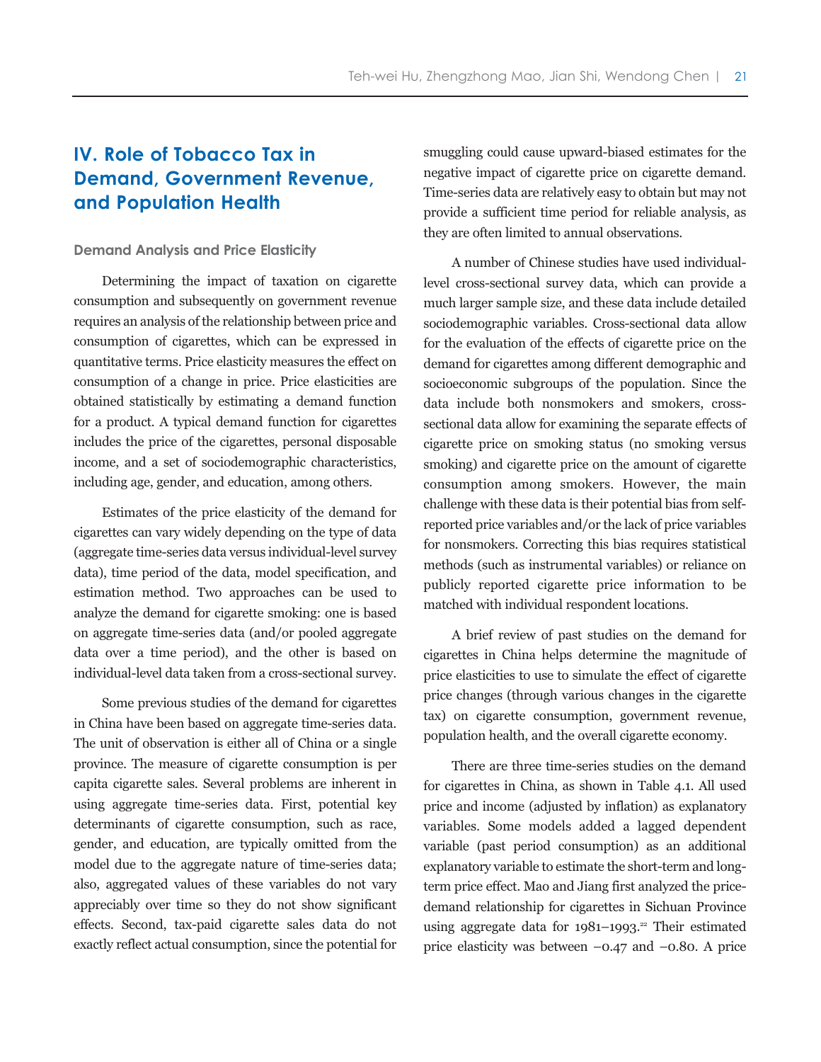## IV. Role of Tobacco Tax in Demand, Government Revenue, and Population Health

### Demand Analysis and Price Elasticity

Determining the impact of taxation on cigarette consumption and subsequently on government revenue requires an analysis of the relationship between price and consumption of cigarettes, which can be expressed in quantitative terms. Price elasticity measures the effect on consumption of a change in price. Price elasticities are obtained statistically by estimating a demand function for a product. A typical demand function for cigarettes includes the price of the cigarettes, personal disposable income, and a set of sociodemographic characteristics, including age, gender, and education, among others.

Estimates of the price elasticity of the demand for cigarettes can vary widely depending on the type of data (aggregate time-series data versus individual-level survey data), time period of the data, model specification, and estimation method. Two approaches can be used to analyze the demand for cigarette smoking: one is based on aggregate time-series data (and/or pooled aggregate data over a time period), and the other is based on individual-level data taken from a cross-sectional survey.

Some previous studies of the demand for cigarettes in China have been based on aggregate time-series data. The unit of observation is either all of China or a single province. The measure of cigarette consumption is per capita cigarette sales. Several problems are inherent in using aggregate time-series data. First, potential key determinants of cigarette consumption, such as race, gender, and education, are typically omitted from the model due to the aggregate nature of time-series data; also, aggregated values of these variables do not vary appreciably over time so they do not show significant effects. Second, tax-paid cigarette sales data do not exactly reflect actual consumption, since the potential for smuggling could cause upward-biased estimates for the negative impact of cigarette price on cigarette demand. Time-series data are relatively easy to obtain but may not provide a sufficient time period for reliable analysis, as they are often limited to annual observations.

A number of Chinese studies have used individual-level cross-sectional survey data, which can provide a much larger sample size, and these data include detailed sociodemographic variables. Cross-sectional data allow for the evaluation of the effects of cigarette price on the demand for cigarettes among different demographic and socioeconomic subgroups of the population. Since the data include both nonsmokers and smokers, cross-sectional data allow for examining the separate effects of cigarette price on smoking status (no smoking versus smoking) and cigarette price on the amount of cigarette consumption among smokers. However, the main challenge with these data is their potential bias from self-reported price variables and/or the lack of price variables for nonsmokers. Correcting this bias requires statistical methods (such as instrumental variables) or reliance on publicly reported cigarette price information to be matched with individual respondent locations.

A brief review of past studies on the demand for cigarettes in China helps determine the magnitude of price elasticities to use to simulate the effect of cigarette price changes (through various changes in the cigarette tax) on cigarette consumption, government revenue, population health, and the overall cigarette economy.

There are three time-series studies on the demand for cigarettes in China, as shown in Table 4.1. All used price and income (adjusted by inflation) as explanatory variables. Some models added a lagged dependent variable (past period consumption) as an additional explanatory variable to estimate the short-term and long-term price effect. Mao and Jiang first analyzed the price-demand relationship for cigarettes in Sichuan Province using aggregate data for 1981–1993.[22] Their estimated price elasticity was between –0.47 and –0.80. A price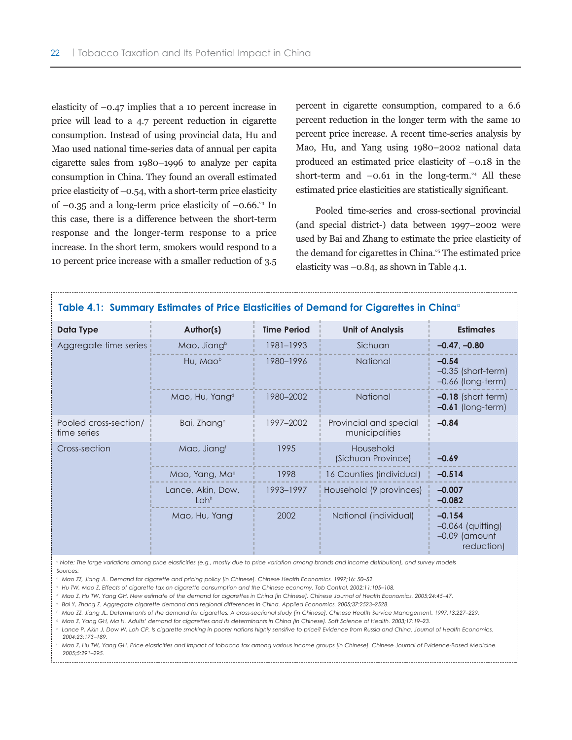elasticity of –0.47 implies that a 10 percent increase in price will lead to a 4.7 percent reduction in cigarette consumption. Instead of using provincial data, Hu and Mao used national time-series data of annual per capita cigarette sales from 1980–1996 to analyze per capita consumption in China. They found an overall estimated price elasticity of –0.54, with a short-term price elasticity of –0.35 and a long-term price elasticity of –0.66.[23] In this case, there is a difference between the short-term response and the longer-term response to a price increase. In the short term, smokers would respond to a 10 percent price increase with a smaller reduction of 3.5 percent in cigarette consumption, compared to a 6.6 percent reduction in the longer term with the same 10 percent price increase. A recent time-series analysis by Mao, Hu, and Yang using 1980–2002 national data produced an estimated price elasticity of –0.18 in the short-term and –0.61 in the long-term.[24] All these estimated price elasticities are statistically significant.

Pooled time-series and cross-sectional provincial (and special district-) data between 1997–2002 were used by Bai and Zhang to estimate the price elasticity of the demand for cigarettes in China.[25] The estimated price elasticity was –0.84, as shown in Table 4.1.

**Table 4.1: Summary Estimates of Price Elasticities of Demand for Cigarettes in China[a]**

| Data Type | Author(s) | Time Period | Unit of Analysis | Estimates |
|---|---|---|---|---|
| Aggregate time series | Mao, Jiang[b] | 1981–1993 | Sichuan | **–0.47**, **–0.80** |
| | Hu, Mao[b] | 1980–1996 | National | **–0.54**<br>–0.35 (short-term)<br>–0.66 (long-term) |
| | Mao, Hu, Yang[d] | 1980–2002 | National | **–0.18** (short term)<br>**–0.61** (long-term) |
| Pooled cross-section/ time series | Bai, Zhang[e] | 1997–2002 | Provincial and special municipalities | **–0.84** |
| Cross-section | Mao, Jiang[f] | 1995 | Household (Sichuan Province) | **–0.69** |
| | Mao, Yang, Ma[g] | 1998 | 16 Counties (individual) | **–0.514** |
| | Lance, Akin, Dow, Loh[h] | 1993–1997 | Household (9 provinces) | **–0.007**<br>**–0.082** |
| | Mao, Hu, Yang[i] | 2002 | National (individual) | **–0.154**<br>–0.064 (quitting)<br>–0.09 (amount reduction) |

*[a] Note: The large variations among price elasticities (e.g., mostly due to price variation among brands and income distribution), and survey models*

*Sources:*

*[b] Mao ZZ, Jiang JL. Demand for cigarette and pricing policy [in Chinese]. Chinese Health Economics. 1997;16: 50–52.*

*[c] Hu TW, Mao Z. Effects of cigarette tax on cigarette consumption and the Chinese economy. Tob Control. 2002;11:105–108.*

*[d] Mao Z, Hu TW, Yang GH. New estimate of the demand for cigarettes in China [in Chinese]. Chinese Journal of Health Economics. 2005;24:45–47.*

*[e] Bai Y, Zhang Z. Aggregate cigarette demand and regional differences in China. Applied Economics. 2005;37:2523–2528.*

*[f] Mao ZZ, Jiang JL. Determinants of the demand for cigarettes: A cross-sectional study [in Chinese]. Chinese Health Service Management. 1997;13:227–229.*

*[g] Mao Z, Yang GH, Ma H. Adults' demand for cigarettes and its determinants in China [in Chinese]. Soft Science of Health. 2003;17:19–23.*

*[h] Lance P, Akin J, Dow W, Loh CP. Is cigarette smoking in poorer nations highly sensitive to price? Evidence from Russia and China. Journal of Health Economics. 2004;23:173–189.*

*[i] Mao Z, Hu TW, Yang GH. Price elasticities and impact of tobacco tax among various income groups [in Chinese]. Chinese Journal of Evidence-Based Medicine. 2005;5:291–295.*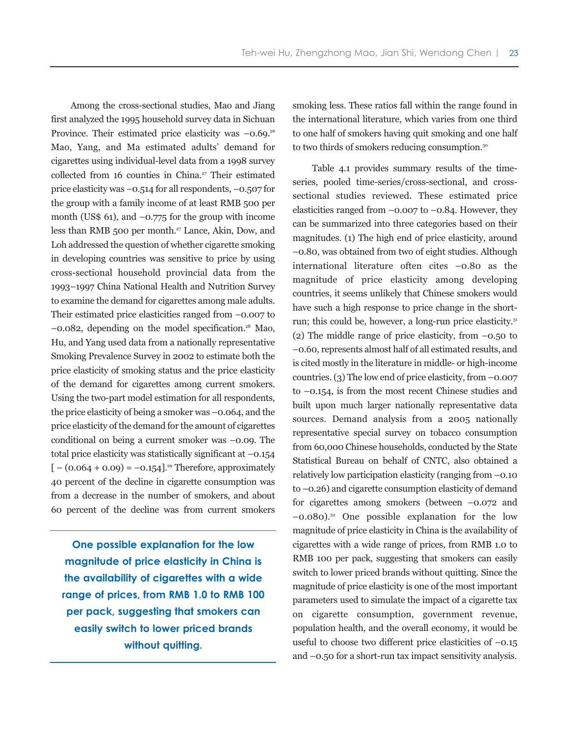Among the cross-sectional studies, Mao and Jiang first analyzed the 1995 household survey data in Sichuan Province. Their estimated price elasticity was –0.69.[26] Mao, Yang, and Ma estimated adults' demand for cigarettes using individual-level data from a 1998 survey collected from 16 counties in China.[27] Their estimated price elasticity was –0.514 for all respondents, –0.507 for the group with a family income of at least RMB 500 per month (US$ 61), and –0.775 for the group with income less than RMB 500 per month.[27] Lance, Akin, Dow, and Loh addressed the question of whether cigarette smoking in developing countries was sensitive to price by using cross-sectional household provincial data from the 1993–1997 China National Health and Nutrition Survey to examine the demand for cigarettes among male adults. Their estimated price elasticities ranged from –0.007 to –0.082, depending on the model specification.[28] Mao, Hu, and Yang used data from a nationally representative Smoking Prevalence Survey in 2002 to estimate both the price elasticity of smoking status and the price elasticity of the demand for cigarettes among current smokers. Using the two-part model estimation for all respondents, the price elasticity of being a smoker was –0.064, and the price elasticity of the demand for the amount of cigarettes conditional on being a current smoker was –0.09. The total price elasticity was statistically significant at –0.154 [ – (0.064 + 0.09) = –0.154].[29] Therefore, approximately 40 percent of the decline in cigarette consumption was from a decrease in the number of smokers, and about 60 percent of the decline was from current smokers smoking less. These ratios fall within the range found in the international literature, which varies from one third to one half of smokers having quit smoking and one half to two thirds of smokers reducing consumption.[30]

> **One possible explanation for the low magnitude of price elasticity in China is the availability of cigarettes with a wide range of prices, from RMB 1.0 to RMB 100 per pack, suggesting that smokers can easily switch to lower priced brands without quitting.**

Table 4.1 provides summary results of the time-series, pooled time-series/cross-sectional, and cross-sectional studies reviewed. These estimated price elasticities ranged from –0.007 to –0.84. However, they can be summarized into three categories based on their magnitudes. (1) The high end of price elasticity, around –0.80, was obtained from two of eight studies. Although international literature often cites –0.80 as the magnitude of price elasticity among developing countries, it seems unlikely that Chinese smokers would have such a high response to price change in the short-run; this could be, however, a long-run price elasticity.[31] (2) The middle range of price elasticity, from –0.50 to –0.60, represents almost half of all estimated results, and is cited mostly in the literature in middle- or high-income countries. (3) The low end of price elasticity, from –0.007 to –0.154, is from the most recent Chinese studies and built upon much larger nationally representative data sources. Demand analysis from a 2005 nationally representative special survey on tobacco consumption from 60,000 Chinese households, conducted by the State Statistical Bureau on behalf of CNTC, also obtained a relatively low participation elasticity (ranging from –0.10 to –0.26) and cigarette consumption elasticity of demand for cigarettes among smokers (between –0.072 and –0.080).[32] One possible explanation for the low magnitude of price elasticity in China is the availability of cigarettes with a wide range of prices, from RMB 1.0 to RMB 100 per pack, suggesting that smokers can easily switch to lower priced brands without quitting. Since the magnitude of price elasticity is one of the most important parameters used to simulate the impact of a cigarette tax on cigarette consumption, government revenue, population health, and the overall economy, it would be useful to choose two different price elasticities of –0.15 and –0.50 for a short-run tax impact sensitivity analysis.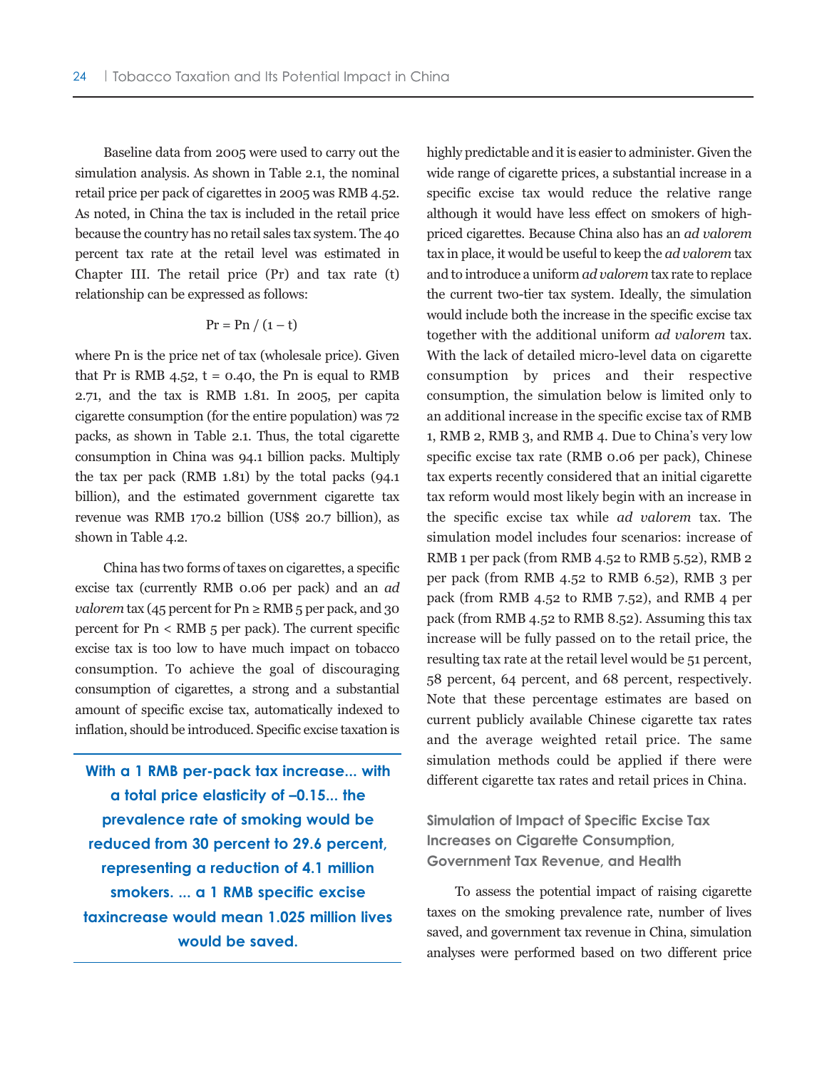Baseline data from 2005 were used to carry out the simulation analysis. As shown in Table 2.1, the nominal retail price per pack of cigarettes in 2005 was RMB 4.52. As noted, in China the tax is included in the retail price because the country has no retail sales tax system. The 40 percent tax rate at the retail level was estimated in Chapter III. The retail price (Pr) and tax rate (t) relationship can be expressed as follows:

$$Pr = Pn / (1 - t)$$

where Pn is the price net of tax (wholesale price). Given that Pr is RMB 4.52, t = 0.40, the Pn is equal to RMB 2.71, and the tax is RMB 1.81. In 2005, per capita cigarette consumption (for the entire population) was 72 packs, as shown in Table 2.1. Thus, the total cigarette consumption in China was 94.1 billion packs. Multiply the tax per pack (RMB 1.81) by the total packs (94.1 billion), and the estimated government cigarette tax revenue was RMB 170.2 billion (US$ 20.7 billion), as shown in Table 4.2.

China has two forms of taxes on cigarettes, a specific excise tax (currently RMB 0.06 per pack) and an *ad valorem* tax (45 percent for Pn ≥ RMB 5 per pack, and 30 percent for Pn < RMB 5 per pack). The current specific excise tax is too low to have much impact on tobacco consumption. To achieve the goal of discouraging consumption of cigarettes, a strong and a substantial amount of specific excise tax, automatically indexed to inflation, should be introduced. Specific excise taxation is highly predictable and it is easier to administer. Given the wide range of cigarette prices, a substantial increase in a specific excise tax would reduce the relative range although it would have less effect on smokers of high-priced cigarettes. Because China also has an *ad valorem* tax in place, it would be useful to keep the *ad valorem* tax and to introduce a uniform *ad valorem* tax rate to replace the current two-tier tax system. Ideally, the simulation would include both the increase in the specific excise tax together with the additional uniform *ad valorem* tax. With the lack of detailed micro-level data on cigarette consumption by prices and their respective consumption, the simulation below is limited only to an additional increase in the specific excise tax of RMB 1, RMB 2, RMB 3, and RMB 4. Due to China's very low specific excise tax rate (RMB 0.06 per pack), Chinese tax experts recently considered that an initial cigarette tax reform would most likely begin with an increase in the specific excise tax while *ad valorem* tax. The simulation model includes four scenarios: increase of RMB 1 per pack (from RMB 4.52 to RMB 5.52), RMB 2 per pack (from RMB 4.52 to RMB 6.52), RMB 3 per pack (from RMB 4.52 to RMB 7.52), and RMB 4 per pack (from RMB 4.52 to RMB 8.52). Assuming this tax increase will be fully passed on to the retail price, the resulting tax rate at the retail level would be 51 percent, 58 percent, 64 percent, and 68 percent, respectively. Note that these percentage estimates are based on current publicly available Chinese cigarette tax rates and the average weighted retail price. The same simulation methods could be applied if there were different cigarette tax rates and retail prices in China.

> **With a 1 RMB per-pack tax increase... with a total price elasticity of –0.15... the prevalence rate of smoking would be reduced from 30 percent to 29.6 percent, representing a reduction of 4.1 million smokers. ... a 1 RMB specific excise taxincrease would mean 1.025 million lives would be saved.**

### Simulation of Impact of Specific Excise Tax Increases on Cigarette Consumption, Government Tax Revenue, and Health

To assess the potential impact of raising cigarette taxes on the smoking prevalence rate, number of lives saved, and government tax revenue in China, simulation analyses were performed based on two different price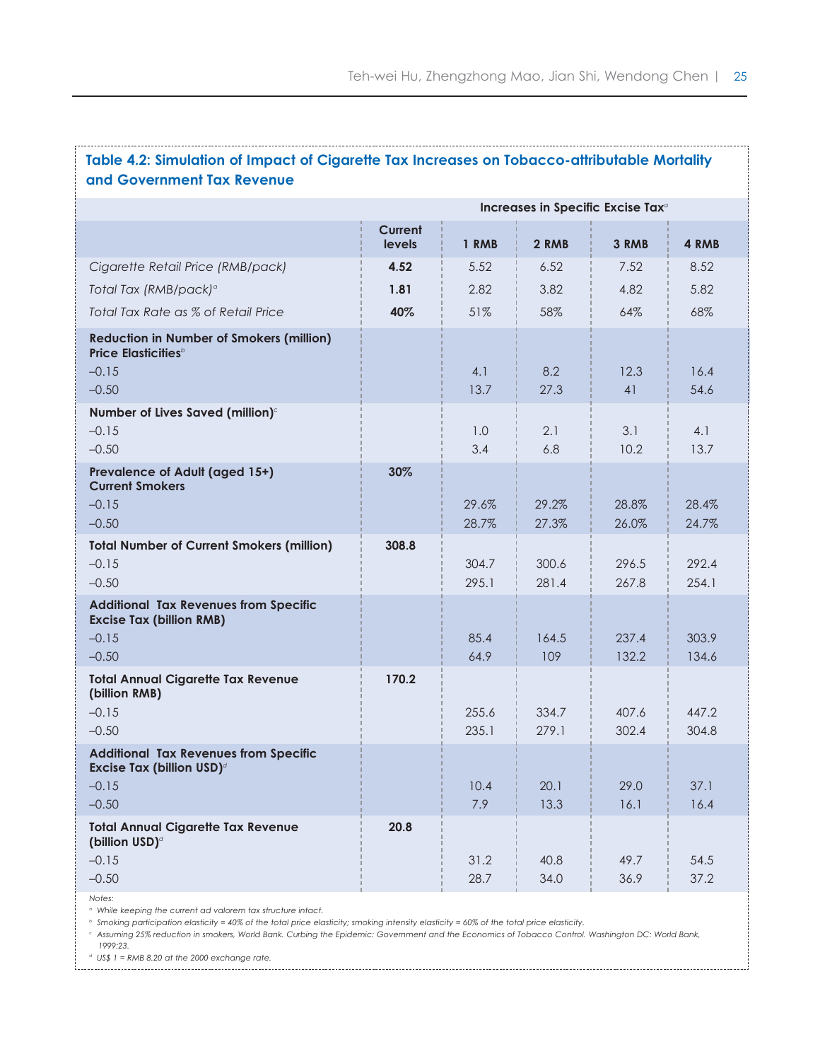**Table 4.2: Simulation of Impact of Cigarette Tax Increases on Tobacco-attributable Mortality and Government Tax Revenue**

| | | Increases in Specific Excise Tax[a] | | | |
|---|---|---|---|---|---|
| | **Current levels** | **1 RMB** | **2 RMB** | **3 RMB** | **4 RMB** |
| *Cigarette Retail Price (RMB/pack)* | **4.52** | 5.52 | 6.52 | 7.52 | 8.52 |
| *Total Tax (RMB/pack)*[a] | **1.81** | 2.82 | 3.82 | 4.82 | 5.82 |
| *Total Tax Rate as % of Retail Price* | **40%** | 51% | 58% | 64% | 68% |
| **Reduction in Number of Smokers (million) Price Elasticities**[b] | | | | | |
| –0.15 | | 4.1 | 8.2 | 12.3 | 16.4 |
| –0.50 | | 13.7 | 27.3 | 41 | 54.6 |
| **Number of Lives Saved (million)**[c] | | | | | |
| –0.15 | | 1.0 | 2.1 | 3.1 | 4.1 |
| –0.50 | | 3.4 | 6.8 | 10.2 | 13.7 |
| **Prevalence of Adult (aged 15+) Current Smokers** | **30%** | | | | |
| –0.15 | | 29.6% | 29.2% | 28.8% | 28.4% |
| –0.50 | | 28.7% | 27.3% | 26.0% | 24.7% |
| **Total Number of Current Smokers (million)** | **308.8** | | | | |
| –0.15 | | 304.7 | 300.6 | 296.5 | 292.4 |
| –0.50 | | 295.1 | 281.4 | 267.8 | 254.1 |
| **Additional Tax Revenues from Specific Excise Tax (billion RMB)** | | | | | |
| –0.15 | | 85.4 | 164.5 | 237.4 | 303.9 |
| –0.50 | | 64.9 | 109 | 132.2 | 134.6 |
| **Total Annual Cigarette Tax Revenue (billion RMB)** | **170.2** | | | | |
| –0.15 | | 255.6 | 334.7 | 407.6 | 447.2 |
| –0.50 | | 235.1 | 279.1 | 302.4 | 304.8 |
| **Additional Tax Revenues from Specific Excise Tax (billion USD)**[d] | | | | | |
| –0.15 | | 10.4 | 20.1 | 29.0 | 37.1 |
| –0.50 | | 7.9 | 13.3 | 16.1 | 16.4 |
| **Total Annual Cigarette Tax Revenue (billion USD)**[d] | **20.8** | | | | |
| –0.15 | | 31.2 | 40.8 | 49.7 | 54.5 |
| –0.50 | | 28.7 | 34.0 | 36.9 | 37.2 |

*Notes:*

[a] *While keeping the current ad valorem tax structure intact.*

[b] *Smoking participation elasticity = 40% of the total price elasticity; smoking intensity elasticity = 60% of the total price elasticity.*

[c] *Assuming 25% reduction in smokers, World Bank. Curbing the Epidemic: Government and the Economics of Tobacco Control. Washington DC: World Bank, 1999:23.*

[d] *US$ 1 = RMB 8.20 at the 2000 exchange rate.*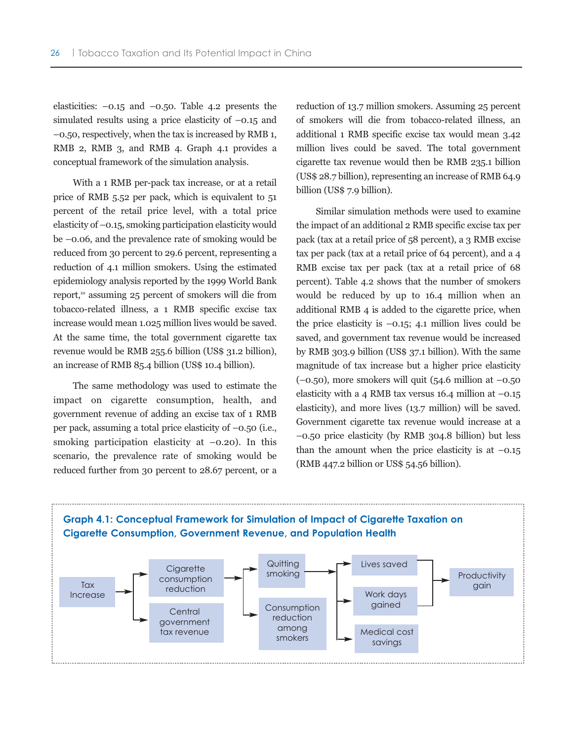elasticities: –0.15 and –0.50. Table 4.2 presents the simulated results using a price elasticity of –0.15 and –0.50, respectively, when the tax is increased by RMB 1, RMB 2, RMB 3, and RMB 4. Graph 4.1 provides a conceptual framework of the simulation analysis.

With a 1 RMB per-pack tax increase, or at a retail price of RMB 5.52 per pack, which is equivalent to 51 percent of the retail price level, with a total price elasticity of –0.15, smoking participation elasticity would be –0.06, and the prevalence rate of smoking would be reduced from 30 percent to 29.6 percent, representing a reduction of 4.1 million smokers. Using the estimated epidemiology analysis reported by the 1999 World Bank report,[10] assuming 25 percent of smokers will die from tobacco-related illness, a 1 RMB specific excise tax increase would mean 1.025 million lives would be saved. At the same time, the total government cigarette tax revenue would be RMB 255.6 billion (US$ 31.2 billion), an increase of RMB 85.4 billion (US$ 10.4 billion).

The same methodology was used to estimate the impact on cigarette consumption, health, and government revenue of adding an excise tax of 1 RMB per pack, assuming a total price elasticity of –0.50 (i.e., smoking participation elasticity at –0.20). In this scenario, the prevalence rate of smoking would be reduced further from 30 percent to 28.67 percent, or a reduction of 13.7 million smokers. Assuming 25 percent of smokers will die from tobacco-related illness, an additional 1 RMB specific excise tax would mean 3.42 million lives could be saved. The total government cigarette tax revenue would then be RMB 235.1 billion (US$ 28.7 billion), representing an increase of RMB 64.9 billion (US$ 7.9 billion).

Similar simulation methods were used to examine the impact of an additional 2 RMB specific excise tax per pack (tax at a retail price of 58 percent), a 3 RMB excise tax per pack (tax at a retail price of 64 percent), and a 4 RMB excise tax per pack (tax at a retail price of 68 percent). Table 4.2 shows that the number of smokers would be reduced by up to 16.4 million when an additional RMB 4 is added to the cigarette price, when the price elasticity is –0.15; 4.1 million lives could be saved, and government tax revenue would be increased by RMB 303.9 billion (US$ 37.1 billion). With the same magnitude of tax increase but a higher price elasticity (–0.50), more smokers will quit (54.6 million at –0.50 elasticity with a 4 RMB tax versus 16.4 million at –0.15 elasticity), and more lives (13.7 million) will be saved. Government cigarette tax revenue would increase at a –0.50 price elasticity (by RMB 304.8 billion) but less than the amount when the price elasticity is at –0.15 (RMB 447.2 billion or US$ 54.56 billion).

**Graph 4.1: Conceptual Framework for Simulation of Impact of Cigarette Taxation on Cigarette Consumption, Government Revenue, and Population Health**

- Tax Increase → Cigarette consumption reduction; Central government tax revenue
- Cigarette consumption reduction → Quitting smoking; Consumption reduction among smokers
- Quitting smoking / Consumption reduction among smokers → Lives saved; Work days gained; Medical cost savings
- Lives saved; Work days gained → Productivity gain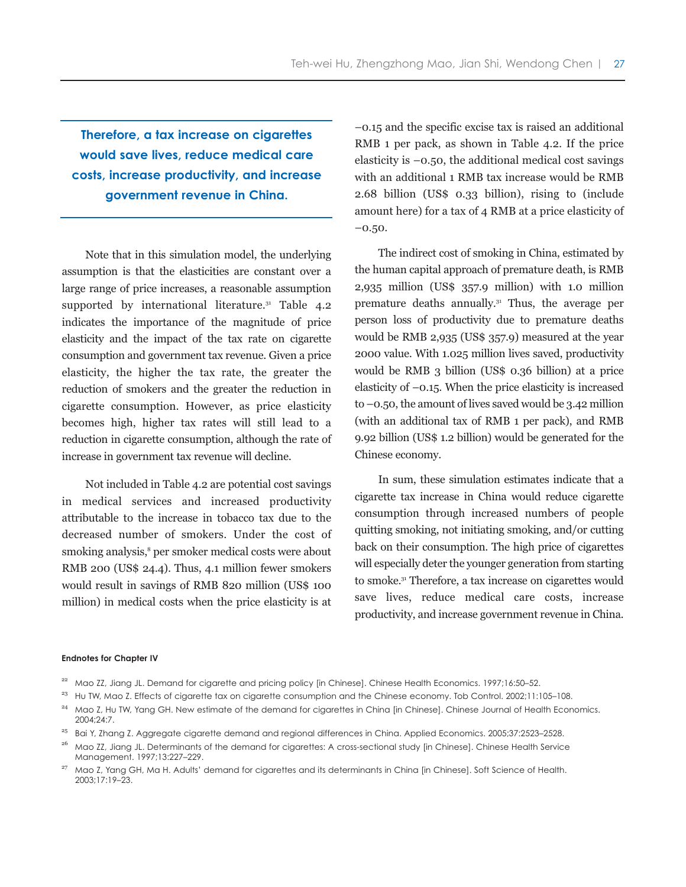**Therefore, a tax increase on cigarettes would save lives, reduce medical care costs, increase productivity, and increase government revenue in China.**

Note that in this simulation model, the underlying assumption is that the elasticities are constant over a large range of price increases, a reasonable assumption supported by international literature.[31] Table 4.2 indicates the importance of the magnitude of price elasticity and the impact of the tax rate on cigarette consumption and government tax revenue. Given a price elasticity, the higher the tax rate, the greater the reduction of smokers and the greater the reduction in cigarette consumption. However, as price elasticity becomes high, higher tax rates will still lead to a reduction in cigarette consumption, although the rate of increase in government tax revenue will decline.

Not included in Table 4.2 are potential cost savings in medical services and increased productivity attributable to the increase in tobacco tax due to the decreased number of smokers. Under the cost of smoking analysis,[8] per smoker medical costs were about RMB 200 (US$ 24.4). Thus, 4.1 million fewer smokers would result in savings of RMB 820 million (US$ 100 million) in medical costs when the price elasticity is at –0.15 and the specific excise tax is raised an additional RMB 1 per pack, as shown in Table 4.2. If the price elasticity is –0.50, the additional medical cost savings with an additional 1 RMB tax increase would be RMB 2.68 billion (US$ 0.33 billion), rising to (include amount here) for a tax of 4 RMB at a price elasticity of –0.50.

The indirect cost of smoking in China, estimated by the human capital approach of premature death, is RMB 2,935 million (US$ 357.9 million) with 1.0 million premature deaths annually.[31] Thus, the average per person loss of productivity due to premature deaths would be RMB 2,935 (US$ 357.9) measured at the year 2000 value. With 1.025 million lives saved, productivity would be RMB 3 billion (US$ 0.36 billion) at a price elasticity of –0.15. When the price elasticity is increased to –0.50, the amount of lives saved would be 3.42 million (with an additional tax of RMB 1 per pack), and RMB 9.92 billion (US$ 1.2 billion) would be generated for the Chinese economy.

In sum, these simulation estimates indicate that a cigarette tax increase in China would reduce cigarette consumption through increased numbers of people quitting smoking, not initiating smoking, and/or cutting back on their consumption. The high price of cigarettes will especially deter the younger generation from starting to smoke.[31] Therefore, a tax increase on cigarettes would save lives, reduce medical care costs, increase productivity, and increase government revenue in China.

**Endnotes for Chapter IV**

22 Mao ZZ, Jiang JL. Demand for cigarette and pricing policy [in Chinese]. Chinese Health Economics. 1997;16:50–52.

23 Hu TW, Mao Z. Effects of cigarette tax on cigarette consumption and the Chinese economy. Tob Control. 2002;11:105–108.

24 Mao Z, Hu TW, Yang GH. New estimate of the demand for cigarettes in China [in Chinese]. Chinese Journal of Health Economics. 2004;24:7.

25 Bai Y, Zhang Z. Aggregate cigarette demand and regional differences in China. Applied Economics. 2005;37:2523–2528.

26 Mao ZZ, Jiang JL. Determinants of the demand for cigarettes: A cross-sectional study [in Chinese]. Chinese Health Service Management. 1997;13:227–229.

27 Mao Z, Yang GH, Ma H. Adults' demand for cigarettes and its determinants in China [in Chinese]. Soft Science of Health. 2003;17:19–23.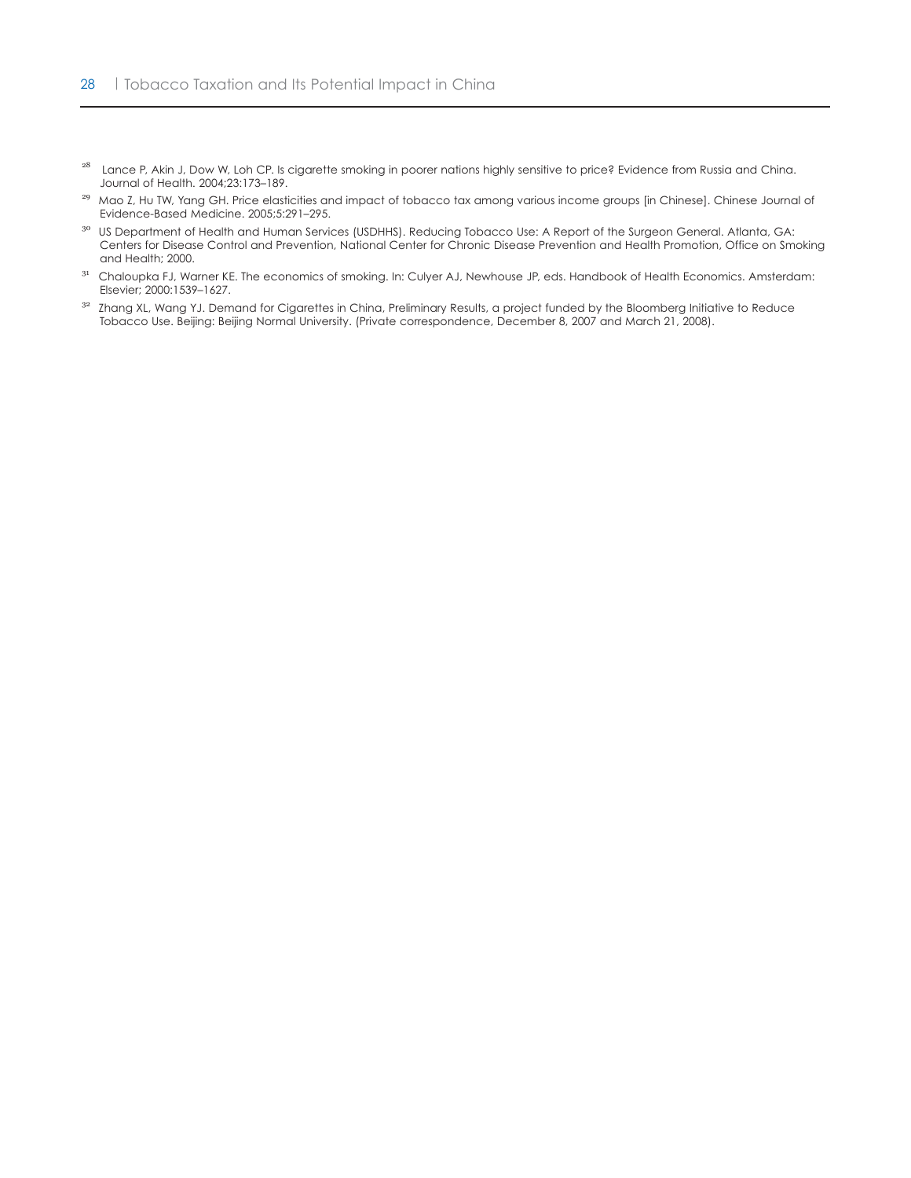[28] Lance P, Akin J, Dow W, Loh CP. Is cigarette smoking in poorer nations highly sensitive to price? Evidence from Russia and China. Journal of Health. 2004;23:173–189.

[29] Mao Z, Hu TW, Yang GH. Price elasticities and impact of tobacco tax among various income groups [in Chinese]. Chinese Journal of Evidence-Based Medicine. 2005;5:291–295.

[30] US Department of Health and Human Services (USDHHS). Reducing Tobacco Use: A Report of the Surgeon General. Atlanta, GA: Centers for Disease Control and Prevention, National Center for Chronic Disease Prevention and Health Promotion, Office on Smoking and Health; 2000.

[31] Chaloupka FJ, Warner KE. The economics of smoking. In: Culyer AJ, Newhouse JP, eds. Handbook of Health Economics. Amsterdam: Elsevier; 2000:1539–1627.

[32] Zhang XL, Wang YJ. Demand for Cigarettes in China, Preliminary Results, a project funded by the Bloomberg Initiative to Reduce Tobacco Use. Beijing: Beijing Normal University. (Private correspondence, December 8, 2007 and March 21, 2008).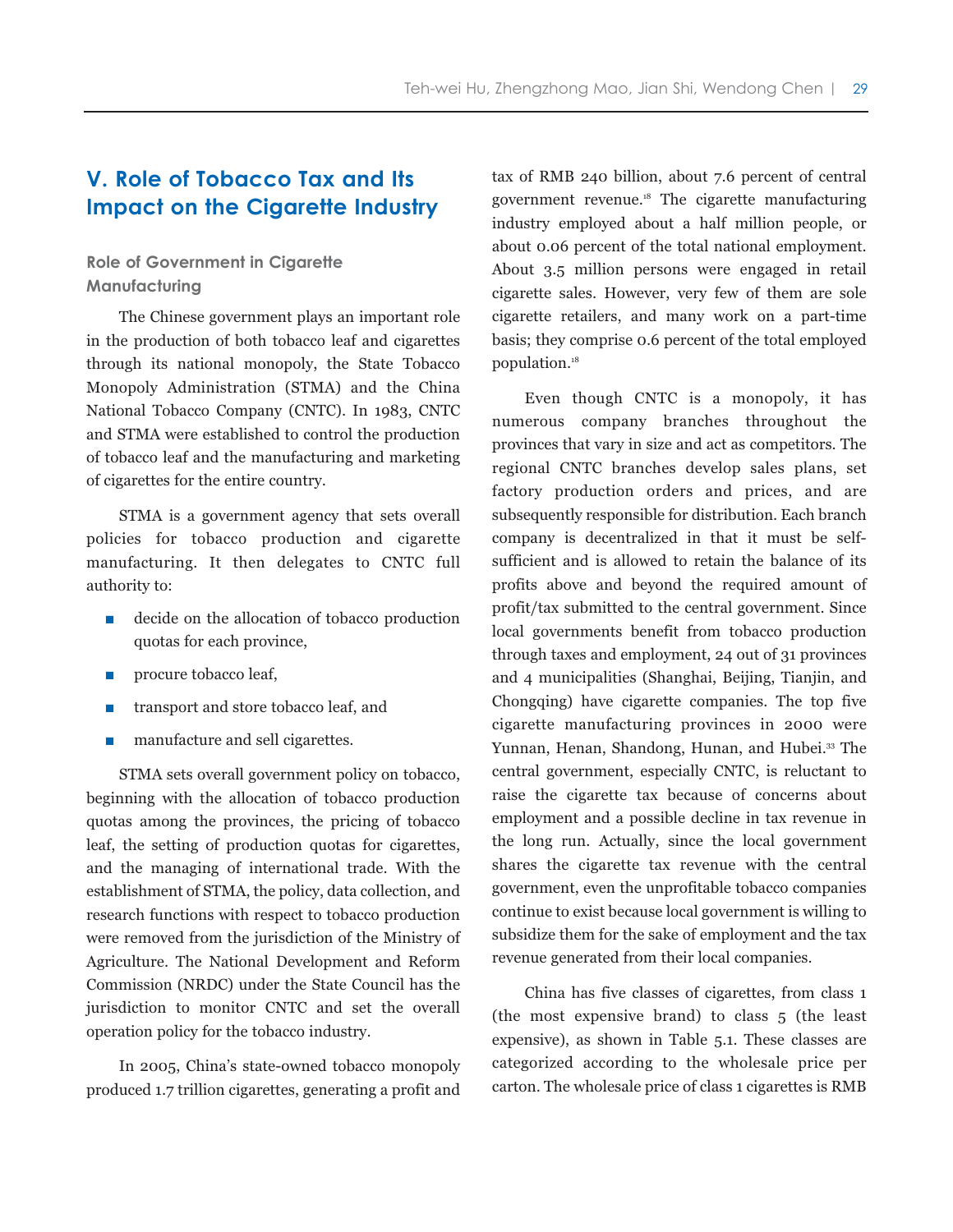## V. Role of Tobacco Tax and Its Impact on the Cigarette Industry

### Role of Government in Cigarette Manufacturing

The Chinese government plays an important role in the production of both tobacco leaf and cigarettes through its national monopoly, the State Tobacco Monopoly Administration (STMA) and the China National Tobacco Company (CNTC). In 1983, CNTC and STMA were established to control the production of tobacco leaf and the manufacturing and marketing of cigarettes for the entire country.

STMA is a government agency that sets overall policies for tobacco production and cigarette manufacturing. It then delegates to CNTC full authority to:

- decide on the allocation of tobacco production quotas for each province,
- procure tobacco leaf,
- transport and store tobacco leaf, and
- manufacture and sell cigarettes.

STMA sets overall government policy on tobacco, beginning with the allocation of tobacco production quotas among the provinces, the pricing of tobacco leaf, the setting of production quotas for cigarettes, and the managing of international trade. With the establishment of STMA, the policy, data collection, and research functions with respect to tobacco production were removed from the jurisdiction of the Ministry of Agriculture. The National Development and Reform Commission (NRDC) under the State Council has the jurisdiction to monitor CNTC and set the overall operation policy for the tobacco industry.

In 2005, China's state-owned tobacco monopoly produced 1.7 trillion cigarettes, generating a profit and tax of RMB 240 billion, about 7.6 percent of central government revenue.[18] The cigarette manufacturing industry employed about a half million people, or about 0.06 percent of the total national employment. About 3.5 million persons were engaged in retail cigarette sales. However, very few of them are sole cigarette retailers, and many work on a part-time basis; they comprise 0.6 percent of the total employed population.[18]

Even though CNTC is a monopoly, it has numerous company branches throughout the provinces that vary in size and act as competitors. The regional CNTC branches develop sales plans, set factory production orders and prices, and are subsequently responsible for distribution. Each branch company is decentralized in that it must be self-sufficient and is allowed to retain the balance of its profits above and beyond the required amount of profit/tax submitted to the central government. Since local governments benefit from tobacco production through taxes and employment, 24 out of 31 provinces and 4 municipalities (Shanghai, Beijing, Tianjin, and Chongqing) have cigarette companies. The top five cigarette manufacturing provinces in 2000 were Yunnan, Henan, Shandong, Hunan, and Hubei.[33] The central government, especially CNTC, is reluctant to raise the cigarette tax because of concerns about employment and a possible decline in tax revenue in the long run. Actually, since the local government shares the cigarette tax revenue with the central government, even the unprofitable tobacco companies continue to exist because local government is willing to subsidize them for the sake of employment and the tax revenue generated from their local companies.

China has five classes of cigarettes, from class 1 (the most expensive brand) to class 5 (the least expensive), as shown in Table 5.1. These classes are categorized according to the wholesale price per carton. The wholesale price of class 1 cigarettes is RMB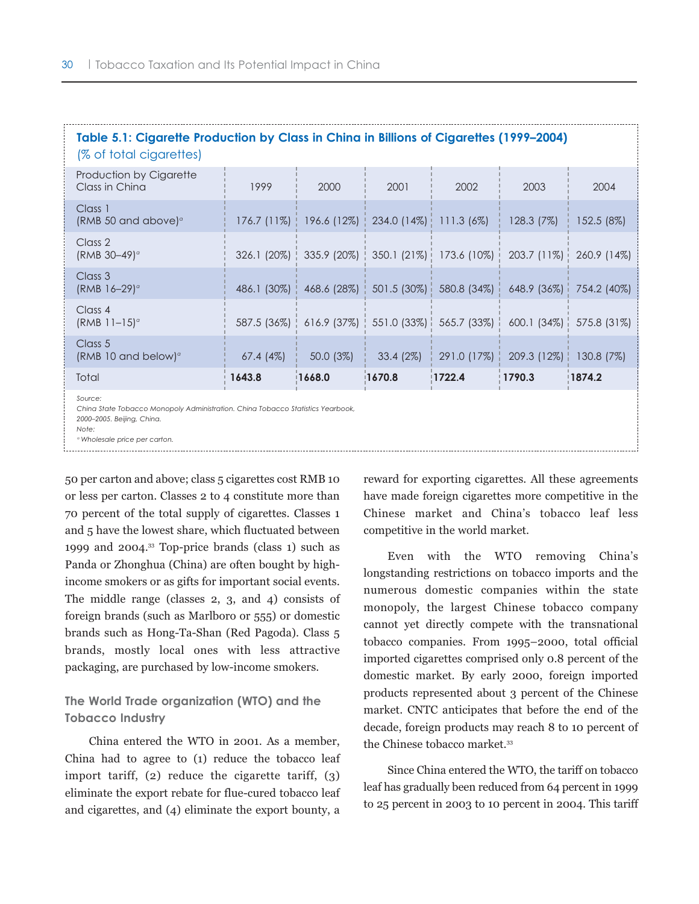**Table 5.1: Cigarette Production by Class in China in Billions of Cigarettes (1999–2004)**
(% of total cigarettes)

| Production by Cigarette Class in China | 1999 | 2000 | 2001 | 2002 | 2003 | 2004 |
|---|---|---|---|---|---|---|
| Class 1 (RMB 50 and above)[a] | 176.7 (11%) | 196.6 (12%) | 234.0 (14%) | 111.3 (6%) | 128.3 (7%) | 152.5 (8%) |
| Class 2 (RMB 30–49)[a] | 326.1 (20%) | 335.9 (20%) | 350.1 (21%) | 173.6 (10%) | 203.7 (11%) | 260.9 (14%) |
| Class 3 (RMB 16–29)[a] | 486.1 (30%) | 468.6 (28%) | 501.5 (30%) | 580.8 (34%) | 648.9 (36%) | 754.2 (40%) |
| Class 4 (RMB 11–15)[a] | 587.5 (36%) | 616.9 (37%) | 551.0 (33%) | 565.7 (33%) | 600.1 (34%) | 575.8 (31%) |
| Class 5 (RMB 10 and below)[a] | 67.4 (4%) | 50.0 (3%) | 33.4 (2%) | 291.0 (17%) | 209.3 (12%) | 130.8 (7%) |
| Total | **1643.8** | **1668.0** | **1670.8** | **1722.4** | **1790.3** | **1874.2** |

*Source:*
*China State Tobacco Monopoly Administration. China Tobacco Statistics Yearbook, 2000–2005. Beijing, China.*
*Note:*
*[a] Wholesale price per carton.*

50 per carton and above; class 5 cigarettes cost RMB 10 or less per carton. Classes 2 to 4 constitute more than 70 percent of the total supply of cigarettes. Classes 1 and 5 have the lowest share, which fluctuated between 1999 and 2004.[33] Top-price brands (class 1) such as Panda or Zhonghua (China) are often bought by high-income smokers or as gifts for important social events. The middle range (classes 2, 3, and 4) consists of foreign brands (such as Marlboro or 555) or domestic brands such as Hong-Ta-Shan (Red Pagoda). Class 5 brands, mostly local ones with less attractive packaging, are purchased by low-income smokers.

### The World Trade organization (WTO) and the Tobacco Industry

China entered the WTO in 2001. As a member, China had to agree to (1) reduce the tobacco leaf import tariff, (2) reduce the cigarette tariff, (3) eliminate the export rebate for flue-cured tobacco leaf and cigarettes, and (4) eliminate the export bounty, a reward for exporting cigarettes. All these agreements have made foreign cigarettes more competitive in the Chinese market and China's tobacco leaf less competitive in the world market.

Even with the WTO removing China's longstanding restrictions on tobacco imports and the numerous domestic companies within the state monopoly, the largest Chinese tobacco company cannot yet directly compete with the transnational tobacco companies. From 1995–2000, total official imported cigarettes comprised only 0.8 percent of the domestic market. By early 2000, foreign imported products represented about 3 percent of the Chinese market. CNTC anticipates that before the end of the decade, foreign products may reach 8 to 10 percent of the Chinese tobacco market.[33]

Since China entered the WTO, the tariff on tobacco leaf has gradually been reduced from 64 percent in 1999 to 25 percent in 2003 to 10 percent in 2004. This tariff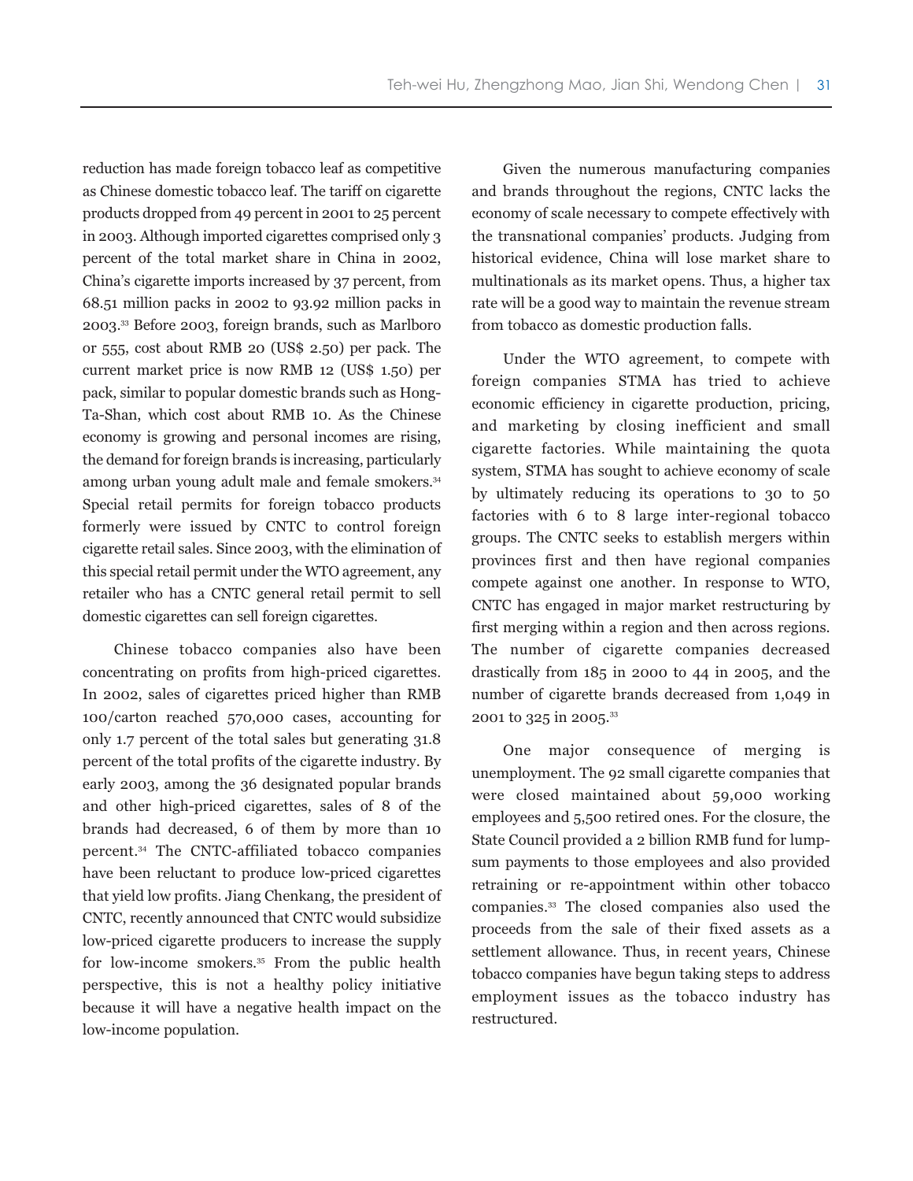reduction has made foreign tobacco leaf as competitive as Chinese domestic tobacco leaf. The tariff on cigarette products dropped from 49 percent in 2001 to 25 percent in 2003. Although imported cigarettes comprised only 3 percent of the total market share in China in 2002, China's cigarette imports increased by 37 percent, from 68.51 million packs in 2002 to 93.92 million packs in 2003.[33] Before 2003, foreign brands, such as Marlboro or 555, cost about RMB 20 (US$ 2.50) per pack. The current market price is now RMB 12 (US$ 1.50) per pack, similar to popular domestic brands such as Hong-Ta-Shan, which cost about RMB 10. As the Chinese economy is growing and personal incomes are rising, the demand for foreign brands is increasing, particularly among urban young adult male and female smokers.[34] Special retail permits for foreign tobacco products formerly were issued by CNTC to control foreign cigarette retail sales. Since 2003, with the elimination of this special retail permit under the WTO agreement, any retailer who has a CNTC general retail permit to sell domestic cigarettes can sell foreign cigarettes.

Chinese tobacco companies also have been concentrating on profits from high-priced cigarettes. In 2002, sales of cigarettes priced higher than RMB 100/carton reached 570,000 cases, accounting for only 1.7 percent of the total sales but generating 31.8 percent of the total profits of the cigarette industry. By early 2003, among the 36 designated popular brands and other high-priced cigarettes, sales of 8 of the brands had decreased, 6 of them by more than 10 percent.[34] The CNTC-affiliated tobacco companies have been reluctant to produce low-priced cigarettes that yield low profits. Jiang Chenkang, the president of CNTC, recently announced that CNTC would subsidize low-priced cigarette producers to increase the supply for low-income smokers.[35] From the public health perspective, this is not a healthy policy initiative because it will have a negative health impact on the low-income population.

Given the numerous manufacturing companies and brands throughout the regions, CNTC lacks the economy of scale necessary to compete effectively with the transnational companies' products. Judging from historical evidence, China will lose market share to multinationals as its market opens. Thus, a higher tax rate will be a good way to maintain the revenue stream from tobacco as domestic production falls.

Under the WTO agreement, to compete with foreign companies STMA has tried to achieve economic efficiency in cigarette production, pricing, and marketing by closing inefficient and small cigarette factories. While maintaining the quota system, STMA has sought to achieve economy of scale by ultimately reducing its operations to 30 to 50 factories with 6 to 8 large inter-regional tobacco groups. The CNTC seeks to establish mergers within provinces first and then have regional companies compete against one another. In response to WTO, CNTC has engaged in major market restructuring by first merging within a region and then across regions. The number of cigarette companies decreased drastically from 185 in 2000 to 44 in 2005, and the number of cigarette brands decreased from 1,049 in 2001 to 325 in 2005.[33]

One major consequence of merging is unemployment. The 92 small cigarette companies that were closed maintained about 59,000 working employees and 5,500 retired ones. For the closure, the State Council provided a 2 billion RMB fund for lump-sum payments to those employees and also provided retraining or re-appointment within other tobacco companies.[33] The closed companies also used the proceeds from the sale of their fixed assets as a settlement allowance. Thus, in recent years, Chinese tobacco companies have begun taking steps to address employment issues as the tobacco industry has restructured.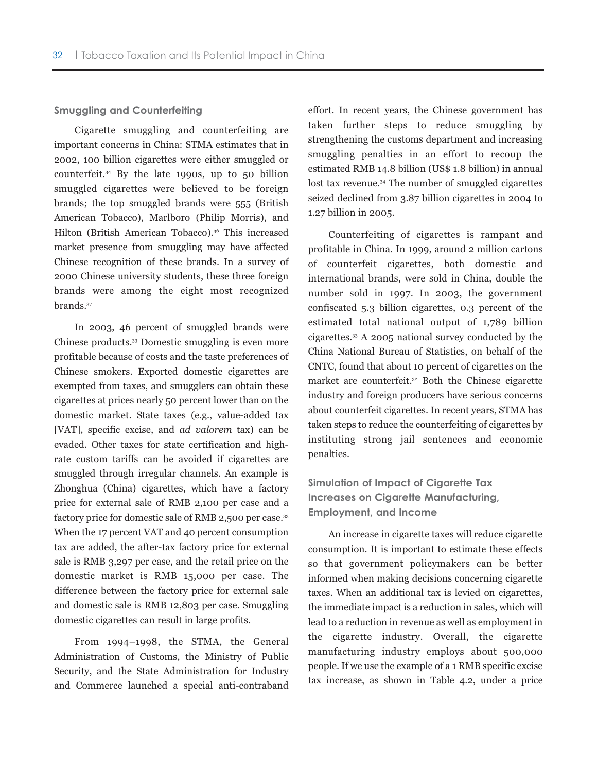### Smuggling and Counterfeiting

Cigarette smuggling and counterfeiting are important concerns in China: STMA estimates that in 2002, 100 billion cigarettes were either smuggled or counterfeit.[34] By the late 1990s, up to 50 billion smuggled cigarettes were believed to be foreign brands; the top smuggled brands were 555 (British American Tobacco), Marlboro (Philip Morris), and Hilton (British American Tobacco).[36] This increased market presence from smuggling may have affected Chinese recognition of these brands. In a survey of 2000 Chinese university students, these three foreign brands were among the eight most recognized brands.[37]

In 2003, 46 percent of smuggled brands were Chinese products.[33] Domestic smuggling is even more profitable because of costs and the taste preferences of Chinese smokers. Exported domestic cigarettes are exempted from taxes, and smugglers can obtain these cigarettes at prices nearly 50 percent lower than on the domestic market. State taxes (e.g., value-added tax [VAT], specific excise, and *ad valorem* tax) can be evaded. Other taxes for state certification and high-rate custom tariffs can be avoided if cigarettes are smuggled through irregular channels. An example is Zhonghua (China) cigarettes, which have a factory price for external sale of RMB 2,100 per case and a factory price for domestic sale of RMB 2,500 per case.[33] When the 17 percent VAT and 40 percent consumption tax are added, the after-tax factory price for external sale is RMB 3,297 per case, and the retail price on the domestic market is RMB 15,000 per case. The difference between the factory price for external sale and domestic sale is RMB 12,803 per case. Smuggling domestic cigarettes can result in large profits.

From 1994–1998, the STMA, the General Administration of Customs, the Ministry of Public Security, and the State Administration for Industry and Commerce launched a special anti-contraband effort. In recent years, the Chinese government has taken further steps to reduce smuggling by strengthening the customs department and increasing smuggling penalties in an effort to recoup the estimated RMB 14.8 billion (US$ 1.8 billion) in annual lost tax revenue.[34] The number of smuggled cigarettes seized declined from 3.87 billion cigarettes in 2004 to 1.27 billion in 2005.

Counterfeiting of cigarettes is rampant and profitable in China. In 1999, around 2 million cartons of counterfeit cigarettes, both domestic and international brands, were sold in China, double the number sold in 1997. In 2003, the government confiscated 5.3 billion cigarettes, 0.3 percent of the estimated total national output of 1,789 billion cigarettes.[33] A 2005 national survey conducted by the China National Bureau of Statistics, on behalf of the CNTC, found that about 10 percent of cigarettes on the market are counterfeit.[32] Both the Chinese cigarette industry and foreign producers have serious concerns about counterfeit cigarettes. In recent years, STMA has taken steps to reduce the counterfeiting of cigarettes by instituting strong jail sentences and economic penalties.

### Simulation of Impact of Cigarette Tax Increases on Cigarette Manufacturing, Employment, and Income

An increase in cigarette taxes will reduce cigarette consumption. It is important to estimate these effects so that government policymakers can be better informed when making decisions concerning cigarette taxes. When an additional tax is levied on cigarettes, the immediate impact is a reduction in sales, which will lead to a reduction in revenue as well as employment in the cigarette industry. Overall, the cigarette manufacturing industry employs about 500,000 people. If we use the example of a 1 RMB specific excise tax increase, as shown in Table 4.2, under a price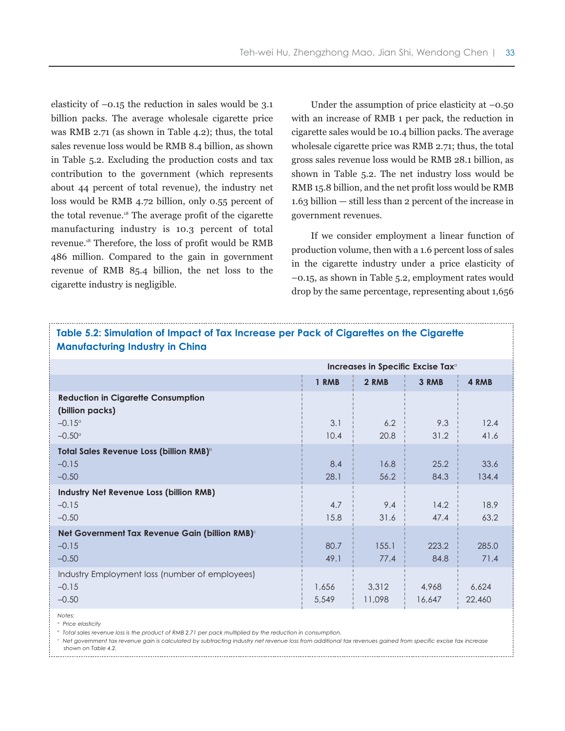elasticity of –0.15 the reduction in sales would be 3.1 billion packs. The average wholesale cigarette price was RMB 2.71 (as shown in Table 4.2); thus, the total sales revenue loss would be RMB 8.4 billion, as shown in Table 5.2. Excluding the production costs and tax contribution to the government (which represents about 44 percent of total revenue), the industry net loss would be RMB 4.72 billion, only 0.55 percent of the total revenue.[18] The average profit of the cigarette manufacturing industry is 10.3 percent of total revenue.[18] Therefore, the loss of profit would be RMB 486 million. Compared to the gain in government revenue of RMB 85.4 billion, the net loss to the cigarette industry is negligible.

Under the assumption of price elasticity at –0.50 with an increase of RMB 1 per pack, the reduction in cigarette sales would be 10.4 billion packs. The average wholesale cigarette price was RMB 2.71; thus, the total gross sales revenue loss would be RMB 28.1 billion, as shown in Table 5.2. The net industry loss would be RMB 15.8 billion, and the net profit loss would be RMB 1.63 billion — still less than 2 percent of the increase in government revenues.

If we consider employment a linear function of production volume, then with a 1.6 percent loss of sales in the cigarette industry under a price elasticity of –0.15, as shown in Table 5.2, employment rates would drop by the same percentage, representing about 1,656

**Table 5.2: Simulation of Impact of Tax Increase per Pack of Cigarettes on the Cigarette Manufacturing Industry in China**

| | Increases in Specific Excise Tax[a] | | | |
|---|---|---|---|---|
| | 1 RMB | 2 RMB | 3 RMB | 4 RMB |
| **Reduction in Cigarette Consumption (billion packs)** | | | | |
| –0.15[a] | 3.1 | 6.2 | 9.3 | 12.4 |
| –0.50[a] | 10.4 | 20.8 | 31.2 | 41.6 |
| **Total Sales Revenue Loss (billion RMB)**[b] | | | | |
| –0.15 | 8.4 | 16.8 | 25.2 | 33.6 |
| –0.50 | 28.1 | 56.2 | 84.3 | 134.4 |
| **Industry Net Revenue Loss (billion RMB)** | | | | |
| –0.15 | 4.7 | 9.4 | 14.2 | 18.9 |
| –0.50 | 15.8 | 31.6 | 47.4 | 63.2 |
| **Net Government Tax Revenue Gain (billion RMB)**[c] | | | | |
| –0.15 | 80.7 | 155.1 | 223.2 | 285.0 |
| –0.50 | 49.1 | 77.4 | 84.8 | 71.4 |
| Industry Employment loss (number of employees) | | | | |
| –0.15 | 1,656 | 3,312 | 4,968 | 6,624 |
| –0.50 | 5,549 | 11,098 | 16,647 | 22,460 |

*Notes:*

[a] *Price elasticity*

[b] *Total sales revenue loss is the product of RMB 2.71 per pack multiplied by the reduction in consumption.*

[c] *Net government tax revenue gain is calculated by subtracting industry net revenue loss from additional tax revenues gained from specific excise tax increase shown on Table 4.2.*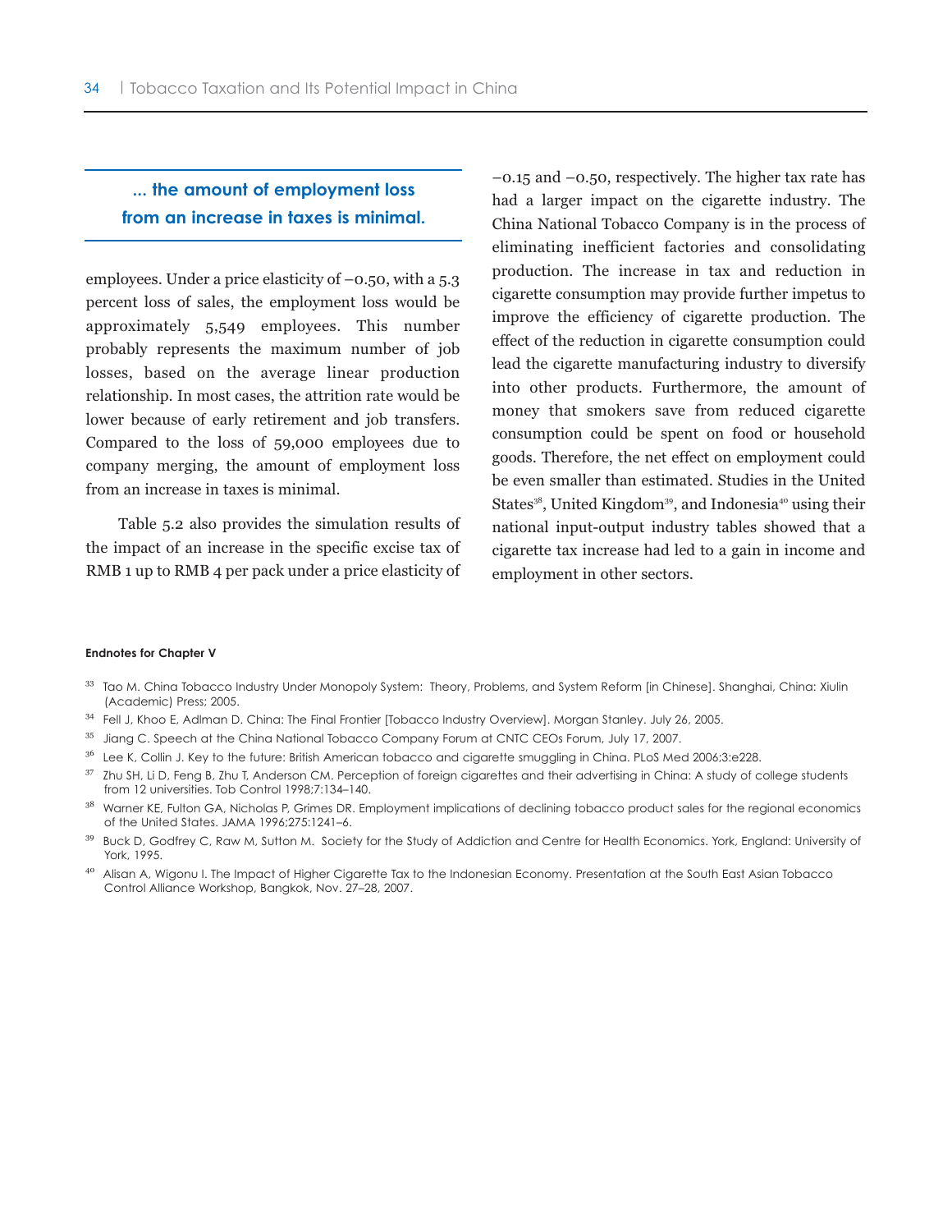**... the amount of employment loss from an increase in taxes is minimal.**

employees. Under a price elasticity of –0.50, with a 5.3 percent loss of sales, the employment loss would be approximately 5,549 employees. This number probably represents the maximum number of job losses, based on the average linear production relationship. In most cases, the attrition rate would be lower because of early retirement and job transfers. Compared to the loss of 59,000 employees due to company merging, the amount of employment loss from an increase in taxes is minimal.

Table 5.2 also provides the simulation results of the impact of an increase in the specific excise tax of RMB 1 up to RMB 4 per pack under a price elasticity of –0.15 and –0.50, respectively. The higher tax rate has had a larger impact on the cigarette industry. The China National Tobacco Company is in the process of eliminating inefficient factories and consolidating production. The increase in tax and reduction in cigarette consumption may provide further impetus to improve the efficiency of cigarette production. The effect of the reduction in cigarette consumption could lead the cigarette manufacturing industry to diversify into other products. Furthermore, the amount of money that smokers save from reduced cigarette consumption could be spent on food or household goods. Therefore, the net effect on employment could be even smaller than estimated. Studies in the United States[38], United Kingdom[39], and Indonesia[40] using their national input-output industry tables showed that a cigarette tax increase had led to a gain in income and employment in other sectors.

#### Endnotes for Chapter V

33 Tao M. China Tobacco Industry Under Monopoly System: Theory, Problems, and System Reform [in Chinese]. Shanghai, China: Xiulin (Academic) Press; 2005.

34 Fell J, Khoo E, Adlman D. China: The Final Frontier [Tobacco Industry Overview]. Morgan Stanley. July 26, 2005.

35 Jiang C. Speech at the China National Tobacco Company Forum at CNTC CEOs Forum, July 17, 2007.

36 Lee K, Collin J. Key to the future: British American tobacco and cigarette smuggling in China. PLoS Med 2006;3:e228.

37 Zhu SH, Li D, Feng B, Zhu T, Anderson CM. Perception of foreign cigarettes and their advertising in China: A study of college students from 12 universities. Tob Control 1998;7:134–140.

38 Warner KE, Fulton GA, Nicholas P, Grimes DR. Employment implications of declining tobacco product sales for the regional economics of the United States. JAMA 1996;275:1241–6.

39 Buck D, Godfrey C, Raw M, Sutton M. Society for the Study of Addiction and Centre for Health Economics. York, England: University of York, 1995.

40 Alisan A, Wigonu I. The Impact of Higher Cigarette Tax to the Indonesian Economy. Presentation at the South East Asian Tobacco Control Alliance Workshop, Bangkok, Nov. 27–28, 2007.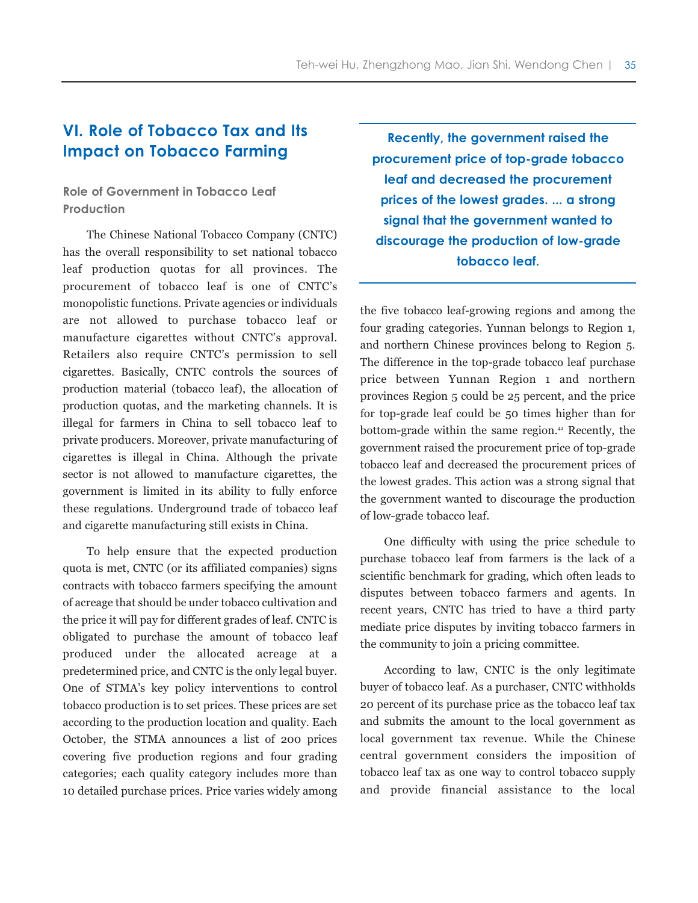## VI. Role of Tobacco Tax and Its Impact on Tobacco Farming

### Role of Government in Tobacco Leaf Production

The Chinese National Tobacco Company (CNTC) has the overall responsibility to set national tobacco leaf production quotas for all provinces. The procurement of tobacco leaf is one of CNTC's monopolistic functions. Private agencies or individuals are not allowed to purchase tobacco leaf or manufacture cigarettes without CNTC's approval. Retailers also require CNTC's permission to sell cigarettes. Basically, CNTC controls the sources of production material (tobacco leaf), the allocation of production quotas, and the marketing channels. It is illegal for farmers in China to sell tobacco leaf to private producers. Moreover, private manufacturing of cigarettes is illegal in China. Although the private sector is not allowed to manufacture cigarettes, the government is limited in its ability to fully enforce these regulations. Underground trade of tobacco leaf and cigarette manufacturing still exists in China.

To help ensure that the expected production quota is met, CNTC (or its affiliated companies) signs contracts with tobacco farmers specifying the amount of acreage that should be under tobacco cultivation and the price it will pay for different grades of leaf. CNTC is obligated to purchase the amount of tobacco leaf produced under the allocated acreage at a predetermined price, and CNTC is the only legal buyer. One of STMA's key policy interventions to control tobacco production is to set prices. These prices are set according to the production location and quality. Each October, the STMA announces a list of 200 prices covering five production regions and four grading categories; each quality category includes more than 10 detailed purchase prices. Price varies widely among the five tobacco leaf-growing regions and among the four grading categories. Yunnan belongs to Region 1, and northern Chinese provinces belong to Region 5. The difference in the top-grade tobacco leaf purchase price between Yunnan Region 1 and northern provinces Region 5 could be 25 percent, and the price for top-grade leaf could be 50 times higher than for bottom-grade within the same region.[41] Recently, the government raised the procurement price of top-grade tobacco leaf and decreased the procurement prices of the lowest grades. This action was a strong signal that the government wanted to discourage the production of low-grade tobacco leaf.

**Recently, the government raised the procurement price of top-grade tobacco leaf and decreased the procurement prices of the lowest grades. ... a strong signal that the government wanted to discourage the production of low-grade tobacco leaf.**

One difficulty with using the price schedule to purchase tobacco leaf from farmers is the lack of a scientific benchmark for grading, which often leads to disputes between tobacco farmers and agents. In recent years, CNTC has tried to have a third party mediate price disputes by inviting tobacco farmers in the community to join a pricing committee.

According to law, CNTC is the only legitimate buyer of tobacco leaf. As a purchaser, CNTC withholds 20 percent of its purchase price as the tobacco leaf tax and submits the amount to the local government as local government tax revenue. While the Chinese central government considers the imposition of tobacco leaf tax as one way to control tobacco supply and provide financial assistance to the local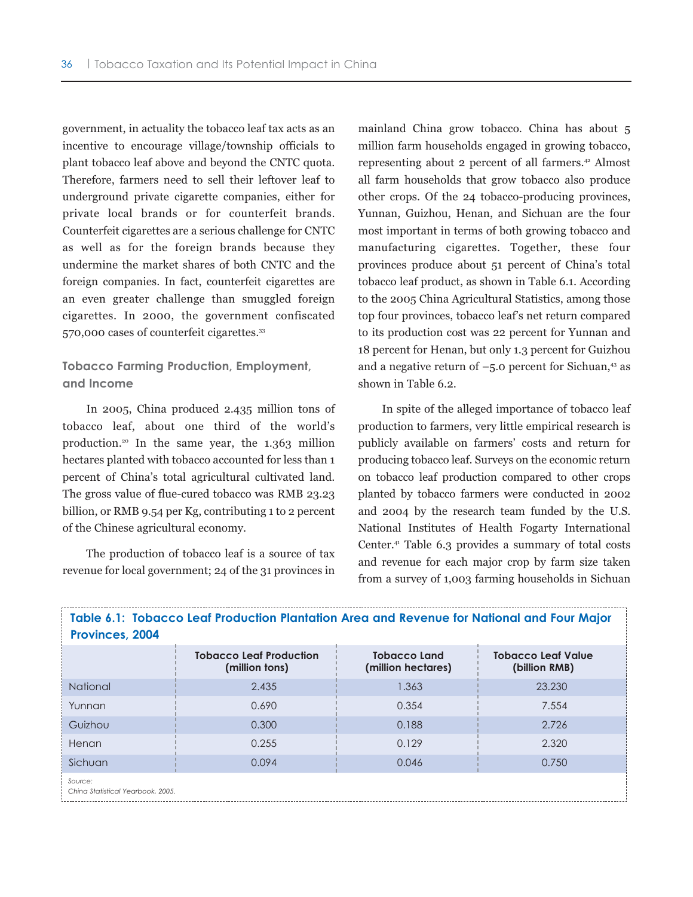government, in actuality the tobacco leaf tax acts as an incentive to encourage village/township officials to plant tobacco leaf above and beyond the CNTC quota. Therefore, farmers need to sell their leftover leaf to underground private cigarette companies, either for private local brands or for counterfeit brands. Counterfeit cigarettes are a serious challenge for CNTC as well as for the foreign brands because they undermine the market shares of both CNTC and the foreign companies. In fact, counterfeit cigarettes are an even greater challenge than smuggled foreign cigarettes. In 2000, the government confiscated 570,000 cases of counterfeit cigarettes.[33]

### Tobacco Farming Production, Employment, and Income

In 2005, China produced 2.435 million tons of tobacco leaf, about one third of the world's production.[20] In the same year, the 1.363 million hectares planted with tobacco accounted for less than 1 percent of China's total agricultural cultivated land. The gross value of flue-cured tobacco was RMB 23.23 billion, or RMB 9.54 per Kg, contributing 1 to 2 percent of the Chinese agricultural economy.

The production of tobacco leaf is a source of tax revenue for local government; 24 of the 31 provinces in mainland China grow tobacco. China has about 5 million farm households engaged in growing tobacco, representing about 2 percent of all farmers.[42] Almost all farm households that grow tobacco also produce other crops. Of the 24 tobacco-producing provinces, Yunnan, Guizhou, Henan, and Sichuan are the four most important in terms of both growing tobacco and manufacturing cigarettes. Together, these four provinces produce about 51 percent of China's total tobacco leaf product, as shown in Table 6.1. According to the 2005 China Agricultural Statistics, among those top four provinces, tobacco leaf's net return compared to its production cost was 22 percent for Yunnan and 18 percent for Henan, but only 1.3 percent for Guizhou and a negative return of –5.0 percent for Sichuan,[43] as shown in Table 6.2.

In spite of the alleged importance of tobacco leaf production to farmers, very little empirical research is publicly available on farmers' costs and return for producing tobacco leaf. Surveys on the economic return on tobacco leaf production compared to other crops planted by tobacco farmers were conducted in 2002 and 2004 by the research team funded by the U.S. National Institutes of Health Fogarty International Center.[41] Table 6.3 provides a summary of total costs and revenue for each major crop by farm size taken from a survey of 1,003 farming households in Sichuan

**Table 6.1: Tobacco Leaf Production Plantation Area and Revenue for National and Four Major Provinces, 2004**

| | Tobacco Leaf Production (million tons) | Tobacco Land (million hectares) | Tobacco Leaf Value (billion RMB) |
|---|---|---|---|
| National | 2.435 | 1.363 | 23.230 |
| Yunnan | 0.690 | 0.354 | 7.554 |
| Guizhou | 0.300 | 0.188 | 2.726 |
| Henan | 0.255 | 0.129 | 2.320 |
| Sichuan | 0.094 | 0.046 | 0.750 |

*Source:*
*China Statistical Yearbook, 2005.*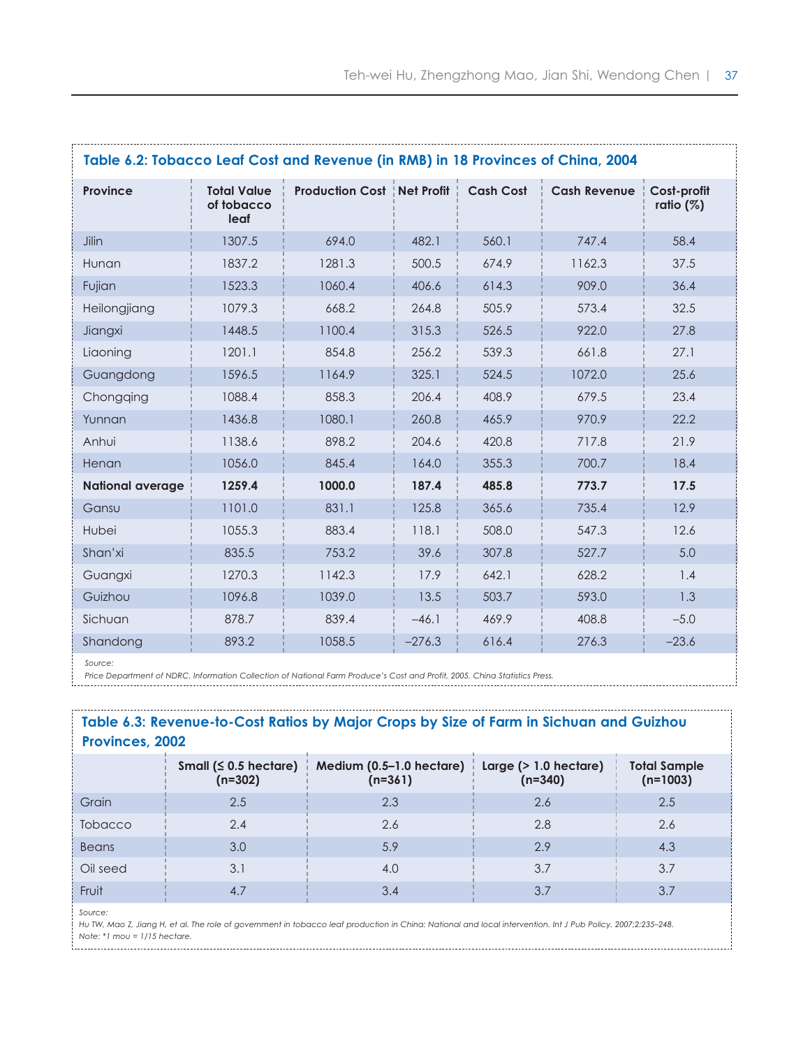**Table 6.2: Tobacco Leaf Cost and Revenue (in RMB) in 18 Provinces of China, 2004**

| Province | Total Value of tobacco leaf | Production Cost | Net Profit | Cash Cost | Cash Revenue | Cost-profit ratio (%) |
|---|---|---|---|---|---|---|
| Jilin | 1307.5 | 694.0 | 482.1 | 560.1 | 747.4 | 58.4 |
| Hunan | 1837.2 | 1281.3 | 500.5 | 674.9 | 1162.3 | 37.5 |
| Fujian | 1523.3 | 1060.4 | 406.6 | 614.3 | 909.0 | 36.4 |
| Heilongjiang | 1079.3 | 668.2 | 264.8 | 505.9 | 573.4 | 32.5 |
| Jiangxi | 1448.5 | 1100.4 | 315.3 | 526.5 | 922.0 | 27.8 |
| Liaoning | 1201.1 | 854.8 | 256.2 | 539.3 | 661.8 | 27.1 |
| Guangdong | 1596.5 | 1164.9 | 325.1 | 524.5 | 1072.0 | 25.6 |
| Chongqing | 1088.4 | 858.3 | 206.4 | 408.9 | 679.5 | 23.4 |
| Yunnan | 1436.8 | 1080.1 | 260.8 | 465.9 | 970.9 | 22.2 |
| Anhui | 1138.6 | 898.2 | 204.6 | 420.8 | 717.8 | 21.9 |
| Henan | 1056.0 | 845.4 | 164.0 | 355.3 | 700.7 | 18.4 |
| **National average** | **1259.4** | **1000.0** | **187.4** | **485.8** | **773.7** | **17.5** |
| Gansu | 1101.0 | 831.1 | 125.8 | 365.6 | 735.4 | 12.9 |
| Hubei | 1055.3 | 883.4 | 118.1 | 508.0 | 547.3 | 12.6 |
| Shan'xi | 835.5 | 753.2 | 39.6 | 307.8 | 527.7 | 5.0 |
| Guangxi | 1270.3 | 1142.3 | 17.9 | 642.1 | 628.2 | 1.4 |
| Guizhou | 1096.8 | 1039.0 | 13.5 | 503.7 | 593.0 | 1.3 |
| Sichuan | 878.7 | 839.4 | –46.1 | 469.9 | 408.8 | –5.0 |
| Shandong | 893.2 | 1058.5 | –276.3 | 616.4 | 276.3 | –23.6 |

*Source:*
*Price Department of NDRC. Information Collection of National Farm Produce's Cost and Profit, 2005. China Statistics Press.*

**Table 6.3: Revenue-to-Cost Ratios by Major Crops by Size of Farm in Sichuan and Guizhou Provinces, 2002**

| | Small (≤ 0.5 hectare) (n=302) | Medium (0.5–1.0 hectare) (n=361) | Large (> 1.0 hectare) (n=340) | Total Sample (n=1003) |
|---|---|---|---|---|
| Grain | 2.5 | 2.3 | 2.6 | 2.5 |
| Tobacco | 2.4 | 2.6 | 2.8 | 2.6 |
| Beans | 3.0 | 5.9 | 2.9 | 4.3 |
| Oil seed | 3.1 | 4.0 | 3.7 | 3.7 |
| Fruit | 4.7 | 3.4 | 3.7 | 3.7 |

*Source:*
*Hu TW, Mao Z, Jiang H, et al. The role of government in tobacco leaf production in China: National and local intervention. Int J Pub Policy. 2007;2:235–248.*
*Note: \*1 mou = 1/15 hectare.*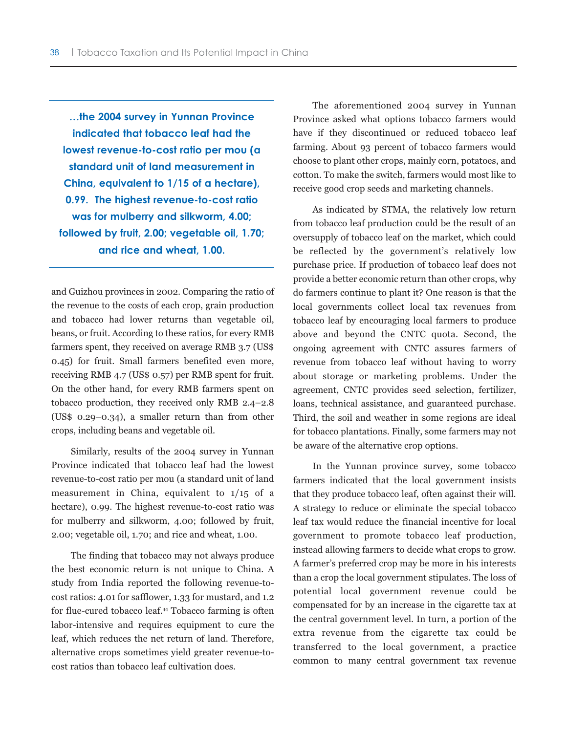> **...the 2004 survey in Yunnan Province indicated that tobacco leaf had the lowest revenue-to-cost ratio per mou (a standard unit of land measurement in China, equivalent to 1/15 of a hectare), 0.99. The highest revenue-to-cost ratio was for mulberry and silkworm, 4.00; followed by fruit, 2.00; vegetable oil, 1.70; and rice and wheat, 1.00.**

and Guizhou provinces in 2002. Comparing the ratio of the revenue to the costs of each crop, grain production and tobacco had lower returns than vegetable oil, beans, or fruit. According to these ratios, for every RMB farmers spent, they received on average RMB 3.7 (US$ 0.45) for fruit. Small farmers benefited even more, receiving RMB 4.7 (US$ 0.57) per RMB spent for fruit. On the other hand, for every RMB farmers spent on tobacco production, they received only RMB 2.4–2.8 (US$ 0.29–0.34), a smaller return than from other crops, including beans and vegetable oil.

Similarly, results of the 2004 survey in Yunnan Province indicated that tobacco leaf had the lowest revenue-to-cost ratio per mou (a standard unit of land measurement in China, equivalent to 1/15 of a hectare), 0.99. The highest revenue-to-cost ratio was for mulberry and silkworm, 4.00; followed by fruit, 2.00; vegetable oil, 1.70; and rice and wheat, 1.00.

The finding that tobacco may not always produce the best economic return is not unique to China. A study from India reported the following revenue-to-cost ratios: 4.01 for safflower, 1.33 for mustard, and 1.2 for flue-cured tobacco leaf.[44] Tobacco farming is often labor-intensive and requires equipment to cure the leaf, which reduces the net return of land. Therefore, alternative crops sometimes yield greater revenue-to-cost ratios than tobacco leaf cultivation does.

The aforementioned 2004 survey in Yunnan Province asked what options tobacco farmers would have if they discontinued or reduced tobacco leaf farming. About 93 percent of tobacco farmers would choose to plant other crops, mainly corn, potatoes, and cotton. To make the switch, farmers would most like to receive good crop seeds and marketing channels.

As indicated by STMA, the relatively low return from tobacco leaf production could be the result of an oversupply of tobacco leaf on the market, which could be reflected by the government's relatively low purchase price. If production of tobacco leaf does not provide a better economic return than other crops, why do farmers continue to plant it? One reason is that the local governments collect local tax revenues from tobacco leaf by encouraging local farmers to produce above and beyond the CNTC quota. Second, the ongoing agreement with CNTC assures farmers of revenue from tobacco leaf without having to worry about storage or marketing problems. Under the agreement, CNTC provides seed selection, fertilizer, loans, technical assistance, and guaranteed purchase. Third, the soil and weather in some regions are ideal for tobacco plantations. Finally, some farmers may not be aware of the alternative crop options.

In the Yunnan province survey, some tobacco farmers indicated that the local government insists that they produce tobacco leaf, often against their will. A strategy to reduce or eliminate the special tobacco leaf tax would reduce the financial incentive for local government to promote tobacco leaf production, instead allowing farmers to decide what crops to grow. A farmer's preferred crop may be more in his interests than a crop the local government stipulates. The loss of potential local government revenue could be compensated for by an increase in the cigarette tax at the central government level. In turn, a portion of the extra revenue from the cigarette tax could be transferred to the local government, a practice common to many central government tax revenue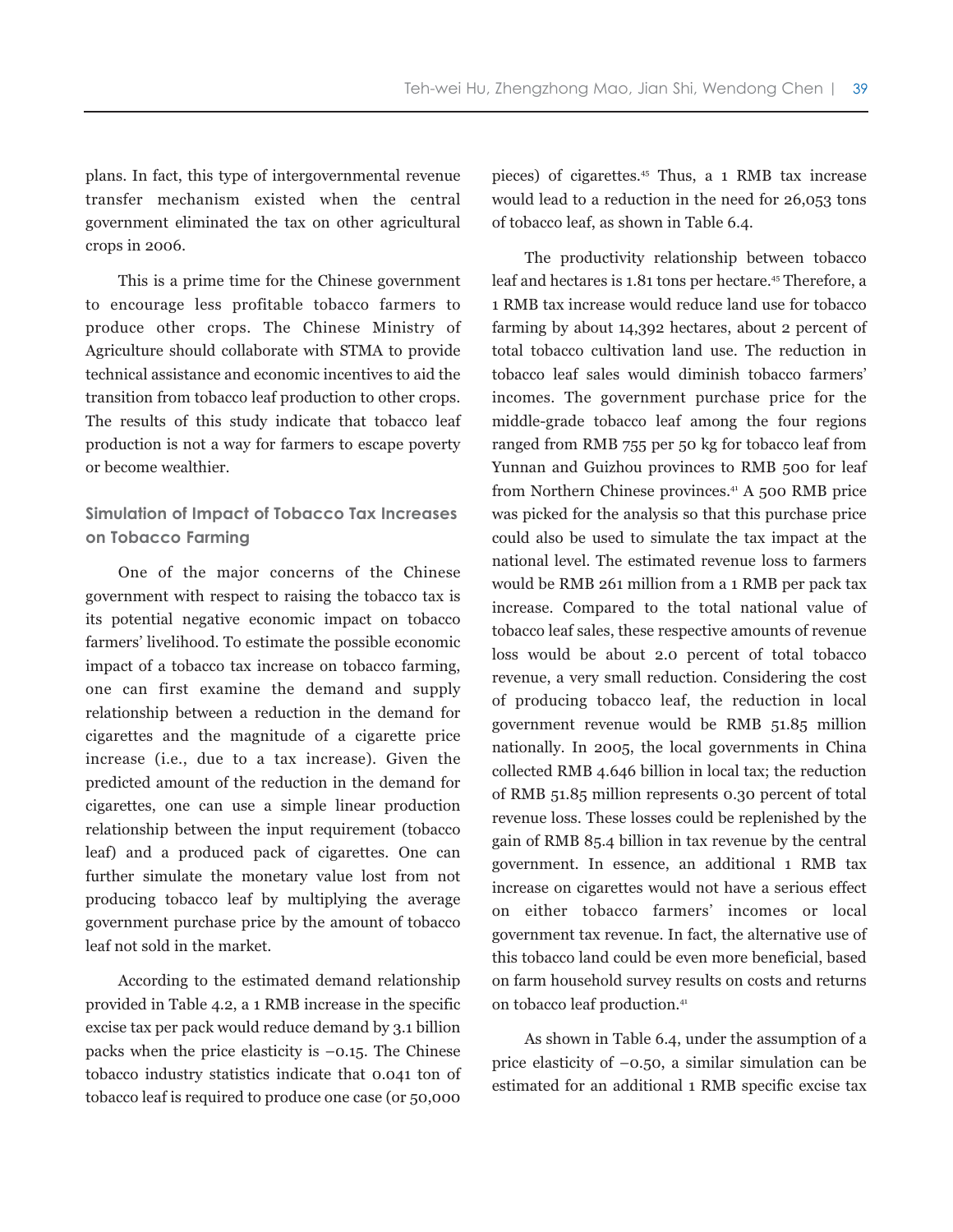plans. In fact, this type of intergovernmental revenue transfer mechanism existed when the central government eliminated the tax on other agricultural crops in 2006.

This is a prime time for the Chinese government to encourage less profitable tobacco farmers to produce other crops. The Chinese Ministry of Agriculture should collaborate with STMA to provide technical assistance and economic incentives to aid the transition from tobacco leaf production to other crops. The results of this study indicate that tobacco leaf production is not a way for farmers to escape poverty or become wealthier.

### Simulation of Impact of Tobacco Tax Increases on Tobacco Farming

One of the major concerns of the Chinese government with respect to raising the tobacco tax is its potential negative economic impact on tobacco farmers' livelihood. To estimate the possible economic impact of a tobacco tax increase on tobacco farming, one can first examine the demand and supply relationship between a reduction in the demand for cigarettes and the magnitude of a cigarette price increase (i.e., due to a tax increase). Given the predicted amount of the reduction in the demand for cigarettes, one can use a simple linear production relationship between the input requirement (tobacco leaf) and a produced pack of cigarettes. One can further simulate the monetary value lost from not producing tobacco leaf by multiplying the average government purchase price by the amount of tobacco leaf not sold in the market.

According to the estimated demand relationship provided in Table 4.2, a 1 RMB increase in the specific excise tax per pack would reduce demand by 3.1 billion packs when the price elasticity is –0.15. The Chinese tobacco industry statistics indicate that 0.041 ton of tobacco leaf is required to produce one case (or 50,000 pieces) of cigarettes.[45] Thus, a 1 RMB tax increase would lead to a reduction in the need for 26,053 tons of tobacco leaf, as shown in Table 6.4.

The productivity relationship between tobacco leaf and hectares is 1.81 tons per hectare.[45] Therefore, a 1 RMB tax increase would reduce land use for tobacco farming by about 14,392 hectares, about 2 percent of total tobacco cultivation land use. The reduction in tobacco leaf sales would diminish tobacco farmers' incomes. The government purchase price for the middle-grade tobacco leaf among the four regions ranged from RMB 755 per 50 kg for tobacco leaf from Yunnan and Guizhou provinces to RMB 500 for leaf from Northern Chinese provinces.[41] A 500 RMB price was picked for the analysis so that this purchase price could also be used to simulate the tax impact at the national level. The estimated revenue loss to farmers would be RMB 261 million from a 1 RMB per pack tax increase. Compared to the total national value of tobacco leaf sales, these respective amounts of revenue loss would be about 2.0 percent of total tobacco revenue, a very small reduction. Considering the cost of producing tobacco leaf, the reduction in local government revenue would be RMB 51.85 million nationally. In 2005, the local governments in China collected RMB 4.646 billion in local tax; the reduction of RMB 51.85 million represents 0.30 percent of total revenue loss. These losses could be replenished by the gain of RMB 85.4 billion in tax revenue by the central government. In essence, an additional 1 RMB tax increase on cigarettes would not have a serious effect on either tobacco farmers' incomes or local government tax revenue. In fact, the alternative use of this tobacco land could be even more beneficial, based on farm household survey results on costs and returns on tobacco leaf production.[41]

As shown in Table 6.4, under the assumption of a price elasticity of –0.50, a similar simulation can be estimated for an additional 1 RMB specific excise tax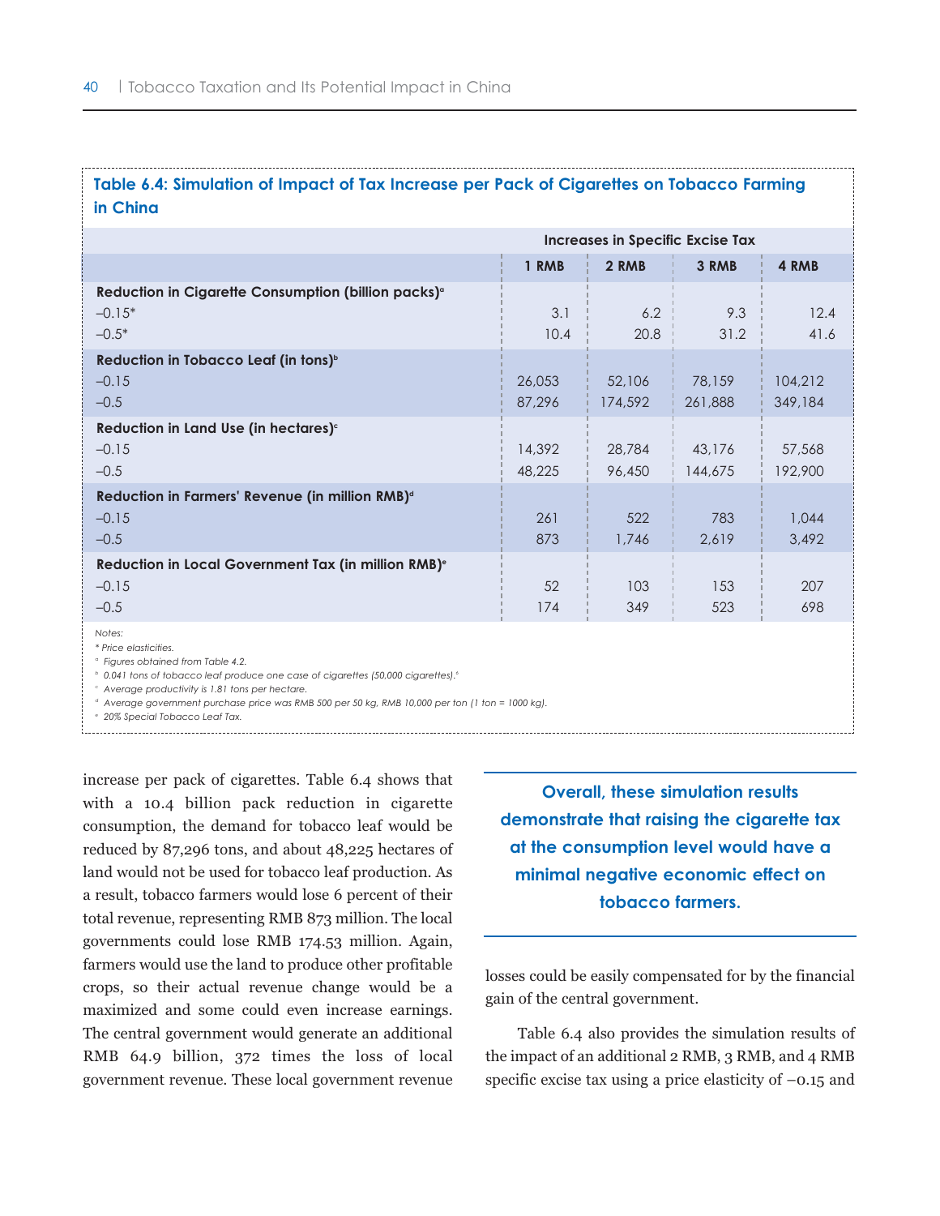**Table 6.4: Simulation of Impact of Tax Increase per Pack of Cigarettes on Tobacco Farming in China**

| | Increases in Specific Excise Tax | | | |
|---|---|---|---|---|
| | 1 RMB | 2 RMB | 3 RMB | 4 RMB |
| **Reduction in Cigarette Consumption (billion packs)**[a] | | | | |
| −0.15* | 3.1 | 6.2 | 9.3 | 12.4 |
| −0.5* | 10.4 | 20.8 | 31.2 | 41.6 |
| **Reduction in Tobacco Leaf (in tons)**[b] | | | | |
| −0.15 | 26,053 | 52,106 | 78,159 | 104,212 |
| −0.5 | 87,296 | 174,592 | 261,888 | 349,184 |
| **Reduction in Land Use (in hectares)**[c] | | | | |
| −0.15 | 14,392 | 28,784 | 43,176 | 57,568 |
| −0.5 | 48,225 | 96,450 | 144,675 | 192,900 |
| **Reduction in Farmers' Revenue (in million RMB)**[d] | | | | |
| −0.15 | 261 | 522 | 783 | 1,044 |
| −0.5 | 873 | 1,746 | 2,619 | 3,492 |
| **Reduction in Local Government Tax (in million RMB)**[e] | | | | |
| −0.15 | 52 | 103 | 153 | 207 |
| −0.5 | 174 | 349 | 523 | 698 |

*Notes:*

*\* Price elasticities.*

*[a] Figures obtained from Table 4.2.*

*[b] 0.041 tons of tobacco leaf produce one case of cigarettes (50,000 cigarettes).[6]*

*[c] Average productivity is 1.81 tons per hectare.*

*[d] Average government purchase price was RMB 500 per 50 kg, RMB 10,000 per ton (1 ton = 1000 kg).*

*[e] 20% Special Tobacco Leaf Tax.*

increase per pack of cigarettes. Table 6.4 shows that with a 10.4 billion pack reduction in cigarette consumption, the demand for tobacco leaf would be reduced by 87,296 tons, and about 48,225 hectares of land would not be used for tobacco leaf production. As a result, tobacco farmers would lose 6 percent of their total revenue, representing RMB 873 million. The local governments could lose RMB 174.53 million. Again, farmers would use the land to produce other profitable crops, so their actual revenue change would be a maximized and some could even increase earnings. The central government would generate an additional RMB 64.9 billion, 372 times the loss of local government revenue. These local government revenue losses could be easily compensated for by the financial gain of the central government.

**Overall, these simulation results demonstrate that raising the cigarette tax at the consumption level would have a minimal negative economic effect on tobacco farmers.**

Table 6.4 also provides the simulation results of the impact of an additional 2 RMB, 3 RMB, and 4 RMB specific excise tax using a price elasticity of −0.15 and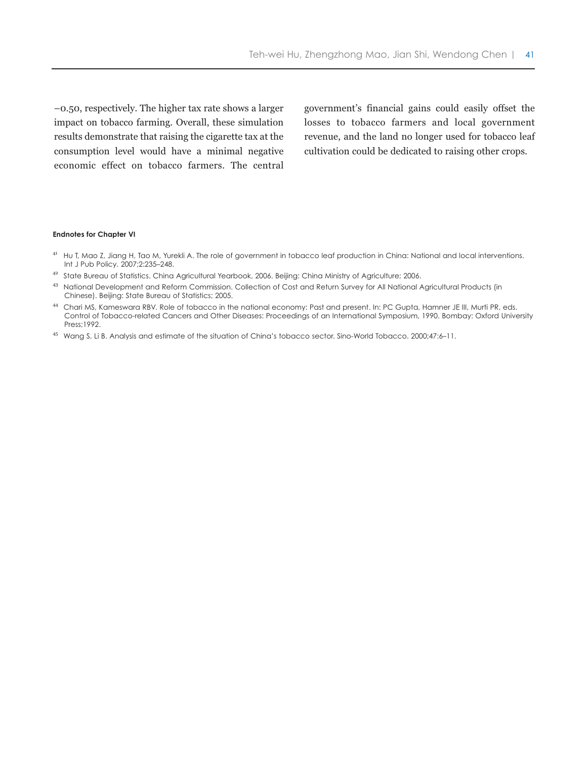–0.50, respectively. The higher tax rate shows a larger impact on tobacco farming. Overall, these simulation results demonstrate that raising the cigarette tax at the consumption level would have a minimal negative economic effect on tobacco farmers. The central government's financial gains could easily offset the losses to tobacco farmers and local government revenue, and the land no longer used for tobacco leaf cultivation could be dedicated to raising other crops.

#### Endnotes for Chapter VI

[41] Hu T, Mao Z, Jiang H, Tao M, Yurekli A. The role of government in tobacco leaf production in China: National and local interventions. Int J Pub Policy. 2007;2:235–248.

[42] State Bureau of Statistics. China Agricultural Yearbook, 2006. Beijing: China Ministry of Agriculture; 2006.

[43] National Development and Reform Commission. Collection of Cost and Return Survey for All National Agricultural Products (in Chinese). Beijing: State Bureau of Statistics; 2005.

[44] Chari MS, Kameswara RBV. Role of tobacco in the national economy: Past and present. In: PC Gupta, Hamner JE III, Murti PR, eds. Control of Tobacco-related Cancers and Other Diseases: Proceedings of an International Symposium, 1990. Bombay: Oxford University Press;1992.

[45] Wang S, Li B. Analysis and estimate of the situation of China's tobacco sector. Sino-World Tobacco. 2000;47:6–11.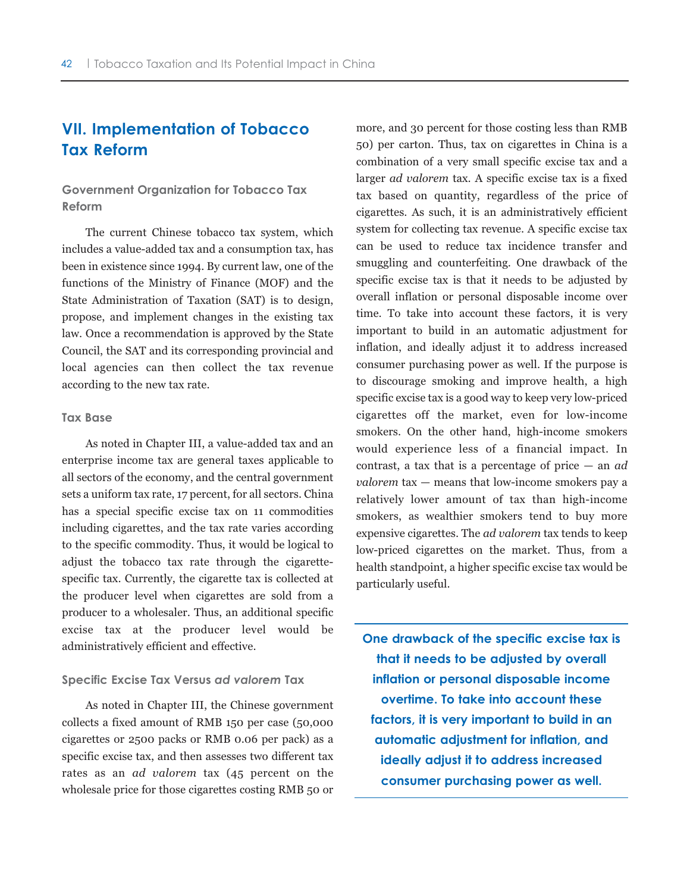# VII. Implementation of Tobacco Tax Reform

## Government Organization for Tobacco Tax Reform

The current Chinese tobacco tax system, which includes a value-added tax and a consumption tax, has been in existence since 1994. By current law, one of the functions of the Ministry of Finance (MOF) and the State Administration of Taxation (SAT) is to design, propose, and implement changes in the existing tax law. Once a recommendation is approved by the State Council, the SAT and its corresponding provincial and local agencies can then collect the tax revenue according to the new tax rate.

## Tax Base

As noted in Chapter III, a value-added tax and an enterprise income tax are general taxes applicable to all sectors of the economy, and the central government sets a uniform tax rate, 17 percent, for all sectors. China has a special specific excise tax on 11 commodities including cigarettes, and the tax rate varies according to the specific commodity. Thus, it would be logical to adjust the tobacco tax rate through the cigarette-specific tax. Currently, the cigarette tax is collected at the producer level when cigarettes are sold from a producer to a wholesaler. Thus, an additional specific excise tax at the producer level would be administratively efficient and effective.

## Specific Excise Tax Versus *ad valorem* Tax

As noted in Chapter III, the Chinese government collects a fixed amount of RMB 150 per case (50,000 cigarettes or 2500 packs or RMB 0.06 per pack) as a specific excise tax, and then assesses two different tax rates as an *ad valorem* tax (45 percent on the wholesale price for those cigarettes costing RMB 50 or more, and 30 percent for those costing less than RMB 50) per carton. Thus, tax on cigarettes in China is a combination of a very small specific excise tax and a larger *ad valorem* tax. A specific excise tax is a fixed tax based on quantity, regardless of the price of cigarettes. As such, it is an administratively efficient system for collecting tax revenue. A specific excise tax can be used to reduce tax incidence transfer and smuggling and counterfeiting. One drawback of the specific excise tax is that it needs to be adjusted by overall inflation or personal disposable income over time. To take into account these factors, it is very important to build in an automatic adjustment for inflation, and ideally adjust it to address increased consumer purchasing power as well. If the purpose is to discourage smoking and improve health, a high specific excise tax is a good way to keep very low-priced cigarettes off the market, even for low-income smokers. On the other hand, high-income smokers would experience less of a financial impact. In contrast, a tax that is a percentage of price — an *ad valorem* tax — means that low-income smokers pay a relatively lower amount of tax than high-income smokers, as wealthier smokers tend to buy more expensive cigarettes. The *ad valorem* tax tends to keep low-priced cigarettes on the market. Thus, from a health standpoint, a higher specific excise tax would be particularly useful.

**One drawback of the specific excise tax is that it needs to be adjusted by overall inflation or personal disposable income overtime. To take into account these factors, it is very important to build in an automatic adjustment for inflation, and ideally adjust it to address increased consumer purchasing power as well.**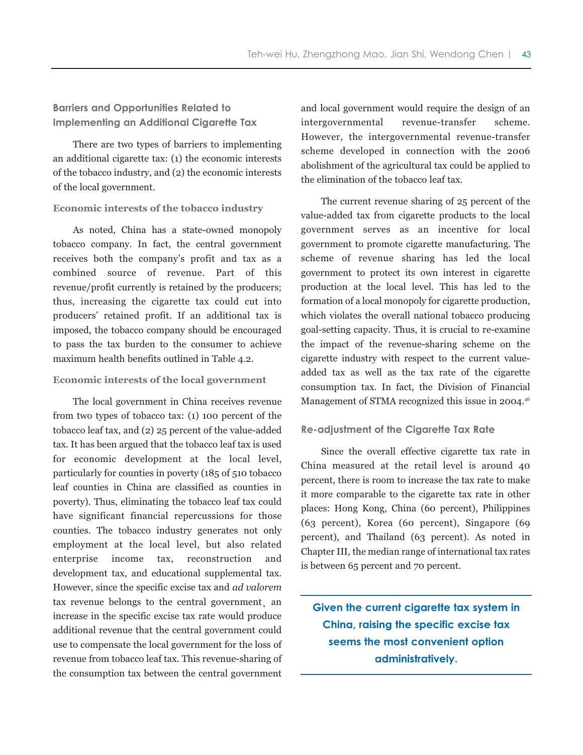### Barriers and Opportunities Related to Implementing an Additional Cigarette Tax

There are two types of barriers to implementing an additional cigarette tax: (1) the economic interests of the tobacco industry, and (2) the economic interests of the local government.

#### Economic interests of the tobacco industry

As noted, China has a state-owned monopoly tobacco company. In fact, the central government receives both the company's profit and tax as a combined source of revenue. Part of this revenue/profit currently is retained by the producers; thus, increasing the cigarette tax could cut into producers' retained profit. If an additional tax is imposed, the tobacco company should be encouraged to pass the tax burden to the consumer to achieve maximum health benefits outlined in Table 4.2.

#### Economic interests of the local government

The local government in China receives revenue from two types of tobacco tax: (1) 100 percent of the tobacco leaf tax, and (2) 25 percent of the value-added tax. It has been argued that the tobacco leaf tax is used for economic development at the local level, particularly for counties in poverty (185 of 510 tobacco leaf counties in China are classified as counties in poverty). Thus, eliminating the tobacco leaf tax could have significant financial repercussions for those counties. The tobacco industry generates not only employment at the local level, but also related enterprise income tax, reconstruction and development tax, and educational supplemental tax. However, since the specific excise tax and *ad valorem* tax revenue belongs to the central government, an increase in the specific excise tax rate would produce additional revenue that the central government could use to compensate the local government for the loss of revenue from tobacco leaf tax. This revenue-sharing of the consumption tax between the central government and local government would require the design of an intergovernmental revenue-transfer scheme. However, the intergovernmental revenue-transfer scheme developed in connection with the 2006 abolishment of the agricultural tax could be applied to the elimination of the tobacco leaf tax.

The current revenue sharing of 25 percent of the value-added tax from cigarette products to the local government serves as an incentive for local government to promote cigarette manufacturing. The scheme of revenue sharing has led the local government to protect its own interest in cigarette production at the local level. This has led to the formation of a local monopoly for cigarette production, which violates the overall national tobacco producing goal-setting capacity. Thus, it is crucial to re-examine the impact of the revenue-sharing scheme on the cigarette industry with respect to the current value-added tax as well as the tax rate of the cigarette consumption tax. In fact, the Division of Financial Management of STMA recognized this issue in 2004.[46]

### Re-adjustment of the Cigarette Tax Rate

Since the overall effective cigarette tax rate in China measured at the retail level is around 40 percent, there is room to increase the tax rate to make it more comparable to the cigarette tax rate in other places: Hong Kong, China (60 percent), Philippines (63 percent), Korea (60 percent), Singapore (69 percent), and Thailand (63 percent). As noted in Chapter III, the median range of international tax rates is between 65 percent and 70 percent.

**Given the current cigarette tax system in China, raising the specific excise tax seems the most convenient option administratively.**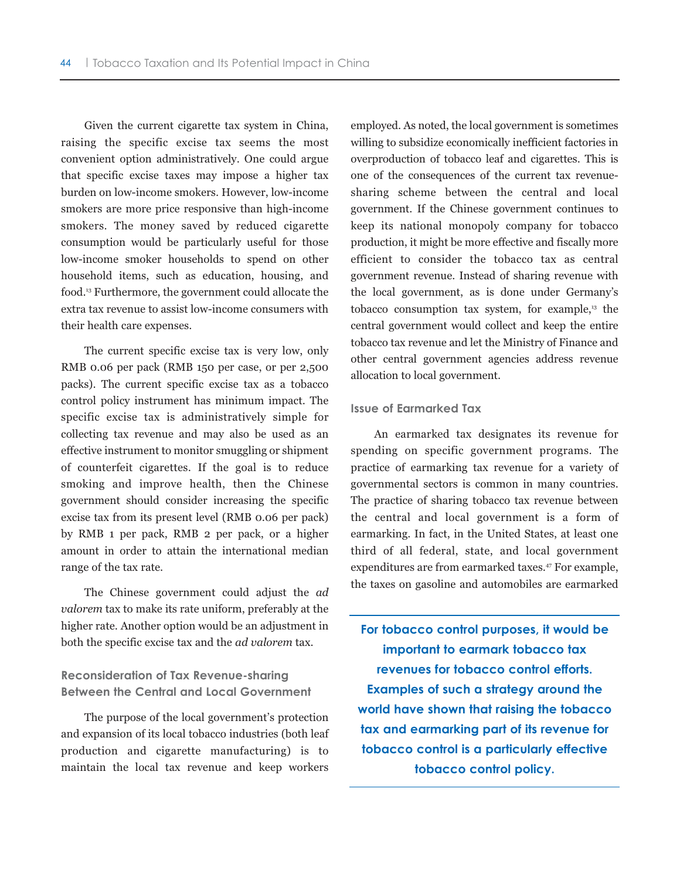Given the current cigarette tax system in China, raising the specific excise tax seems the most convenient option administratively. One could argue that specific excise taxes may impose a higher tax burden on low-income smokers. However, low-income smokers are more price responsive than high-income smokers. The money saved by reduced cigarette consumption would be particularly useful for those low-income smoker households to spend on other household items, such as education, housing, and food.[13] Furthermore, the government could allocate the extra tax revenue to assist low-income consumers with their health care expenses.

The current specific excise tax is very low, only RMB 0.06 per pack (RMB 150 per case, or per 2,500 packs). The current specific excise tax as a tobacco control policy instrument has minimum impact. The specific excise tax is administratively simple for collecting tax revenue and may also be used as an effective instrument to monitor smuggling or shipment of counterfeit cigarettes. If the goal is to reduce smoking and improve health, then the Chinese government should consider increasing the specific excise tax from its present level (RMB 0.06 per pack) by RMB 1 per pack, RMB 2 per pack, or a higher amount in order to attain the international median range of the tax rate.

The Chinese government could adjust the *ad valorem* tax to make its rate uniform, preferably at the higher rate. Another option would be an adjustment in both the specific excise tax and the *ad valorem* tax.

### Reconsideration of Tax Revenue-sharing Between the Central and Local Government

The purpose of the local government's protection and expansion of its local tobacco industries (both leaf production and cigarette manufacturing) is to maintain the local tax revenue and keep workers employed. As noted, the local government is sometimes willing to subsidize economically inefficient factories in overproduction of tobacco leaf and cigarettes. This is one of the consequences of the current tax revenue-sharing scheme between the central and local government. If the Chinese government continues to keep its national monopoly company for tobacco production, it might be more effective and fiscally more efficient to consider the tobacco tax as central government revenue. Instead of sharing revenue with the local government, as is done under Germany's tobacco consumption tax system, for example,[13] the central government would collect and keep the entire tobacco tax revenue and let the Ministry of Finance and other central government agencies address revenue allocation to local government.

### Issue of Earmarked Tax

An earmarked tax designates its revenue for spending on specific government programs. The practice of earmarking tax revenue for a variety of governmental sectors is common in many countries. The practice of sharing tobacco tax revenue between the central and local government is a form of earmarking. In fact, in the United States, at least one third of all federal, state, and local government expenditures are from earmarked taxes.[47] For example, the taxes on gasoline and automobiles are earmarked

**For tobacco control purposes, it would be important to earmark tobacco tax revenues for tobacco control efforts. Examples of such a strategy around the world have shown that raising the tobacco tax and earmarking part of its revenue for tobacco control is a particularly effective tobacco control policy.**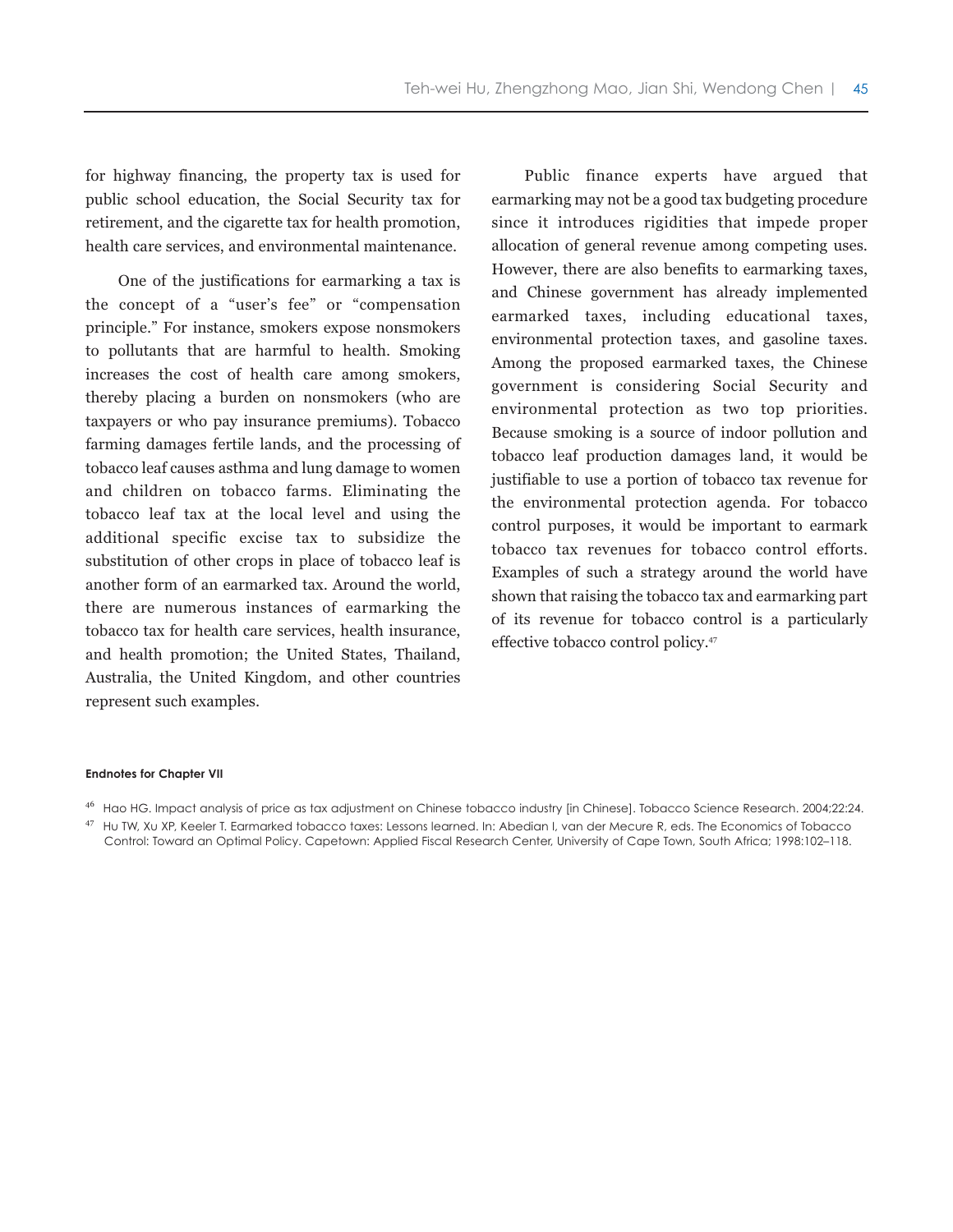for highway financing, the property tax is used for public school education, the Social Security tax for retirement, and the cigarette tax for health promotion, health care services, and environmental maintenance.

One of the justifications for earmarking a tax is the concept of a "user's fee" or "compensation principle." For instance, smokers expose nonsmokers to pollutants that are harmful to health. Smoking increases the cost of health care among smokers, thereby placing a burden on nonsmokers (who are taxpayers or who pay insurance premiums). Tobacco farming damages fertile lands, and the processing of tobacco leaf causes asthma and lung damage to women and children on tobacco farms. Eliminating the tobacco leaf tax at the local level and using the additional specific excise tax to subsidize the substitution of other crops in place of tobacco leaf is another form of an earmarked tax. Around the world, there are numerous instances of earmarking the tobacco tax for health care services, health insurance, and health promotion; the United States, Thailand, Australia, the United Kingdom, and other countries represent such examples.

Public finance experts have argued that earmarking may not be a good tax budgeting procedure since it introduces rigidities that impede proper allocation of general revenue among competing uses. However, there are also benefits to earmarking taxes, and Chinese government has already implemented earmarked taxes, including educational taxes, environmental protection taxes, and gasoline taxes. Among the proposed earmarked taxes, the Chinese government is considering Social Security and environmental protection as two top priorities. Because smoking is a source of indoor pollution and tobacco leaf production damages land, it would be justifiable to use a portion of tobacco tax revenue for the environmental protection agenda. For tobacco control purposes, it would be important to earmark tobacco tax revenues for tobacco control efforts. Examples of such a strategy around the world have shown that raising the tobacco tax and earmarking part of its revenue for tobacco control is a particularly effective tobacco control policy.[47]

**Endnotes for Chapter VII**

[46] Hao HG. Impact analysis of price as tax adjustment on Chinese tobacco industry [in Chinese]. Tobacco Science Research. 2004;22:24.

[47] Hu TW, Xu XP, Keeler T. Earmarked tobacco taxes: Lessons learned. In: Abedian I, van der Mecure R, eds. The Economics of Tobacco Control: Toward an Optimal Policy. Capetown: Applied Fiscal Research Center, University of Cape Town, South Africa; 1998:102–118.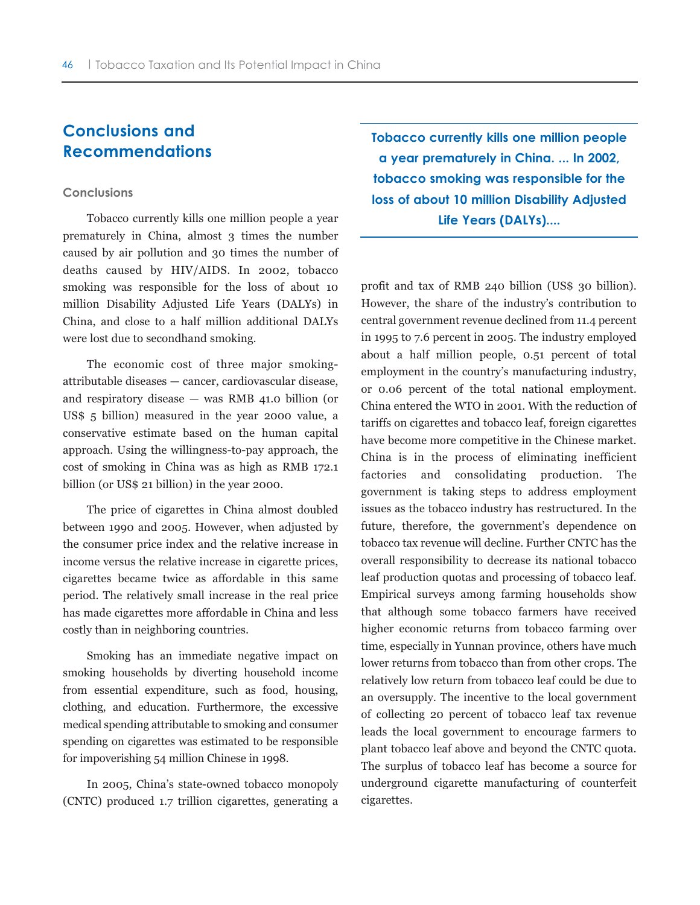## Conclusions and Recommendations

### Conclusions

Tobacco currently kills one million people a year prematurely in China, almost 3 times the number caused by air pollution and 30 times the number of deaths caused by HIV/AIDS. In 2002, tobacco smoking was responsible for the loss of about 10 million Disability Adjusted Life Years (DALYs) in China, and close to a half million additional DALYs were lost due to secondhand smoking.

The economic cost of three major smoking-attributable diseases — cancer, cardiovascular disease, and respiratory disease — was RMB 41.0 billion (or US$ 5 billion) measured in the year 2000 value, a conservative estimate based on the human capital approach. Using the willingness-to-pay approach, the cost of smoking in China was as high as RMB 172.1 billion (or US$ 21 billion) in the year 2000.

The price of cigarettes in China almost doubled between 1990 and 2005. However, when adjusted by the consumer price index and the relative increase in income versus the relative increase in cigarette prices, cigarettes became twice as affordable in this same period. The relatively small increase in the real price has made cigarettes more affordable in China and less costly than in neighboring countries.

Smoking has an immediate negative impact on smoking households by diverting household income from essential expenditure, such as food, housing, clothing, and education. Furthermore, the excessive medical spending attributable to smoking and consumer spending on cigarettes was estimated to be responsible for impoverishing 54 million Chinese in 1998.

In 2005, China's state-owned tobacco monopoly (CNTC) produced 1.7 trillion cigarettes, generating a profit and tax of RMB 240 billion (US$ 30 billion). However, the share of the industry's contribution to central government revenue declined from 11.4 percent in 1995 to 7.6 percent in 2005. The industry employed about a half million people, 0.51 percent of total employment in the country's manufacturing industry, or 0.06 percent of the total national employment. China entered the WTO in 2001. With the reduction of tariffs on cigarettes and tobacco leaf, foreign cigarettes have become more competitive in the Chinese market. China is in the process of eliminating inefficient factories and consolidating production. The government is taking steps to address employment issues as the tobacco industry has restructured. In the future, therefore, the government's dependence on tobacco tax revenue will decline. Further CNTC has the overall responsibility to decrease its national tobacco leaf production quotas and processing of tobacco leaf. Empirical surveys among farming households show that although some tobacco farmers have received higher economic returns from tobacco farming over time, especially in Yunnan province, others have much lower returns from tobacco than from other crops. The relatively low return from tobacco leaf could be due to an oversupply. The incentive to the local government of collecting 20 percent of tobacco leaf tax revenue leads the local government to encourage farmers to plant tobacco leaf above and beyond the CNTC quota. The surplus of tobacco leaf has become a source for underground cigarette manufacturing of counterfeit cigarettes.

**Tobacco currently kills one million people a year prematurely in China. ... In 2002, tobacco smoking was responsible for the loss of about 10 million Disability Adjusted Life Years (DALYs)....**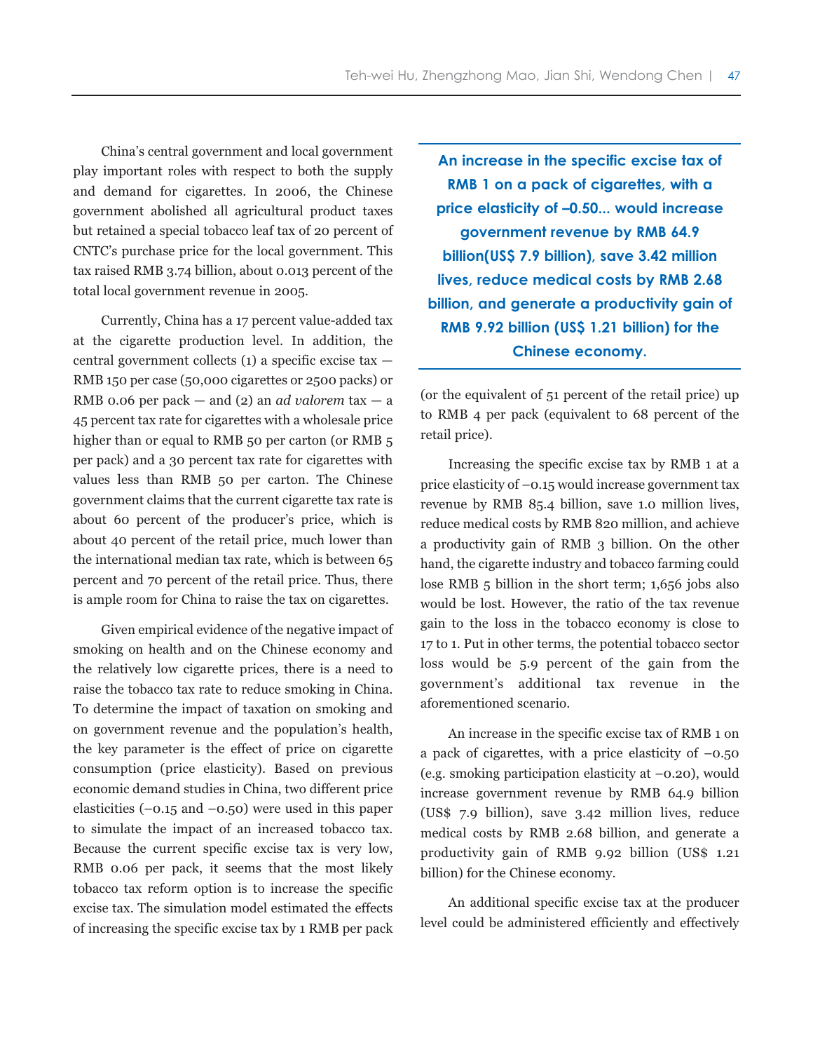China's central government and local government play important roles with respect to both the supply and demand for cigarettes. In 2006, the Chinese government abolished all agricultural product taxes but retained a special tobacco leaf tax of 20 percent of CNTC's purchase price for the local government. This tax raised RMB 3.74 billion, about 0.013 percent of the total local government revenue in 2005.

Currently, China has a 17 percent value-added tax at the cigarette production level. In addition, the central government collects (1) a specific excise tax — RMB 150 per case (50,000 cigarettes or 2500 packs) or RMB 0.06 per pack — and (2) an *ad valorem* tax — a 45 percent tax rate for cigarettes with a wholesale price higher than or equal to RMB 50 per carton (or RMB 5 per pack) and a 30 percent tax rate for cigarettes with values less than RMB 50 per carton. The Chinese government claims that the current cigarette tax rate is about 60 percent of the producer's price, which is about 40 percent of the retail price, much lower than the international median tax rate, which is between 65 percent and 70 percent of the retail price. Thus, there is ample room for China to raise the tax on cigarettes.

Given empirical evidence of the negative impact of smoking on health and on the Chinese economy and the relatively low cigarette prices, there is a need to raise the tobacco tax rate to reduce smoking in China. To determine the impact of taxation on smoking and on government revenue and the population's health, the key parameter is the effect of price on cigarette consumption (price elasticity). Based on previous economic demand studies in China, two different price elasticities (–0.15 and –0.50) were used in this paper to simulate the impact of an increased tobacco tax. Because the current specific excise tax is very low, RMB 0.06 per pack, it seems that the most likely tobacco tax reform option is to increase the specific excise tax. The simulation model estimated the effects of increasing the specific excise tax by 1 RMB per pack (or the equivalent of 51 percent of the retail price) up to RMB 4 per pack (equivalent to 68 percent of the retail price).

**An increase in the specific excise tax of RMB 1 on a pack of cigarettes, with a price elasticity of –0.50... would increase government revenue by RMB 64.9 billion(US$ 7.9 billion), save 3.42 million lives, reduce medical costs by RMB 2.68 billion, and generate a productivity gain of RMB 9.92 billion (US$ 1.21 billion) for the Chinese economy.**

Increasing the specific excise tax by RMB 1 at a price elasticity of –0.15 would increase government tax revenue by RMB 85.4 billion, save 1.0 million lives, reduce medical costs by RMB 820 million, and achieve a productivity gain of RMB 3 billion. On the other hand, the cigarette industry and tobacco farming could lose RMB 5 billion in the short term; 1,656 jobs also would be lost. However, the ratio of the tax revenue gain to the loss in the tobacco economy is close to 17 to 1. Put in other terms, the potential tobacco sector loss would be 5.9 percent of the gain from the government's additional tax revenue in the aforementioned scenario.

An increase in the specific excise tax of RMB 1 on a pack of cigarettes, with a price elasticity of –0.50 (e.g. smoking participation elasticity at –0.20), would increase government revenue by RMB 64.9 billion (US$ 7.9 billion), save 3.42 million lives, reduce medical costs by RMB 2.68 billion, and generate a productivity gain of RMB 9.92 billion (US$ 1.21 billion) for the Chinese economy.

An additional specific excise tax at the producer level could be administered efficiently and effectively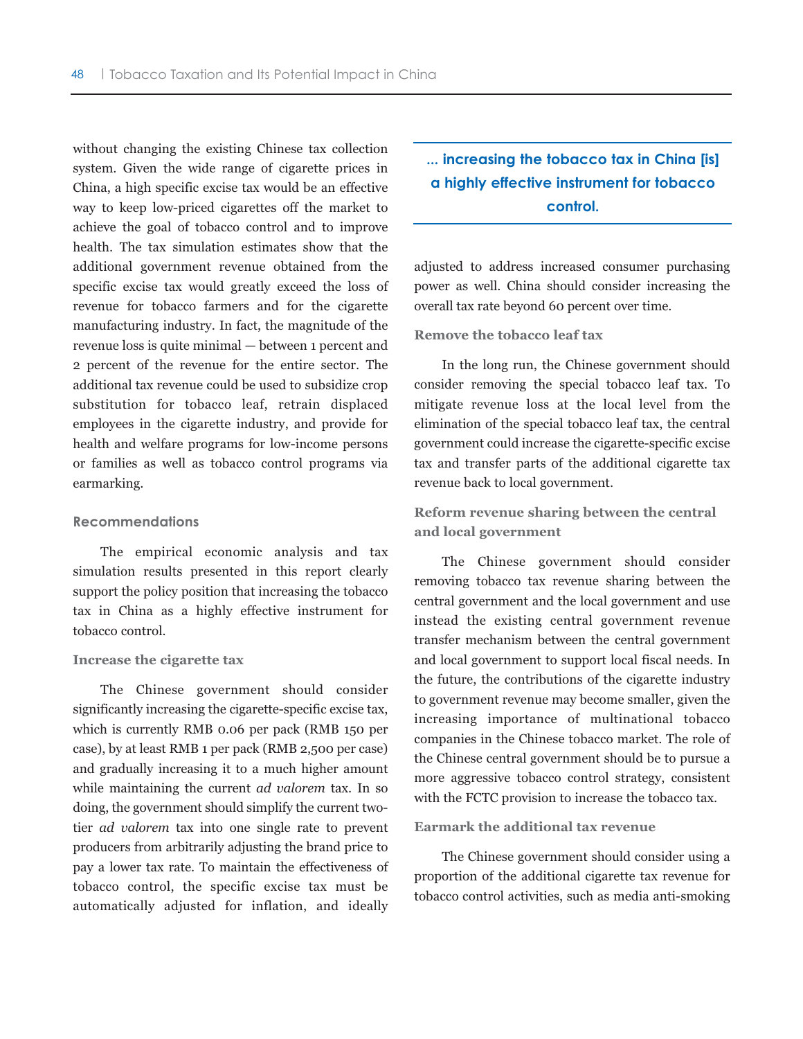without changing the existing Chinese tax collection system. Given the wide range of cigarette prices in China, a high specific excise tax would be an effective way to keep low-priced cigarettes off the market to achieve the goal of tobacco control and to improve health. The tax simulation estimates show that the additional government revenue obtained from the specific excise tax would greatly exceed the loss of revenue for tobacco farmers and for the cigarette manufacturing industry. In fact, the magnitude of the revenue loss is quite minimal — between 1 percent and 2 percent of the revenue for the entire sector. The additional tax revenue could be used to subsidize crop substitution for tobacco leaf, retrain displaced employees in the cigarette industry, and provide for health and welfare programs for low-income persons or families as well as tobacco control programs via earmarking.

## Recommendations

The empirical economic analysis and tax simulation results presented in this report clearly support the policy position that increasing the tobacco tax in China as a highly effective instrument for tobacco control.

### Increase the cigarette tax

The Chinese government should consider significantly increasing the cigarette-specific excise tax, which is currently RMB 0.06 per pack (RMB 150 per case), by at least RMB 1 per pack (RMB 2,500 per case) and gradually increasing it to a much higher amount while maintaining the current *ad valorem* tax. In so doing, the government should simplify the current two-tier *ad valorem* tax into one single rate to prevent producers from arbitrarily adjusting the brand price to pay a lower tax rate. To maintain the effectiveness of tobacco control, the specific excise tax must be automatically adjusted for inflation, and ideally adjusted to address increased consumer purchasing power as well. China should consider increasing the overall tax rate beyond 60 percent over time.

> **... increasing the tobacco tax in China [is] a highly effective instrument for tobacco control.**

### Remove the tobacco leaf tax

In the long run, the Chinese government should consider removing the special tobacco leaf tax. To mitigate revenue loss at the local level from the elimination of the special tobacco leaf tax, the central government could increase the cigarette-specific excise tax and transfer parts of the additional cigarette tax revenue back to local government.

### Reform revenue sharing between the central and local government

The Chinese government should consider removing tobacco tax revenue sharing between the central government and the local government and use instead the existing central government revenue transfer mechanism between the central government and local government to support local fiscal needs. In the future, the contributions of the cigarette industry to government revenue may become smaller, given the increasing importance of multinational tobacco companies in the Chinese tobacco market. The role of the Chinese central government should be to pursue a more aggressive tobacco control strategy, consistent with the FCTC provision to increase the tobacco tax.

### Earmark the additional tax revenue

The Chinese government should consider using a proportion of the additional cigarette tax revenue for tobacco control activities, such as media anti-smoking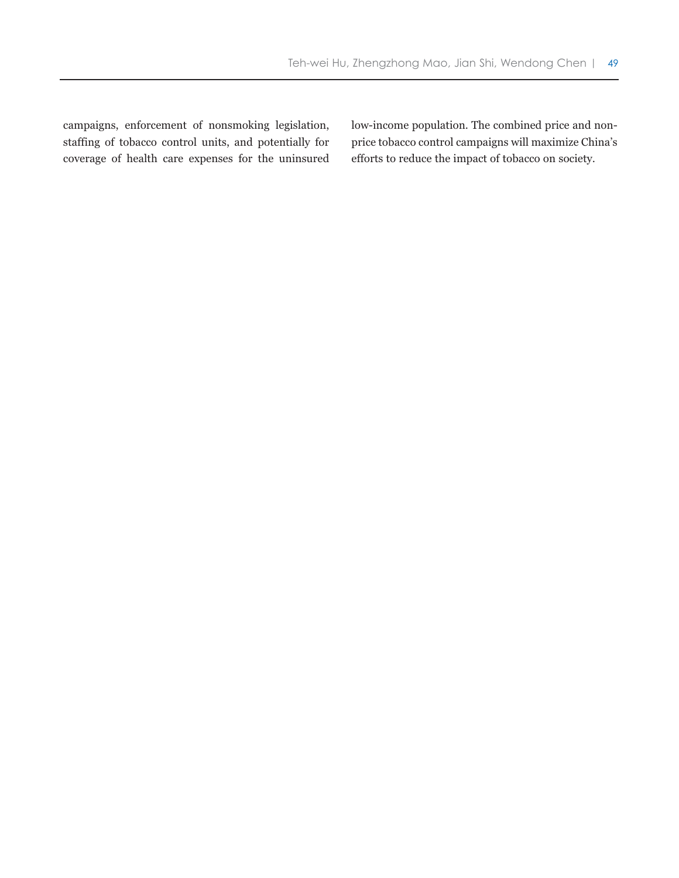campaigns, enforcement of nonsmoking legislation, staffing of tobacco control units, and potentially for coverage of health care expenses for the uninsured low-income population. The combined price and non-price tobacco control campaigns will maximize China's efforts to reduce the impact of tobacco on society.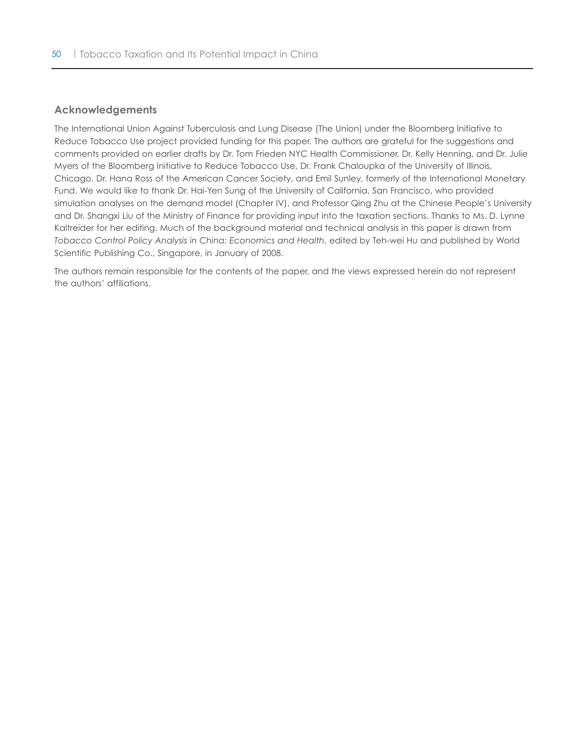## Acknowledgements

The International Union Against Tuberculosis and Lung Disease (The Union) under the Bloomberg Initiative to Reduce Tobacco Use project provided funding for this paper. The authors are grateful for the suggestions and comments provided on earlier drafts by Dr. Tom Frieden NYC Health Commissioner, Dr. Kelly Henning, and Dr. Julie Myers of the Bloomberg Initiative to Reduce Tobacco Use, Dr. Frank Chaloupka of the University of Illinois, Chicago, Dr. Hana Ross of the American Cancer Society, and Emil Sunley, formerly of the International Monetary Fund. We would like to thank Dr. Hai-Yen Sung of the University of California, San Francisco, who provided simulation analyses on the demand model (Chapter IV), and Professor Qing Zhu at the Chinese People's University and Dr. Shangxi Liu of the Ministry of Finance for providing input into the taxation sections. Thanks to Ms. D. Lynne Kaltreider for her editing. Much of the background material and technical analysis in this paper is drawn from *Tobacco Control Policy Analysis in China: Economics and Health*, edited by Teh-wei Hu and published by World Scientific Publishing Co., Singapore, in January of 2008.

The authors remain responsible for the contents of the paper, and the views expressed herein do not represent the authors' affiliations.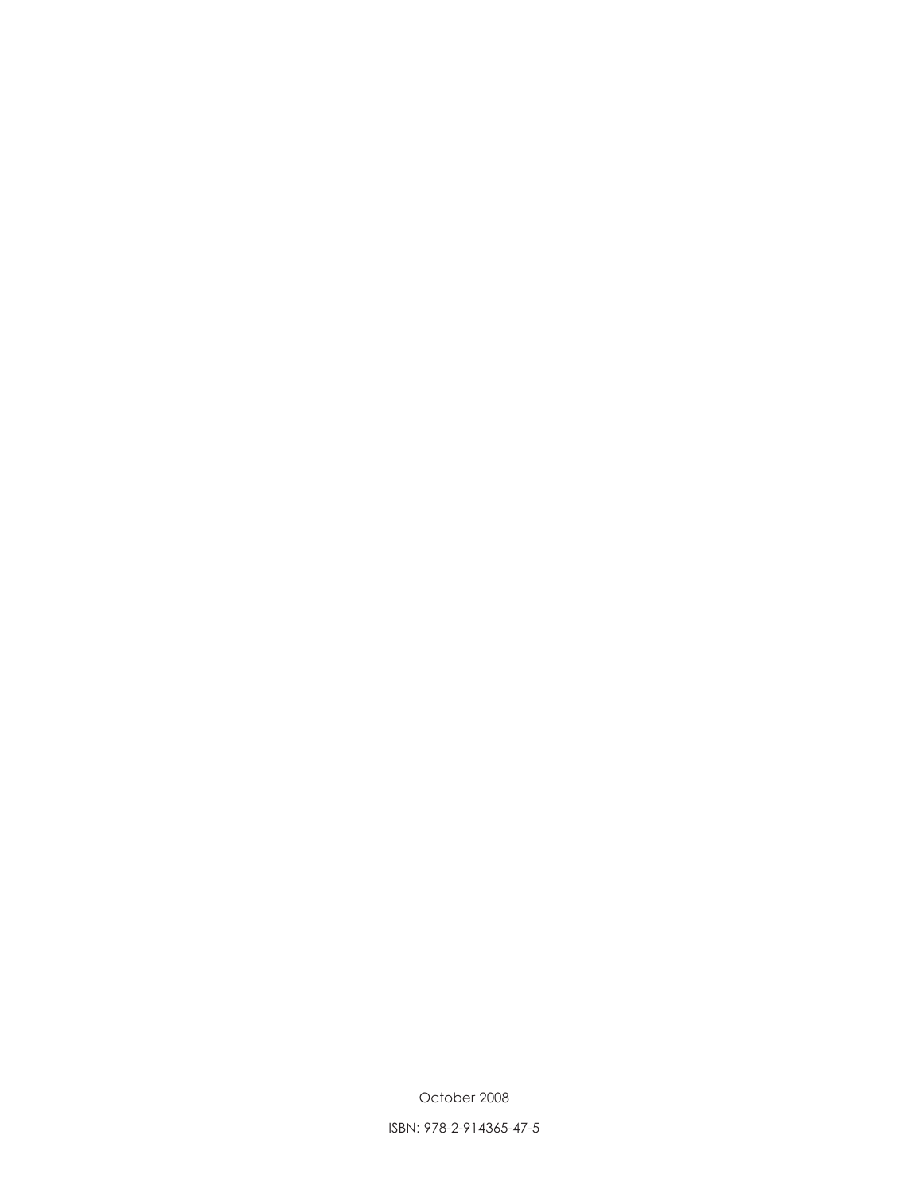October 2008

ISBN: 978-2-914365-47-5